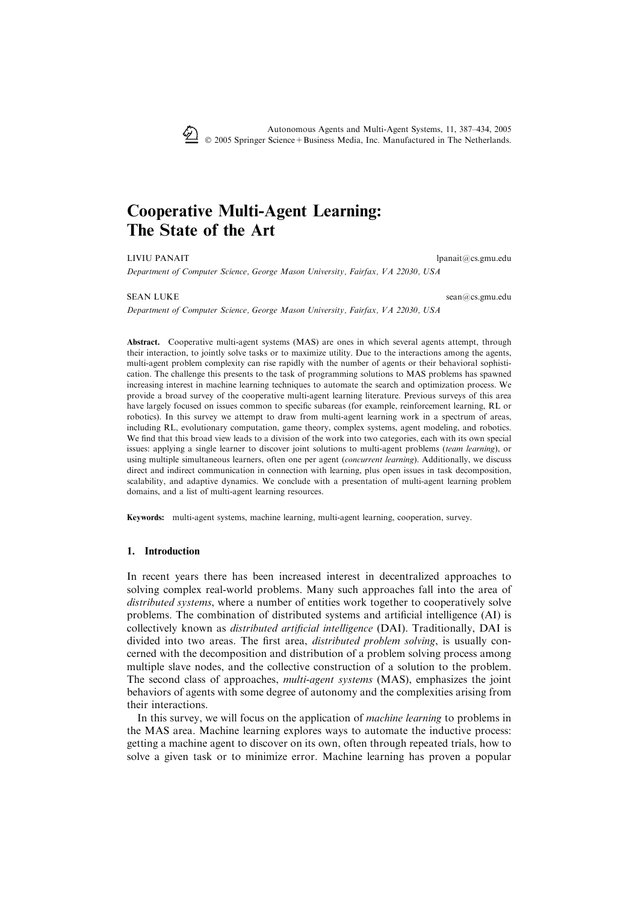# Cooperative Multi-Agent Learning: The State of the Art

LIVIU PANAIT lpanait@cs.gmu.edu

*Department of Computer Science, George Mason University, Fairfax, VA 22030, USA*

SEAN LUKE sean@cs.gmu.edu

*Department of Computer Science, George Mason University, Fairfax, VA 22030, USA*

**Abstract.** Cooperative multi-agent systems (MAS) are ones in which several agents attempt, through their interaction, to jointly solve tasks or to maximize utility. Due to the interactions among the agents, multi-agent problem complexity can rise rapidly with the number of agents or their behavioral sophistication. The challenge this presents to the task of programming solutions to MAS problems has spawned increasing interest in machine learning techniques to automate the search and optimization process. We provide a broad survey of the cooperative multi-agent learning literature. Previous surveys of this area have largely focused on issues common to specific subareas (for example, reinforcement learning, RL or robotics). In this survey we attempt to draw from multi-agent learning work in a spectrum of areas, including RL, evolutionary computation, game theory, complex systems, agent modeling, and robotics. We find that this broad view leads to a division of the work into two categories, each with its own special issues: applying a single learner to discover joint solutions to multi-agent problems (*team learning*), or using multiple simultaneous learners, often one per agent (*concurrent learning*). Additionally, we discuss direct and indirect communication in connection with learning, plus open issues in task decomposition, scalability, and adaptive dynamics. We conclude with a presentation of multi-agent learning problem domains, and a list of multi-agent learning resources.

**Keywords:** multi-agent systems, machine learning, multi-agent learning, cooperation, survey.

## 1. Introduction

In recent years there has been increased interest in decentralized approaches to solving complex real-world problems. Many such approaches fall into the area of *distributed systems*, where a number of entities work together to cooperatively solve problems. The combination of distributed systems and artificial intelligence (AI) is collectively known as *distributed artificial intelligence* (DAI). Traditionally, DAI is divided into two areas. The first area, *distributed problem solving*, is usually concerned with the decomposition and distribution of a problem solving process among multiple slave nodes, and the collective construction of a solution to the problem. The second class of approaches, *multi-agent systems* (MAS), emphasizes the joint behaviors of agents with some degree of autonomy and the complexities arising from their interactions.

In this survey, we will focus on the application of *machine learning* to problems in the MAS area. Machine learning explores ways to automate the inductive process: getting a machine agent to discover on its own, often through repeated trials, how to solve a given task or to minimize error. Machine learning has proven a popular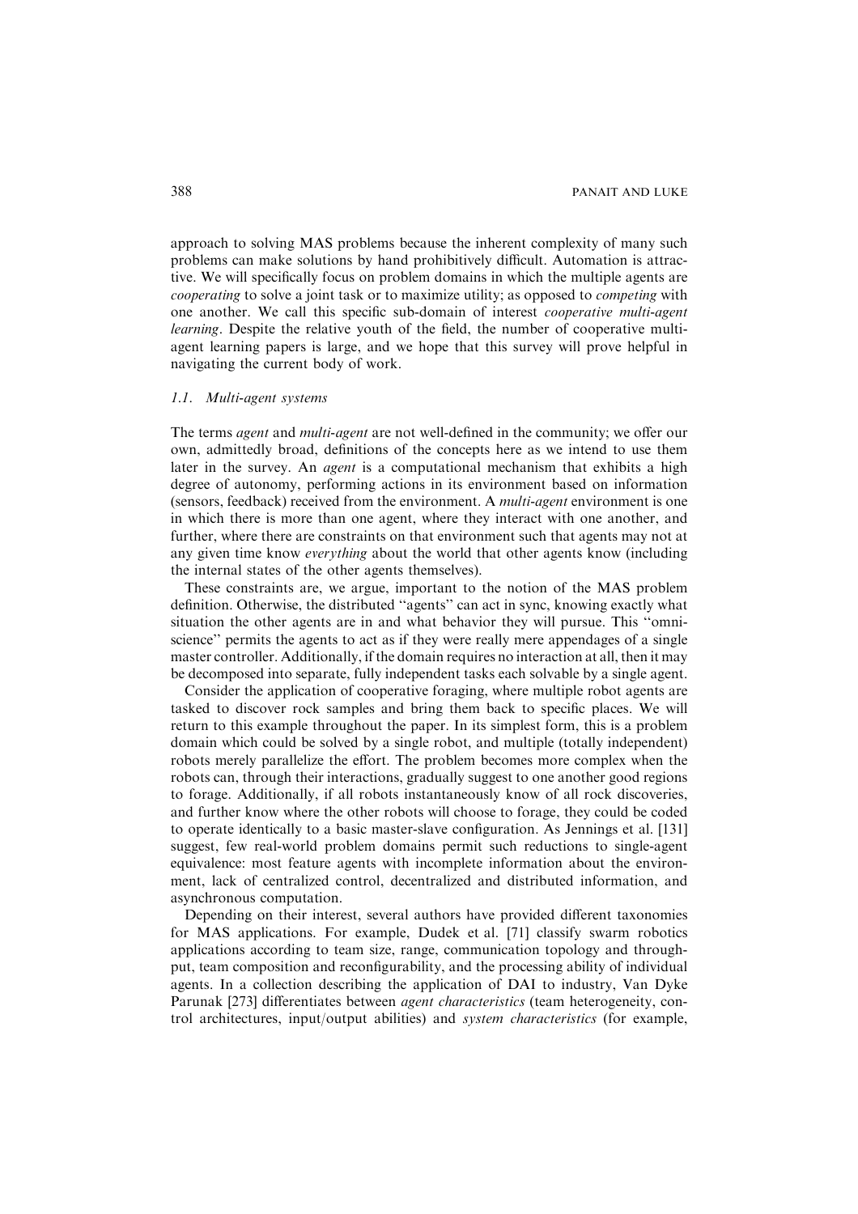approach to solving MAS problems because the inherent complexity of many such problems can make solutions by hand prohibitively difficult. Automation is attractive. We will specifically focus on problem domains in which the multiple agents are *cooperating* to solve a joint task or to maximize utility; as opposed to *competing* with one another. We call this specific sub-domain of interest *cooperative multi-agent learning*. Despite the relative youth of the field, the number of cooperative multi-agent learning papers is large, and we hope that this survey will prove helpful in navigating the current body of work.

### 1.1. Multi-agent systems

The terms *agent* and *multi-agent* are not well-defined in the community; we offer our own, admittedly broad, definitions of the concepts here as we intend to use them later in the survey. An *agent* is a computational mechanism that exhibits a high degree of autonomy, performing actions in its environment based on information (sensors, feedback) received from the environment. A *multi-agent* environment is one in which there is more than one agent, where they interact with one another, and further, where there are constraints on that environment such that agents may not at any given time know *everything* about the world that other agents know (including the internal states of the other agents themselves).

These constraints are, we argue, important to the notion of the MAS problem definition. Otherwise, the distributed "agents" can act in sync, knowing exactly what situation the other agents are in and what behavior they will pursue. This "omniscience" permits the agents to act as if they were really mere appendages of a single master controller. Additionally, if the domain requires no interaction at all, then it may be decomposed into separate, fully independent tasks each solvable by a single agent.

Consider the application of cooperative foraging, where multiple robot agents are tasked to discover rock samples and bring them back to specific places. We will return to this example throughout the paper. In its simplest form, this is a problem domain which could be solved by a single robot, and multiple (totally independent) robots merely parallelize the effort. The problem becomes more complex when the robots can, through their interactions, gradually suggest to one another good regions to forage. Additionally, if all robots instantaneously know of all rock discoveries, and further know where the other robots will choose to forage, they could be coded to operate identically to a basic master-slave configuration. As Jennings et al. [131] suggest, few real-world problem domains permit such reductions to single-agent equivalence: most feature agents with incomplete information about the environment, lack of centralized control, decentralized and distributed information, and asynchronous computation.

Depending on their interest, several authors have provided different taxonomies for MAS applications. For example, Dudek et al. [71] classify swarm robotics applications according to team size, range, communication topology and throughput, team composition and reconfigurability, and the processing ability of individual agents. In a collection describing the application of DAI to industry, Van Dyke Parunak [273] differentiates between *agent characteristics* (team heterogeneity, control architectures, input/output abilities) and *system characteristics* (for example,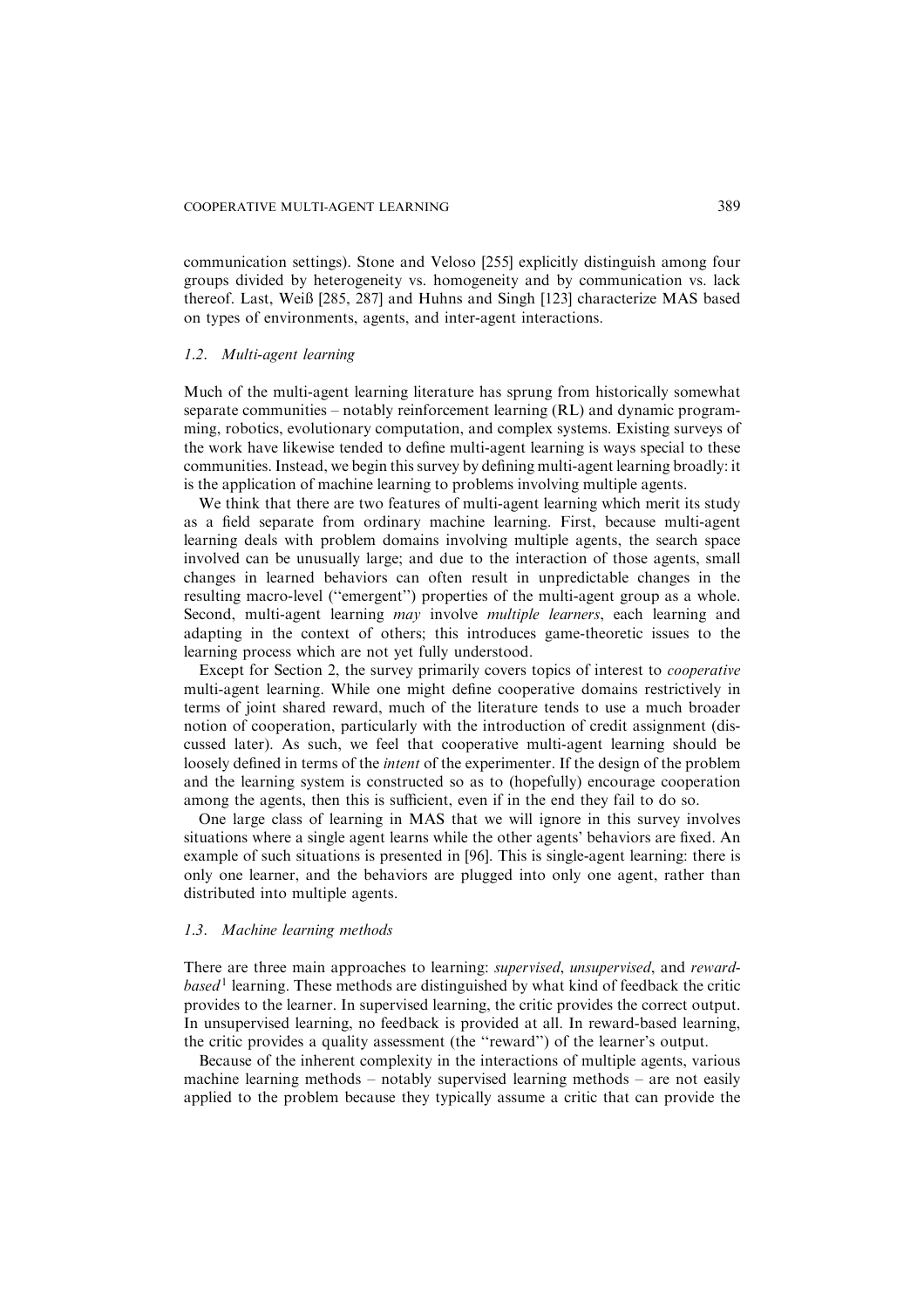communication settings). Stone and Veloso [255] explicitly distinguish among four groups divided by heterogeneity vs. homogeneity and by communication vs. lack thereof. Last, Weiß [285, 287] and Huhns and Singh [123] characterize MAS based on types of environments, agents, and inter-agent interactions.

### 1.2. Multi-agent learning

Much of the multi-agent learning literature has sprung from historically somewhat separate communities – notably reinforcement learning (RL) and dynamic programming, robotics, evolutionary computation, and complex systems. Existing surveys of the work have likewise tended to define multi-agent learning is ways special to these communities. Instead, we begin this survey by defining multi-agent learning broadly: it is the application of machine learning to problems involving multiple agents.

We think that there are two features of multi-agent learning which merit its study as a field separate from ordinary machine learning. First, because multi-agent learning deals with problem domains involving multiple agents, the search space involved can be unusually large; and due to the interaction of those agents, small changes in learned behaviors can often result in unpredictable changes in the resulting macro-level ("emergent") properties of the multi-agent group as a whole. Second, multi-agent learning *may* involve *multiple learners*, each learning and adapting in the context of others; this introduces game-theoretic issues to the learning process which are not yet fully understood.

Except for Section 2, the survey primarily covers topics of interest to *cooperative* multi-agent learning. While one might define cooperative domains restrictively in terms of joint shared reward, much of the literature tends to use a much broader notion of cooperation, particularly with the introduction of credit assignment (discussed later). As such, we feel that cooperative multi-agent learning should be loosely defined in terms of the *intent* of the experimenter. If the design of the problem and the learning system is constructed so as to (hopefully) encourage cooperation among the agents, then this is sufficient, even if in the end they fail to do so.

One large class of learning in MAS that we will ignore in this survey involves situations where a single agent learns while the other agents' behaviors are fixed. An example of such situations is presented in [96]. This is single-agent learning: there is only one learner, and the behaviors are plugged into only one agent, rather than distributed into multiple agents.

### 1.3. Machine learning methods

There are three main approaches to learning: *supervised*, *unsupervised*, and *reward-based*[1] learning. These methods are distinguished by what kind of feedback the critic provides to the learner. In supervised learning, the critic provides the correct output. In unsupervised learning, no feedback is provided at all. In reward-based learning, the critic provides a quality assessment (the "reward") of the learner's output.

Because of the inherent complexity in the interactions of multiple agents, various machine learning methods – notably supervised learning methods – are not easily applied to the problem because they typically assume a critic that can provide the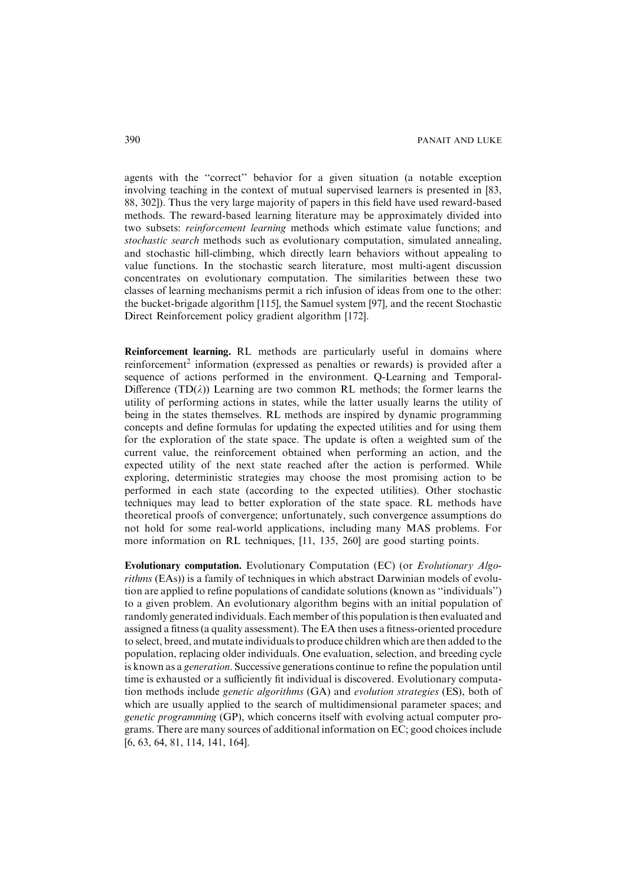agents with the "correct" behavior for a given situation (a notable exception involving teaching in the context of mutual supervised learners is presented in [83, 88, 302]). Thus the very large majority of papers in this field have used reward-based methods. The reward-based learning literature may be approximately divided into two subsets: *reinforcement learning* methods which estimate value functions; and *stochastic search* methods such as evolutionary computation, simulated annealing, and stochastic hill-climbing, which directly learn behaviors without appealing to value functions. In the stochastic search literature, most multi-agent discussion concentrates on evolutionary computation. The similarities between these two classes of learning mechanisms permit a rich infusion of ideas from one to the other: the bucket-brigade algorithm [115], the Samuel system [97], and the recent Stochastic Direct Reinforcement policy gradient algorithm [172].

**Reinforcement learning.** RL methods are particularly useful in domains where reinforcement[2] information (expressed as penalties or rewards) is provided after a sequence of actions performed in the environment. Q-Learning and Temporal-Difference (TD($\lambda$)) Learning are two common RL methods; the former learns the utility of performing actions in states, while the latter usually learns the utility of being in the states themselves. RL methods are inspired by dynamic programming concepts and define formulas for updating the expected utilities and for using them for the exploration of the state space. The update is often a weighted sum of the current value, the reinforcement obtained when performing an action, and the expected utility of the next state reached after the action is performed. While exploring, deterministic strategies may choose the most promising action to be performed in each state (according to the expected utilities). Other stochastic techniques may lead to better exploration of the state space. RL methods have theoretical proofs of convergence; unfortunately, such convergence assumptions do not hold for some real-world applications, including many MAS problems. For more information on RL techniques, [11, 135, 260] are good starting points.

**Evolutionary computation.** Evolutionary Computation (EC) (or *Evolutionary Algorithms* (EAs)) is a family of techniques in which abstract Darwinian models of evolution are applied to refine populations of candidate solutions (known as "individuals") to a given problem. An evolutionary algorithm begins with an initial population of randomly generated individuals. Each member of this population is then evaluated and assigned a fitness (a quality assessment). The EA then uses a fitness-oriented procedure to select, breed, and mutate individuals to produce children which are then added to the population, replacing older individuals. One evaluation, selection, and breeding cycle is known as a *generation*. Successive generations continue to refine the population until time is exhausted or a sufficiently fit individual is discovered. Evolutionary computation methods include *genetic algorithms* (GA) and *evolution strategies* (ES), both of which are usually applied to the search of multidimensional parameter spaces; and *genetic programming* (GP), which concerns itself with evolving actual computer programs. There are many sources of additional information on EC; good choices include [6, 63, 64, 81, 114, 141, 164].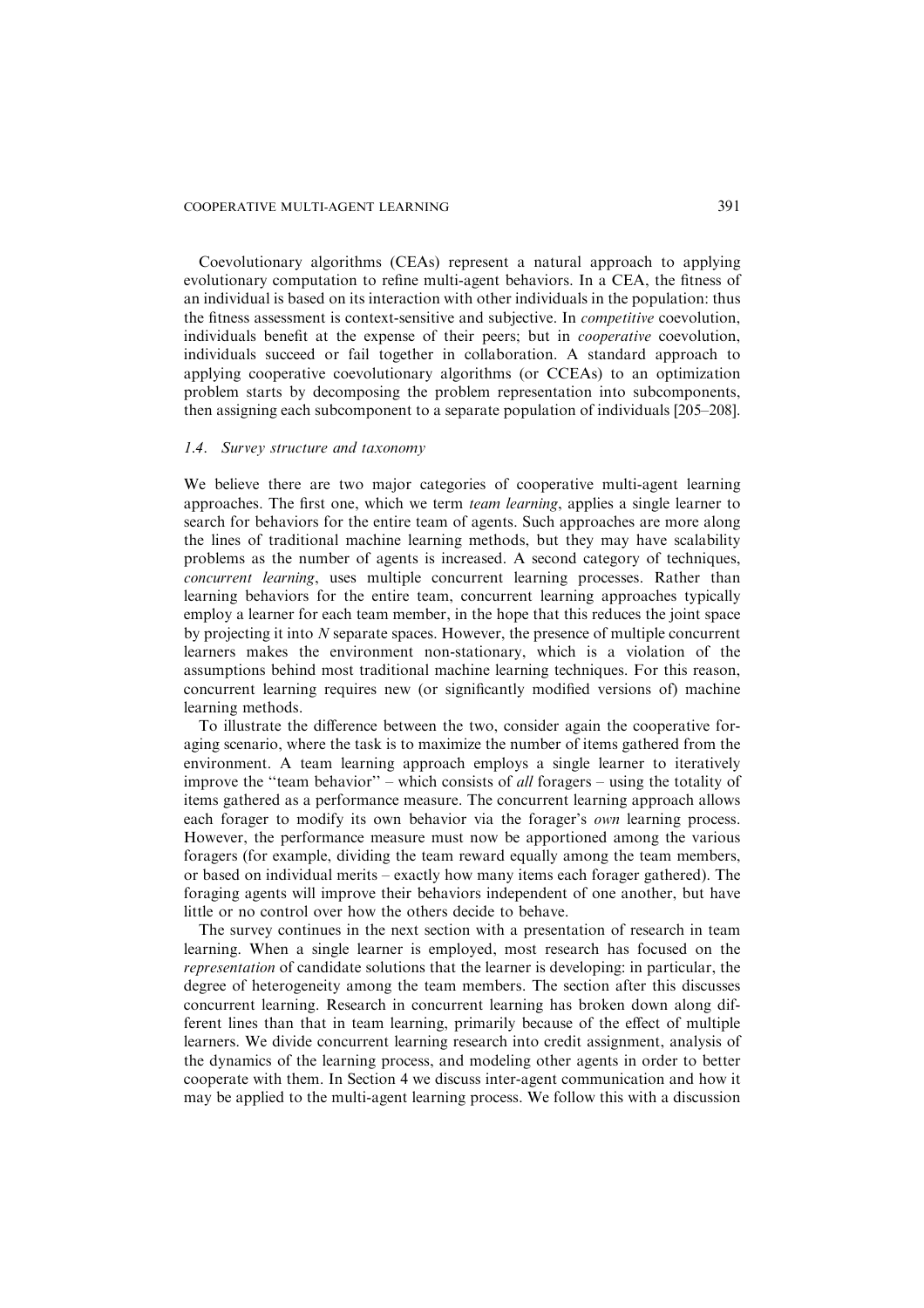Coevolutionary algorithms (CEAs) represent a natural approach to applying evolutionary computation to refine multi-agent behaviors. In a CEA, the fitness of an individual is based on its interaction with other individuals in the population: thus the fitness assessment is context-sensitive and subjective. In *competitive* coevolution, individuals benefit at the expense of their peers; but in *cooperative* coevolution, individuals succeed or fail together in collaboration. A standard approach to applying cooperative coevolutionary algorithms (or CCEAs) to an optimization problem starts by decomposing the problem representation into subcomponents, then assigning each subcomponent to a separate population of individuals [205–208].

### *1.4. Survey structure and taxonomy*

We believe there are two major categories of cooperative multi-agent learning approaches. The first one, which we term *team learning*, applies a single learner to search for behaviors for the entire team of agents. Such approaches are more along the lines of traditional machine learning methods, but they may have scalability problems as the number of agents is increased. A second category of techniques, *concurrent learning*, uses multiple concurrent learning processes. Rather than learning behaviors for the entire team, concurrent learning approaches typically employ a learner for each team member, in the hope that this reduces the joint space by projecting it into $N$ separate spaces. However, the presence of multiple concurrent learners makes the environment non-stationary, which is a violation of the assumptions behind most traditional machine learning techniques. For this reason, concurrent learning requires new (or significantly modified versions of) machine learning methods.

To illustrate the difference between the two, consider again the cooperative foraging scenario, where the task is to maximize the number of items gathered from the environment. A team learning approach employs a single learner to iteratively improve the "team behavior" – which consists of *all* foragers – using the totality of items gathered as a performance measure. The concurrent learning approach allows each forager to modify its own behavior via the forager's *own* learning process. However, the performance measure must now be apportioned among the various foragers (for example, dividing the team reward equally among the team members, or based on individual merits – exactly how many items each forager gathered). The foraging agents will improve their behaviors independent of one another, but have little or no control over how the others decide to behave.

The survey continues in the next section with a presentation of research in team learning. When a single learner is employed, most research has focused on the *representation* of candidate solutions that the learner is developing: in particular, the degree of heterogeneity among the team members. The section after this discusses concurrent learning. Research in concurrent learning has broken down along different lines than that in team learning, primarily because of the effect of multiple learners. We divide concurrent learning research into credit assignment, analysis of the dynamics of the learning process, and modeling other agents in order to better cooperate with them. In Section 4 we discuss inter-agent communication and how it may be applied to the multi-agent learning process. We follow this with a discussion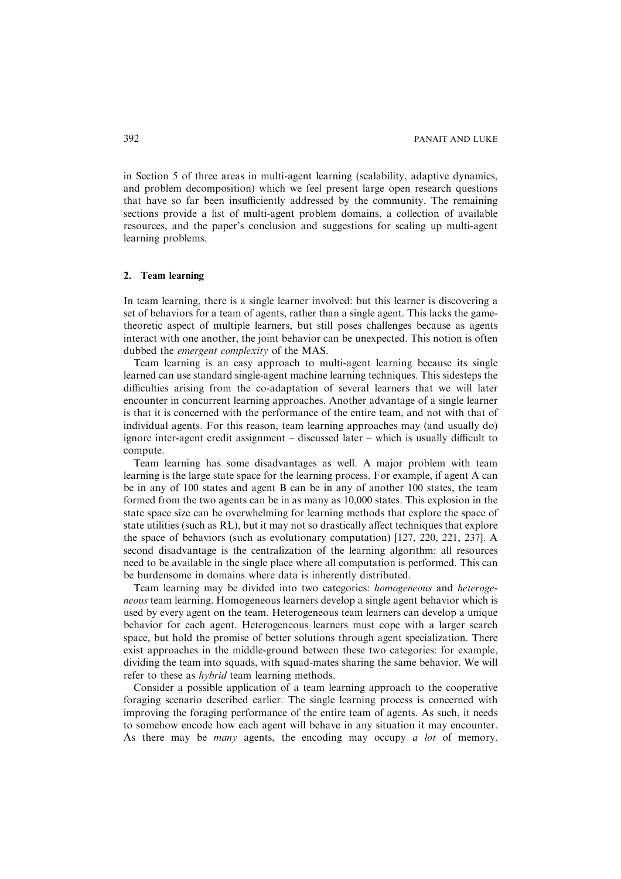in Section 5 of three areas in multi-agent learning (scalability, adaptive dynamics, and problem decomposition) which we feel present large open research questions that have so far been insufficiently addressed by the community. The remaining sections provide a list of multi-agent problem domains, a collection of available resources, and the paper's conclusion and suggestions for scaling up multi-agent learning problems.

## 2. Team learning

In team learning, there is a single learner involved: but this learner is discovering a set of behaviors for a team of agents, rather than a single agent. This lacks the game-theoretic aspect of multiple learners, but still poses challenges because as agents interact with one another, the joint behavior can be unexpected. This notion is often dubbed the *emergent complexity* of the MAS.

Team learning is an easy approach to multi-agent learning because its single learned can use standard single-agent machine learning techniques. This sidesteps the difficulties arising from the co-adaptation of several learners that we will later encounter in concurrent learning approaches. Another advantage of a single learner is that it is concerned with the performance of the entire team, and not with that of individual agents. For this reason, team learning approaches may (and usually do) ignore inter-agent credit assignment – discussed later – which is usually difficult to compute.

Team learning has some disadvantages as well. A major problem with team learning is the large state space for the learning process. For example, if agent A can be in any of 100 states and agent B can be in any of another 100 states, the team formed from the two agents can be in as many as 10,000 states. This explosion in the state space size can be overwhelming for learning methods that explore the space of state utilities (such as RL), but it may not so drastically affect techniques that explore the space of behaviors (such as evolutionary computation) [127, 220, 221, 237]. A second disadvantage is the centralization of the learning algorithm: all resources need to be available in the single place where all computation is performed. This can be burdensome in domains where data is inherently distributed.

Team learning may be divided into two categories: *homogeneous* and *heterogeneous* team learning. Homogeneous learners develop a single agent behavior which is used by every agent on the team. Heterogeneous team learners can develop a unique behavior for each agent. Heterogeneous learners must cope with a larger search space, but hold the promise of better solutions through agent specialization. There exist approaches in the middle-ground between these two categories: for example, dividing the team into squads, with squad-mates sharing the same behavior. We will refer to these as *hybrid* team learning methods.

Consider a possible application of a team learning approach to the cooperative foraging scenario described earlier. The single learning process is concerned with improving the foraging performance of the entire team of agents. As such, it needs to somehow encode how each agent will behave in any situation it may encounter. As there may be *many* agents, the encoding may occupy *a lot* of memory.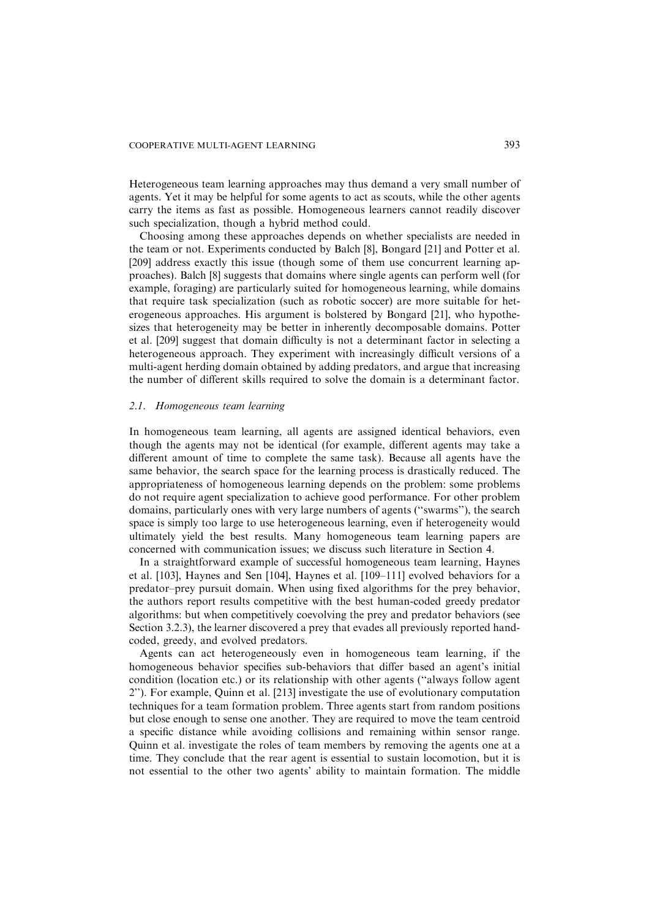Heterogeneous team learning approaches may thus demand a very small number of agents. Yet it may be helpful for some agents to act as scouts, while the other agents carry the items as fast as possible. Homogeneous learners cannot readily discover such specialization, though a hybrid method could.

Choosing among these approaches depends on whether specialists are needed in the team or not. Experiments conducted by Balch [8], Bongard [21] and Potter et al. [209] address exactly this issue (though some of them use concurrent learning approaches). Balch [8] suggests that domains where single agents can perform well (for example, foraging) are particularly suited for homogeneous learning, while domains that require task specialization (such as robotic soccer) are more suitable for heterogeneous approaches. His argument is bolstered by Bongard [21], who hypothesizes that heterogeneity may be better in inherently decomposable domains. Potter et al. [209] suggest that domain difficulty is not a determinant factor in selecting a heterogeneous approach. They experiment with increasingly difficult versions of a multi-agent herding domain obtained by adding predators, and argue that increasing the number of different skills required to solve the domain is a determinant factor.

### *2.1. Homogeneous team learning*

In homogeneous team learning, all agents are assigned identical behaviors, even though the agents may not be identical (for example, different agents may take a different amount of time to complete the same task). Because all agents have the same behavior, the search space for the learning process is drastically reduced. The appropriateness of homogeneous learning depends on the problem: some problems do not require agent specialization to achieve good performance. For other problem domains, particularly ones with very large numbers of agents ("swarms"), the search space is simply too large to use heterogeneous learning, even if heterogeneity would ultimately yield the best results. Many homogeneous team learning papers are concerned with communication issues; we discuss such literature in Section 4.

In a straightforward example of successful homogeneous team learning, Haynes et al. [103], Haynes and Sen [104], Haynes et al. [109–111] evolved behaviors for a predator–prey pursuit domain. When using fixed algorithms for the prey behavior, the authors report results competitive with the best human-coded greedy predator algorithms: but when competitively coevolving the prey and predator behaviors (see Section 3.2.3), the learner discovered a prey that evades all previously reported hand-coded, greedy, and evolved predators.

Agents can act heterogeneously even in homogeneous team learning, if the homogeneous behavior specifies sub-behaviors that differ based an agent's initial condition (location etc.) or its relationship with other agents ("always follow agent 2"). For example, Quinn et al. [213] investigate the use of evolutionary computation techniques for a team formation problem. Three agents start from random positions but close enough to sense one another. They are required to move the team centroid a specific distance while avoiding collisions and remaining within sensor range. Quinn et al. investigate the roles of team members by removing the agents one at a time. They conclude that the rear agent is essential to sustain locomotion, but it is not essential to the other two agents' ability to maintain formation. The middle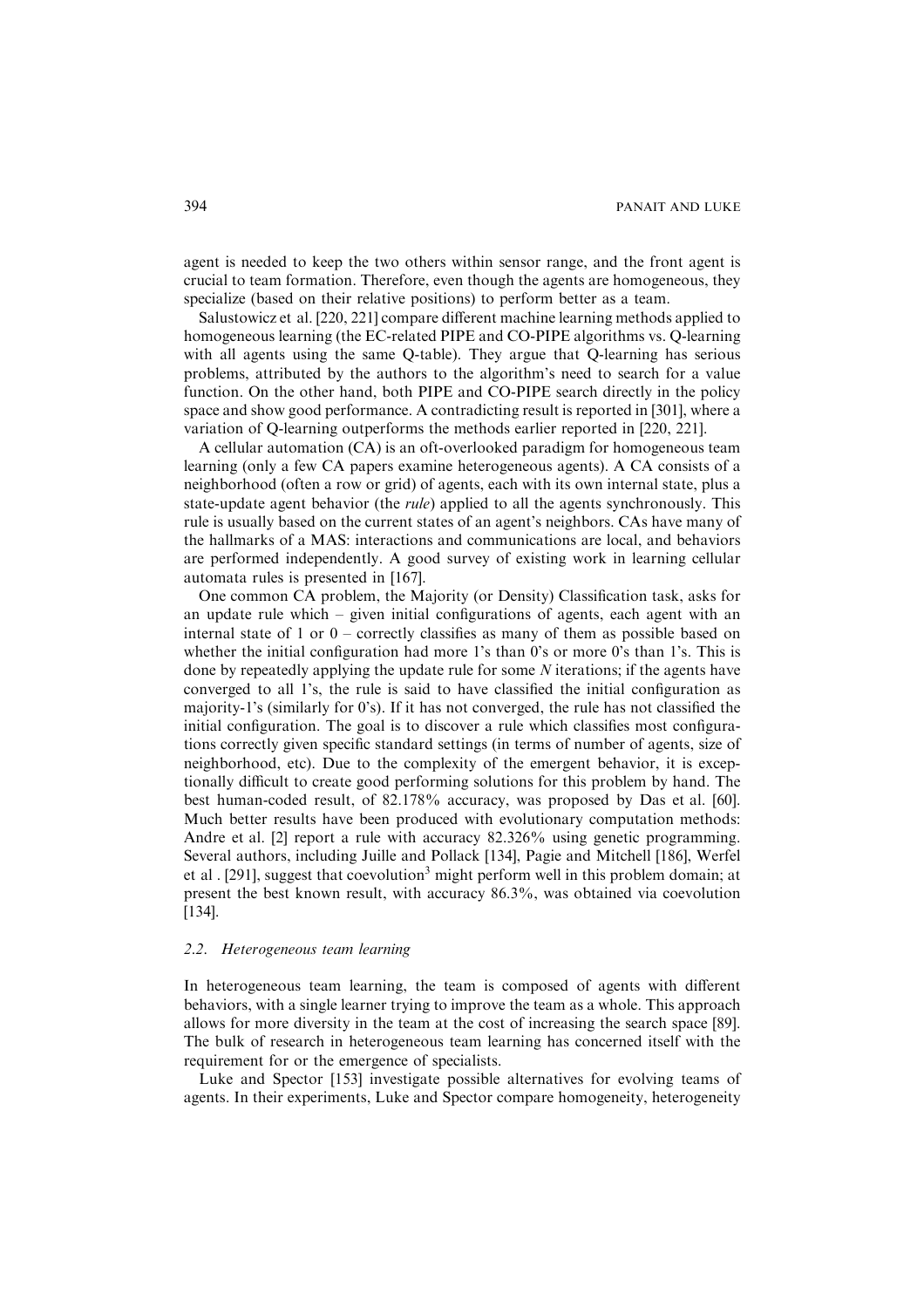agent is needed to keep the two others within sensor range, and the front agent is crucial to team formation. Therefore, even though the agents are homogeneous, they specialize (based on their relative positions) to perform better as a team.

Salustowicz et al. [220, 221] compare different machine learning methods applied to homogeneous learning (the EC-related PIPE and CO-PIPE algorithms vs. Q-learning with all agents using the same Q-table). They argue that Q-learning has serious problems, attributed by the authors to the algorithm's need to search for a value function. On the other hand, both PIPE and CO-PIPE search directly in the policy space and show good performance. A contradicting result is reported in [301], where a variation of Q-learning outperforms the methods earlier reported in [220, 221].

A cellular automation (CA) is an oft-overlooked paradigm for homogeneous team learning (only a few CA papers examine heterogeneous agents). A CA consists of a neighborhood (often a row or grid) of agents, each with its own internal state, plus a state-update agent behavior (the *rule*) applied to all the agents synchronously. This rule is usually based on the current states of an agent's neighbors. CAs have many of the hallmarks of a MAS: interactions and communications are local, and behaviors are performed independently. A good survey of existing work in learning cellular automata rules is presented in [167].

One common CA problem, the Majority (or Density) Classification task, asks for an update rule which – given initial configurations of agents, each agent with an internal state of 1 or 0 – correctly classifies as many of them as possible based on whether the initial configuration had more 1's than 0's or more 0's than 1's. This is done by repeatedly applying the update rule for some $N$ iterations; if the agents have converged to all 1's, the rule is said to have classified the initial configuration as majority-1's (similarly for 0's). If it has not converged, the rule has not classified the initial configuration. The goal is to discover a rule which classifies most configurations correctly given specific standard settings (in terms of number of agents, size of neighborhood, etc). Due to the complexity of the emergent behavior, it is exceptionally difficult to create good performing solutions for this problem by hand. The best human-coded result, of 82.178% accuracy, was proposed by Das et al. [60]. Much better results have been produced with evolutionary computation methods: Andre et al. [2] report a rule with accuracy 82.326% using genetic programming. Several authors, including Juille and Pollack [134], Pagie and Mitchell [186], Werfel et al . [291], suggest that coevolution[3] might perform well in this problem domain; at present the best known result, with accuracy 86.3%, was obtained via coevolution [134].

### 2.2. Heterogeneous team learning

In heterogeneous team learning, the team is composed of agents with different behaviors, with a single learner trying to improve the team as a whole. This approach allows for more diversity in the team at the cost of increasing the search space [89]. The bulk of research in heterogeneous team learning has concerned itself with the requirement for or the emergence of specialists.

Luke and Spector [153] investigate possible alternatives for evolving teams of agents. In their experiments, Luke and Spector compare homogeneity, heterogeneity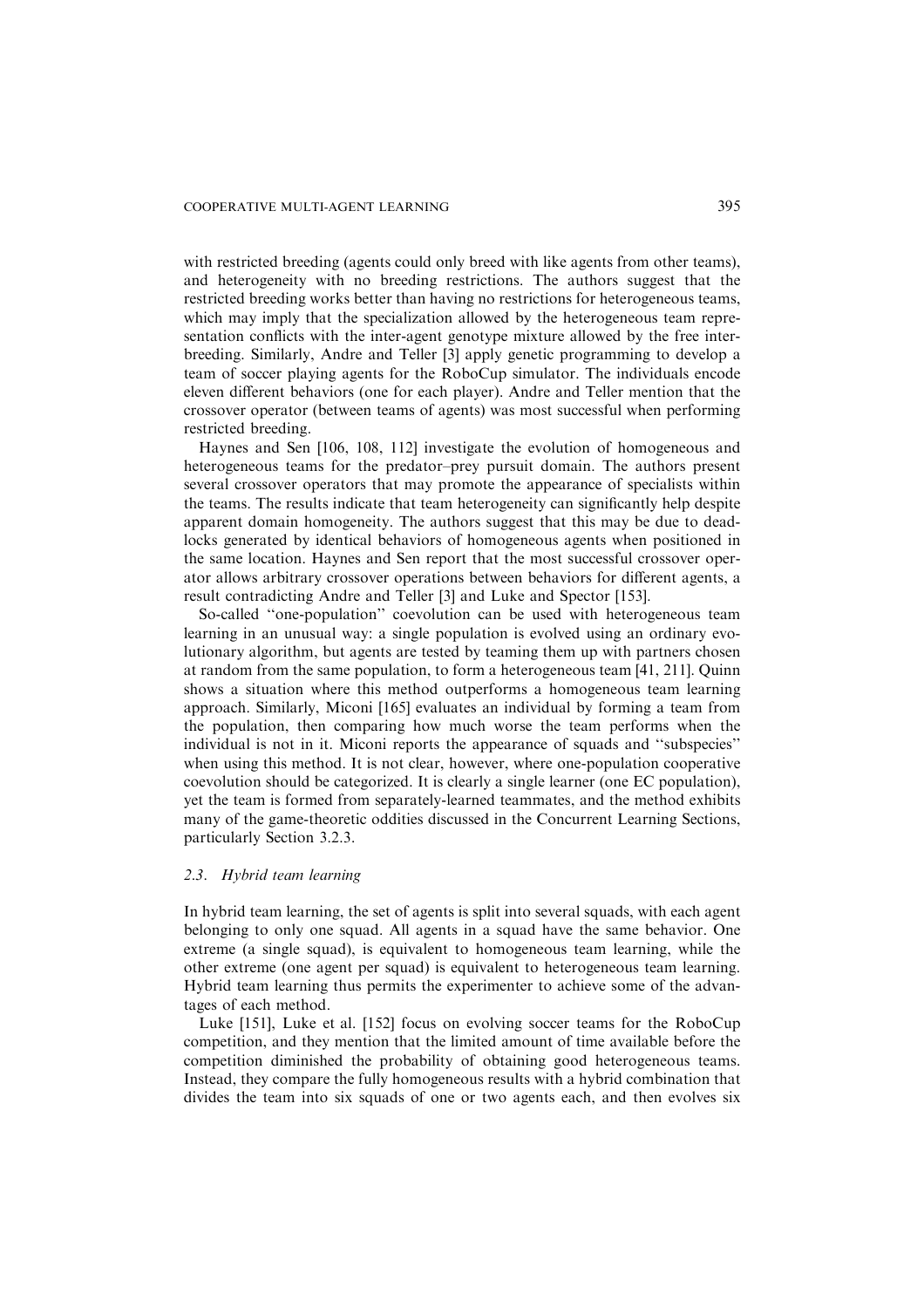with restricted breeding (agents could only breed with like agents from other teams), and heterogeneity with no breeding restrictions. The authors suggest that the restricted breeding works better than having no restrictions for heterogeneous teams, which may imply that the specialization allowed by the heterogeneous team representation conflicts with the inter-agent genotype mixture allowed by the free interbreeding. Similarly, Andre and Teller [3] apply genetic programming to develop a team of soccer playing agents for the RoboCup simulator. The individuals encode eleven different behaviors (one for each player). Andre and Teller mention that the crossover operator (between teams of agents) was most successful when performing restricted breeding.

Haynes and Sen [106, 108, 112] investigate the evolution of homogeneous and heterogeneous teams for the predator–prey pursuit domain. The authors present several crossover operators that may promote the appearance of specialists within the teams. The results indicate that team heterogeneity can significantly help despite apparent domain homogeneity. The authors suggest that this may be due to deadlocks generated by identical behaviors of homogeneous agents when positioned in the same location. Haynes and Sen report that the most successful crossover operator allows arbitrary crossover operations between behaviors for different agents, a result contradicting Andre and Teller [3] and Luke and Spector [153].

So-called "one-population" coevolution can be used with heterogeneous team learning in an unusual way: a single population is evolved using an ordinary evolutionary algorithm, but agents are tested by teaming them up with partners chosen at random from the same population, to form a heterogeneous team [41, 211]. Quinn shows a situation where this method outperforms a homogeneous team learning approach. Similarly, Miconi [165] evaluates an individual by forming a team from the population, then comparing how much worse the team performs when the individual is not in it. Miconi reports the appearance of squads and "subspecies" when using this method. It is not clear, however, where one-population cooperative coevolution should be categorized. It is clearly a single learner (one EC population), yet the team is formed from separately-learned teammates, and the method exhibits many of the game-theoretic oddities discussed in the Concurrent Learning Sections, particularly Section 3.2.3.

### 2.3. *Hybrid team learning*

In hybrid team learning, the set of agents is split into several squads, with each agent belonging to only one squad. All agents in a squad have the same behavior. One extreme (a single squad), is equivalent to homogeneous team learning, while the other extreme (one agent per squad) is equivalent to heterogeneous team learning. Hybrid team learning thus permits the experimenter to achieve some of the advantages of each method.

Luke [151], Luke et al. [152] focus on evolving soccer teams for the RoboCup competition, and they mention that the limited amount of time available before the competition diminished the probability of obtaining good heterogeneous teams. Instead, they compare the fully homogeneous results with a hybrid combination that divides the team into six squads of one or two agents each, and then evolves six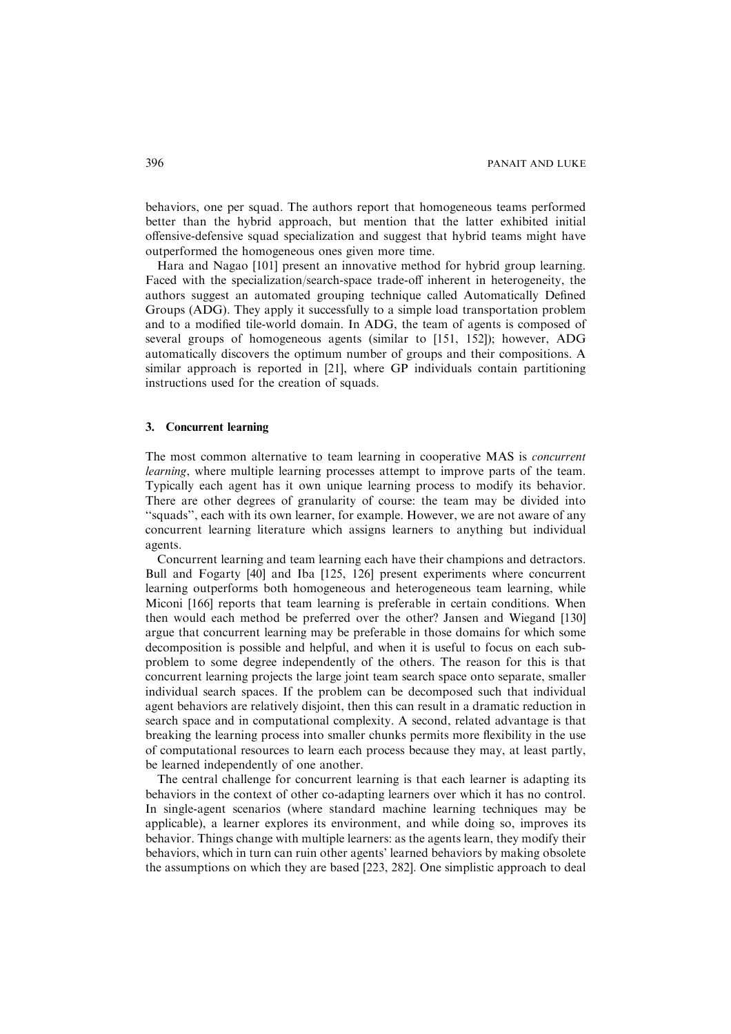behaviors, one per squad. The authors report that homogeneous teams performed better than the hybrid approach, but mention that the latter exhibited initial offensive-defensive squad specialization and suggest that hybrid teams might have outperformed the homogeneous ones given more time.

Hara and Nagao [101] present an innovative method for hybrid group learning. Faced with the specialization/search-space trade-off inherent in heterogeneity, the authors suggest an automated grouping technique called Automatically Defined Groups (ADG). They apply it successfully to a simple load transportation problem and to a modified tile-world domain. In ADG, the team of agents is composed of several groups of homogeneous agents (similar to [151, 152]); however, ADG automatically discovers the optimum number of groups and their compositions. A similar approach is reported in [21], where GP individuals contain partitioning instructions used for the creation of squads.

## 3. Concurrent learning

The most common alternative to team learning in cooperative MAS is *concurrent learning*, where multiple learning processes attempt to improve parts of the team. Typically each agent has it own unique learning process to modify its behavior. There are other degrees of granularity of course: the team may be divided into "squads", each with its own learner, for example. However, we are not aware of any concurrent learning literature which assigns learners to anything but individual agents.

Concurrent learning and team learning each have their champions and detractors. Bull and Fogarty [40] and Iba [125, 126] present experiments where concurrent learning outperforms both homogeneous and heterogeneous team learning, while Miconi [166] reports that team learning is preferable in certain conditions. When then would each method be preferred over the other? Jansen and Wiegand [130] argue that concurrent learning may be preferable in those domains for which some decomposition is possible and helpful, and when it is useful to focus on each sub-problem to some degree independently of the others. The reason for this is that concurrent learning projects the large joint team search space onto separate, smaller individual search spaces. If the problem can be decomposed such that individual agent behaviors are relatively disjoint, then this can result in a dramatic reduction in search space and in computational complexity. A second, related advantage is that breaking the learning process into smaller chunks permits more flexibility in the use of computational resources to learn each process because they may, at least partly, be learned independently of one another.

The central challenge for concurrent learning is that each learner is adapting its behaviors in the context of other co-adapting learners over which it has no control. In single-agent scenarios (where standard machine learning techniques may be applicable), a learner explores its environment, and while doing so, improves its behavior. Things change with multiple learners: as the agents learn, they modify their behaviors, which in turn can ruin other agents' learned behaviors by making obsolete the assumptions on which they are based [223, 282]. One simplistic approach to deal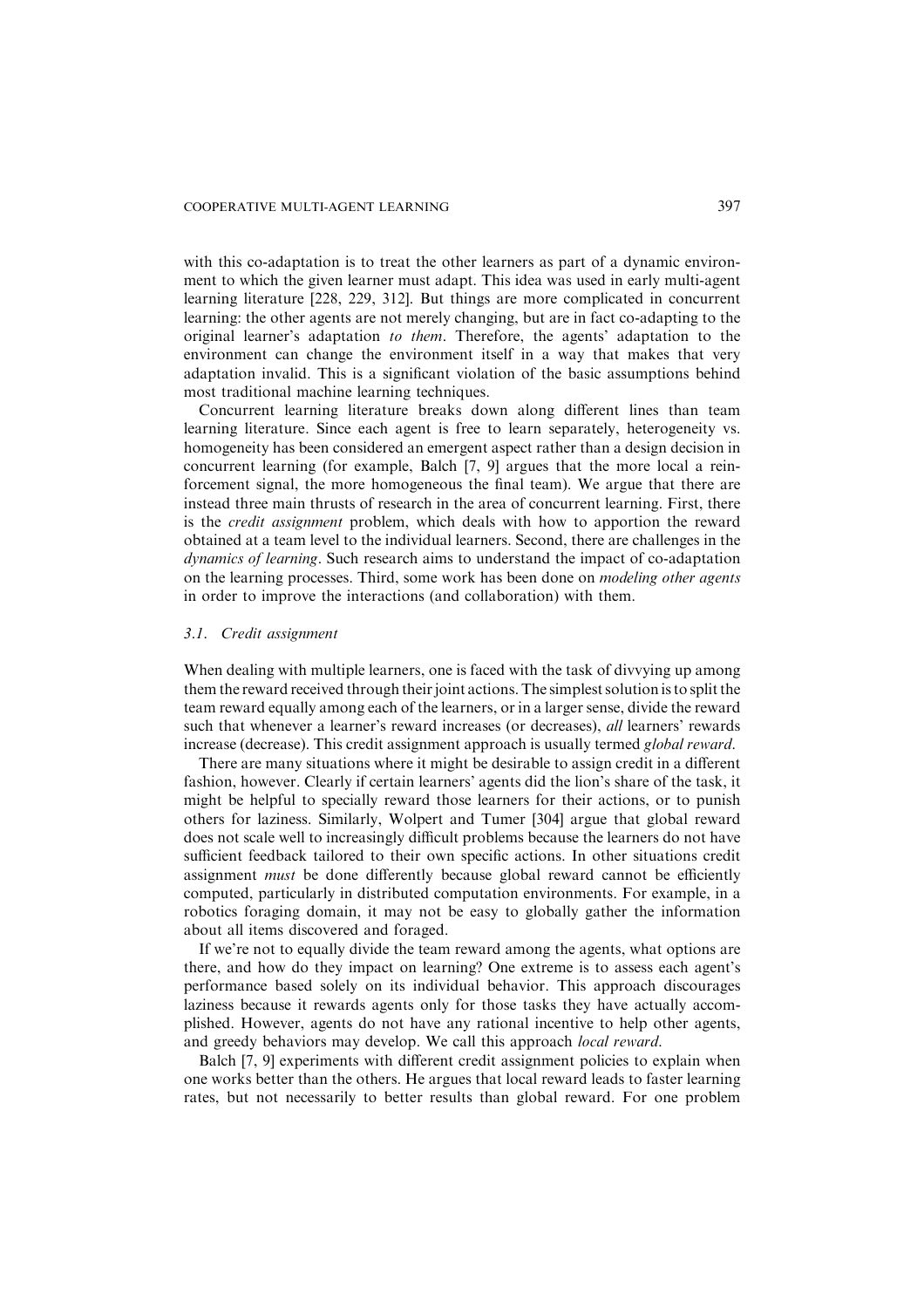with this co-adaptation is to treat the other learners as part of a dynamic environment to which the given learner must adapt. This idea was used in early multi-agent learning literature [228, 229, 312]. But things are more complicated in concurrent learning: the other agents are not merely changing, but are in fact co-adapting to the original learner's adaptation *to them*. Therefore, the agents' adaptation to the environment can change the environment itself in a way that makes that very adaptation invalid. This is a significant violation of the basic assumptions behind most traditional machine learning techniques.

Concurrent learning literature breaks down along different lines than team learning literature. Since each agent is free to learn separately, heterogeneity vs. homogeneity has been considered an emergent aspect rather than a design decision in concurrent learning (for example, Balch [7, 9] argues that the more local a reinforcement signal, the more homogeneous the final team). We argue that there are instead three main thrusts of research in the area of concurrent learning. First, there is the *credit assignment* problem, which deals with how to apportion the reward obtained at a team level to the individual learners. Second, there are challenges in the *dynamics of learning*. Such research aims to understand the impact of co-adaptation on the learning processes. Third, some work has been done on *modeling other agents* in order to improve the interactions (and collaboration) with them.

### 3.1. Credit assignment

When dealing with multiple learners, one is faced with the task of divvying up among them the reward received through their joint actions. The simplest solution is to split the team reward equally among each of the learners, or in a larger sense, divide the reward such that whenever a learner's reward increases (or decreases), *all* learners' rewards increase (decrease). This credit assignment approach is usually termed *global reward*.

There are many situations where it might be desirable to assign credit in a different fashion, however. Clearly if certain learners' agents did the lion's share of the task, it might be helpful to specially reward those learners for their actions, or to punish others for laziness. Similarly, Wolpert and Tumer [304] argue that global reward does not scale well to increasingly difficult problems because the learners do not have sufficient feedback tailored to their own specific actions. In other situations credit assignment *must* be done differently because global reward cannot be efficiently computed, particularly in distributed computation environments. For example, in a robotics foraging domain, it may not be easy to globally gather the information about all items discovered and foraged.

If we're not to equally divide the team reward among the agents, what options are there, and how do they impact on learning? One extreme is to assess each agent's performance based solely on its individual behavior. This approach discourages laziness because it rewards agents only for those tasks they have actually accomplished. However, agents do not have any rational incentive to help other agents, and greedy behaviors may develop. We call this approach *local reward*.

Balch [7, 9] experiments with different credit assignment policies to explain when one works better than the others. He argues that local reward leads to faster learning rates, but not necessarily to better results than global reward. For one problem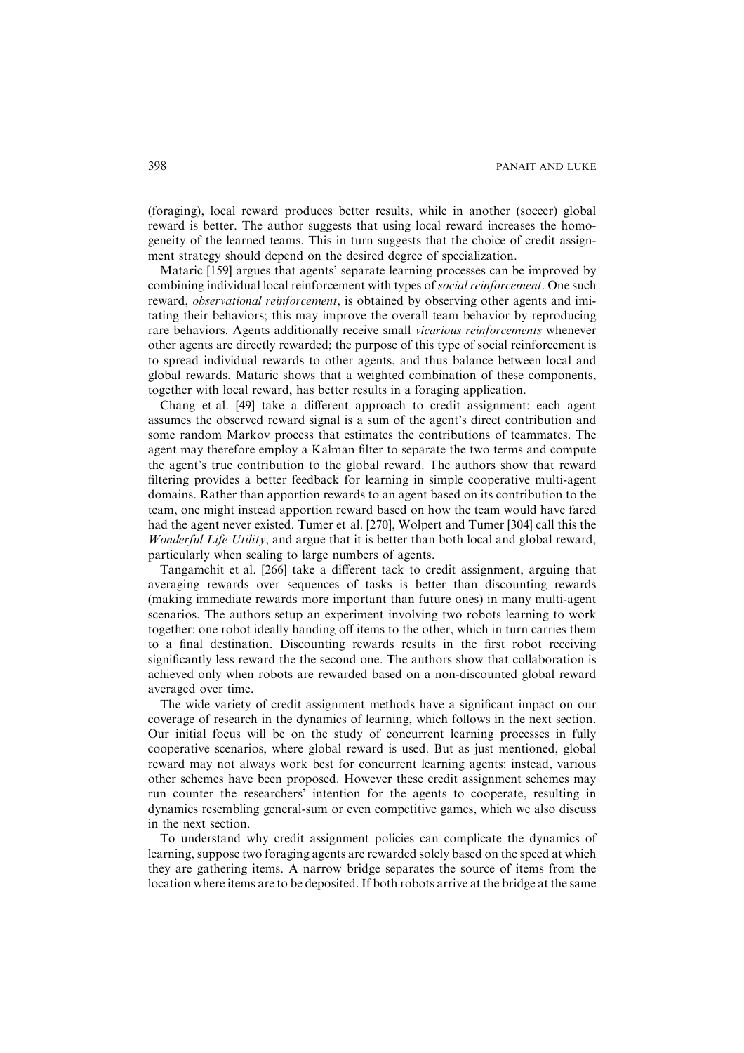(foraging), local reward produces better results, while in another (soccer) global reward is better. The author suggests that using local reward increases the homogeneity of the learned teams. This in turn suggests that the choice of credit assignment strategy should depend on the desired degree of specialization.

Mataric [159] argues that agents' separate learning processes can be improved by combining individual local reinforcement with types of *social reinforcement*. One such reward, *observational reinforcement*, is obtained by observing other agents and imitating their behaviors; this may improve the overall team behavior by reproducing rare behaviors. Agents additionally receive small *vicarious reinforcements* whenever other agents are directly rewarded; the purpose of this type of social reinforcement is to spread individual rewards to other agents, and thus balance between local and global rewards. Mataric shows that a weighted combination of these components, together with local reward, has better results in a foraging application.

Chang et al. [49] take a different approach to credit assignment: each agent assumes the observed reward signal is a sum of the agent's direct contribution and some random Markov process that estimates the contributions of teammates. The agent may therefore employ a Kalman filter to separate the two terms and compute the agent's true contribution to the global reward. The authors show that reward filtering provides a better feedback for learning in simple cooperative multi-agent domains. Rather than apportion rewards to an agent based on its contribution to the team, one might instead apportion reward based on how the team would have fared had the agent never existed. Tumer et al. [270], Wolpert and Tumer [304] call this the *Wonderful Life Utility*, and argue that it is better than both local and global reward, particularly when scaling to large numbers of agents.

Tangamchit et al. [266] take a different tack to credit assignment, arguing that averaging rewards over sequences of tasks is better than discounting rewards (making immediate rewards more important than future ones) in many multi-agent scenarios. The authors setup an experiment involving two robots learning to work together: one robot ideally handing off items to the other, which in turn carries them to a final destination. Discounting rewards results in the first robot receiving significantly less reward the the second one. The authors show that collaboration is achieved only when robots are rewarded based on a non-discounted global reward averaged over time.

The wide variety of credit assignment methods have a significant impact on our coverage of research in the dynamics of learning, which follows in the next section. Our initial focus will be on the study of concurrent learning processes in fully cooperative scenarios, where global reward is used. But as just mentioned, global reward may not always work best for concurrent learning agents: instead, various other schemes have been proposed. However these credit assignment schemes may run counter the researchers' intention for the agents to cooperate, resulting in dynamics resembling general-sum or even competitive games, which we also discuss in the next section.

To understand why credit assignment policies can complicate the dynamics of learning, suppose two foraging agents are rewarded solely based on the speed at which they are gathering items. A narrow bridge separates the source of items from the location where items are to be deposited. If both robots arrive at the bridge at the same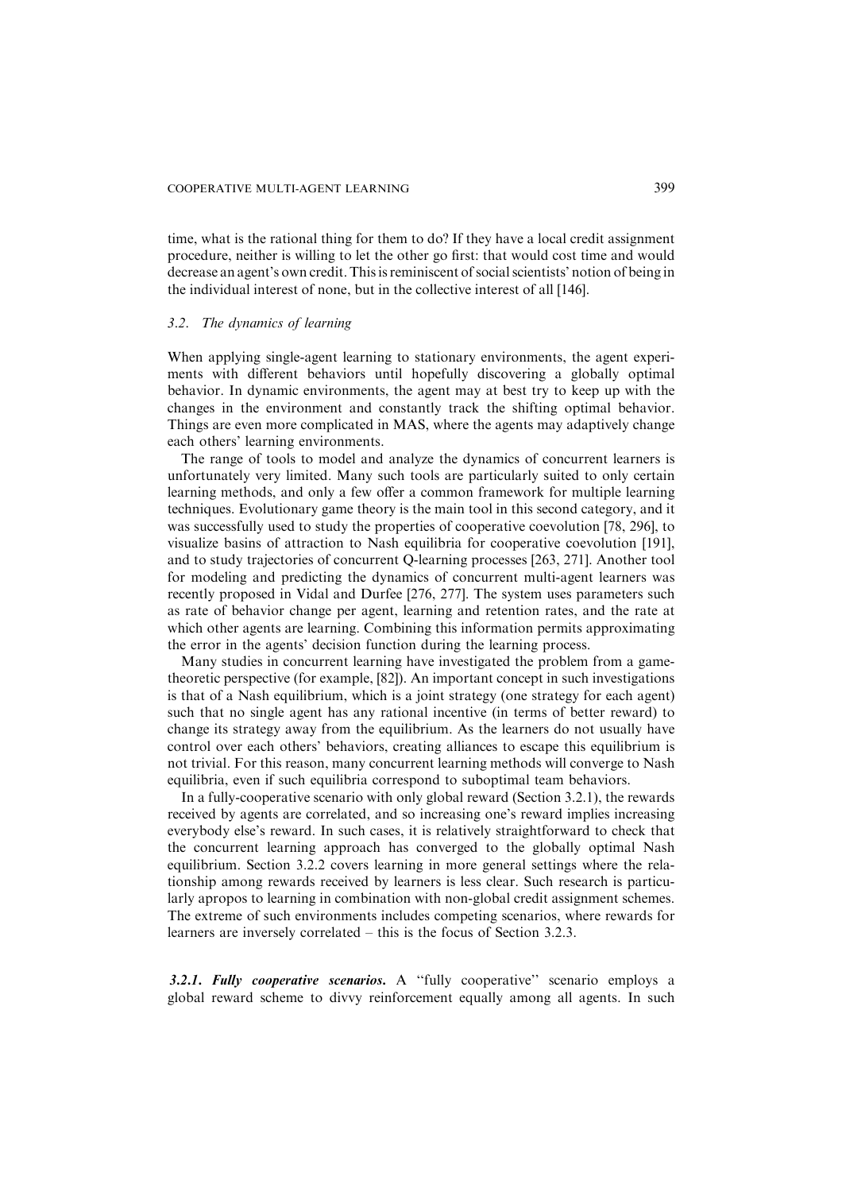time, what is the rational thing for them to do? If they have a local credit assignment procedure, neither is willing to let the other go first: that would cost time and would decrease an agent's own credit. This is reminiscent of social scientists' notion of being in the individual interest of none, but in the collective interest of all [146].

### 3.2. *The dynamics of learning*

When applying single-agent learning to stationary environments, the agent experiments with different behaviors until hopefully discovering a globally optimal behavior. In dynamic environments, the agent may at best try to keep up with the changes in the environment and constantly track the shifting optimal behavior. Things are even more complicated in MAS, where the agents may adaptively change each others' learning environments.

The range of tools to model and analyze the dynamics of concurrent learners is unfortunately very limited. Many such tools are particularly suited to only certain learning methods, and only a few offer a common framework for multiple learning techniques. Evolutionary game theory is the main tool in this second category, and it was successfully used to study the properties of cooperative coevolution [78, 296], to visualize basins of attraction to Nash equilibria for cooperative coevolution [191], and to study trajectories of concurrent Q-learning processes [263, 271]. Another tool for modeling and predicting the dynamics of concurrent multi-agent learners was recently proposed in Vidal and Durfee [276, 277]. The system uses parameters such as rate of behavior change per agent, learning and retention rates, and the rate at which other agents are learning. Combining this information permits approximating the error in the agents' decision function during the learning process.

Many studies in concurrent learning have investigated the problem from a game-theoretic perspective (for example, [82]). An important concept in such investigations is that of a Nash equilibrium, which is a joint strategy (one strategy for each agent) such that no single agent has any rational incentive (in terms of better reward) to change its strategy away from the equilibrium. As the learners do not usually have control over each others' behaviors, creating alliances to escape this equilibrium is not trivial. For this reason, many concurrent learning methods will converge to Nash equilibria, even if such equilibria correspond to suboptimal team behaviors.

In a fully-cooperative scenario with only global reward (Section 3.2.1), the rewards received by agents are correlated, and so increasing one's reward implies increasing everybody else's reward. In such cases, it is relatively straightforward to check that the concurrent learning approach has converged to the globally optimal Nash equilibrium. Section 3.2.2 covers learning in more general settings where the relationship among rewards received by learners is less clear. Such research is particularly apropos to learning in combination with non-global credit assignment schemes. The extreme of such environments includes competing scenarios, where rewards for learners are inversely correlated – this is the focus of Section 3.2.3.

***3.2.1. Fully cooperative scenarios.*** A "fully cooperative" scenario employs a global reward scheme to divvy reinforcement equally among all agents. In such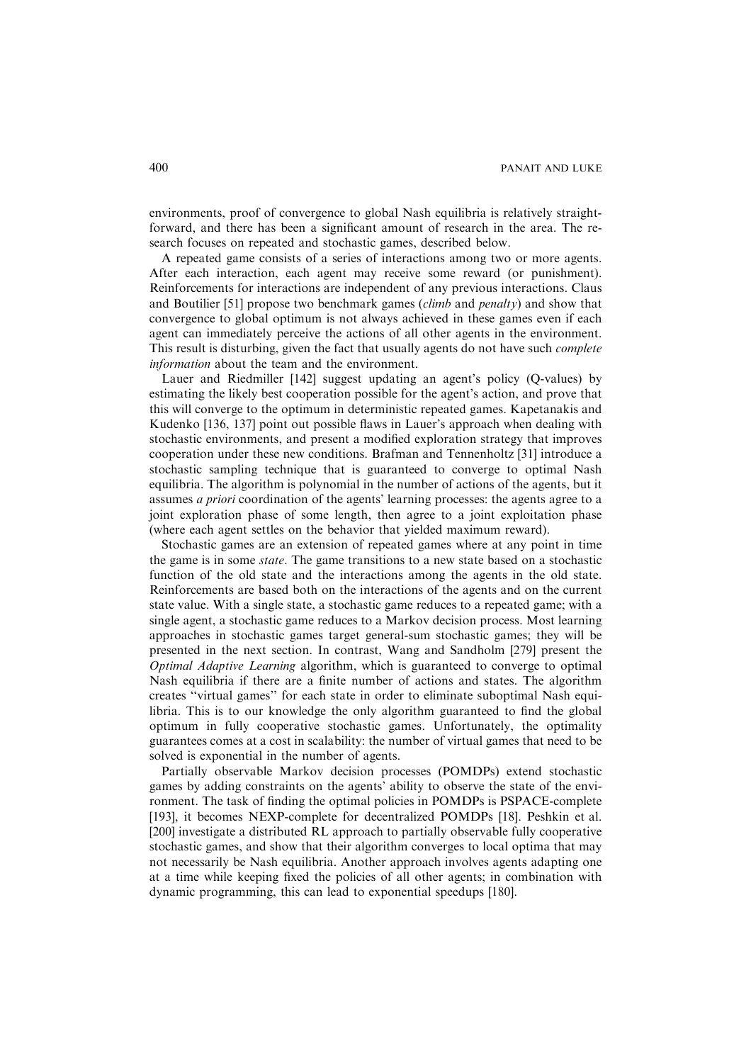environments, proof of convergence to global Nash equilibria is relatively straightforward, and there has been a significant amount of research in the area. The research focuses on repeated and stochastic games, described below.

A repeated game consists of a series of interactions among two or more agents. After each interaction, each agent may receive some reward (or punishment). Reinforcements for interactions are independent of any previous interactions. Claus and Boutilier [51] propose two benchmark games (*climb* and *penalty*) and show that convergence to global optimum is not always achieved in these games even if each agent can immediately perceive the actions of all other agents in the environment. This result is disturbing, given the fact that usually agents do not have such *complete information* about the team and the environment.

Lauer and Riedmiller [142] suggest updating an agent's policy (Q-values) by estimating the likely best cooperation possible for the agent's action, and prove that this will converge to the optimum in deterministic repeated games. Kapetanakis and Kudenko [136, 137] point out possible flaws in Lauer's approach when dealing with stochastic environments, and present a modified exploration strategy that improves cooperation under these new conditions. Brafman and Tennenholtz [31] introduce a stochastic sampling technique that is guaranteed to converge to optimal Nash equilibria. The algorithm is polynomial in the number of actions of the agents, but it assumes *a priori* coordination of the agents' learning processes: the agents agree to a joint exploration phase of some length, then agree to a joint exploitation phase (where each agent settles on the behavior that yielded maximum reward).

Stochastic games are an extension of repeated games where at any point in time the game is in some *state*. The game transitions to a new state based on a stochastic function of the old state and the interactions among the agents in the old state. Reinforcements are based both on the interactions of the agents and on the current state value. With a single state, a stochastic game reduces to a repeated game; with a single agent, a stochastic game reduces to a Markov decision process. Most learning approaches in stochastic games target general-sum stochastic games; they will be presented in the next section. In contrast, Wang and Sandholm [279] present the *Optimal Adaptive Learning* algorithm, which is guaranteed to converge to optimal Nash equilibria if there are a finite number of actions and states. The algorithm creates "virtual games" for each state in order to eliminate suboptimal Nash equilibria. This is to our knowledge the only algorithm guaranteed to find the global optimum in fully cooperative stochastic games. Unfortunately, the optimality guarantees comes at a cost in scalability: the number of virtual games that need to be solved is exponential in the number of agents.

Partially observable Markov decision processes (POMDPs) extend stochastic games by adding constraints on the agents' ability to observe the state of the environment. The task of finding the optimal policies in POMDPs is PSPACE-complete [193], it becomes NEXP-complete for decentralized POMDPs [18]. Peshkin et al. [200] investigate a distributed RL approach to partially observable fully cooperative stochastic games, and show that their algorithm converges to local optima that may not necessarily be Nash equilibria. Another approach involves agents adapting one at a time while keeping fixed the policies of all other agents; in combination with dynamic programming, this can lead to exponential speedups [180].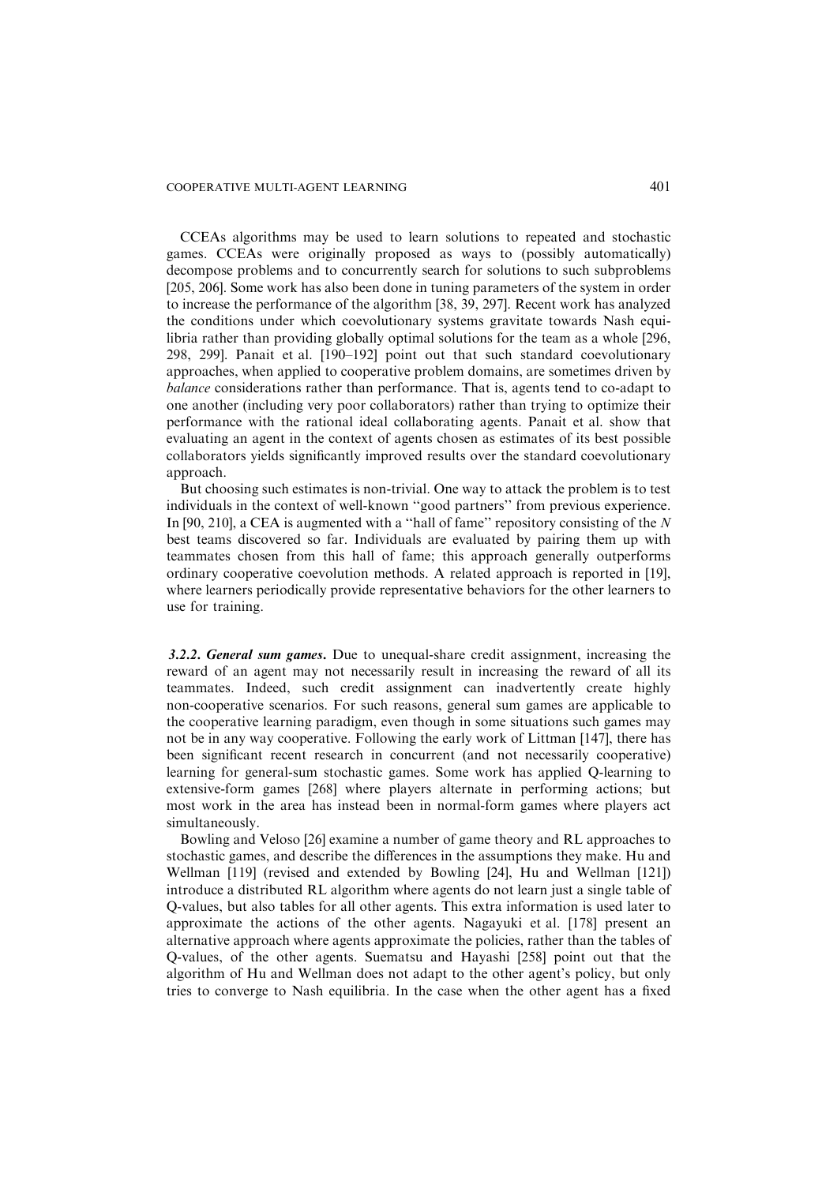CCEAs algorithms may be used to learn solutions to repeated and stochastic games. CCEAs were originally proposed as ways to (possibly automatically) decompose problems and to concurrently search for solutions to such subproblems [205, 206]. Some work has also been done in tuning parameters of the system in order to increase the performance of the algorithm [38, 39, 297]. Recent work has analyzed the conditions under which coevolutionary systems gravitate towards Nash equilibria rather than providing globally optimal solutions for the team as a whole [296, 298, 299]. Panait et al. [190–192] point out that such standard coevolutionary approaches, when applied to cooperative problem domains, are sometimes driven by *balance* considerations rather than performance. That is, agents tend to co-adapt to one another (including very poor collaborators) rather than trying to optimize their performance with the rational ideal collaborating agents. Panait et al. show that evaluating an agent in the context of agents chosen as estimates of its best possible collaborators yields significantly improved results over the standard coevolutionary approach.

But choosing such estimates is non-trivial. One way to attack the problem is to test individuals in the context of well-known "good partners" from previous experience. In [90, 210], a CEA is augmented with a "hall of fame" repository consisting of the $N$ best teams discovered so far. Individuals are evaluated by pairing them up with teammates chosen from this hall of fame; this approach generally outperforms ordinary cooperative coevolution methods. A related approach is reported in [19], where learners periodically provide representative behaviors for the other learners to use for training.

***3.2.2. General sum games*****.** Due to unequal-share credit assignment, increasing the reward of an agent may not necessarily result in increasing the reward of all its teammates. Indeed, such credit assignment can inadvertently create highly non-cooperative scenarios. For such reasons, general sum games are applicable to the cooperative learning paradigm, even though in some situations such games may not be in any way cooperative. Following the early work of Littman [147], there has been significant recent research in concurrent (and not necessarily cooperative) learning for general-sum stochastic games. Some work has applied Q-learning to extensive-form games [268] where players alternate in performing actions; but most work in the area has instead been in normal-form games where players act simultaneously.

Bowling and Veloso [26] examine a number of game theory and RL approaches to stochastic games, and describe the differences in the assumptions they make. Hu and Wellman [119] (revised and extended by Bowling [24], Hu and Wellman [121]) introduce a distributed RL algorithm where agents do not learn just a single table of Q-values, but also tables for all other agents. This extra information is used later to approximate the actions of the other agents. Nagayuki et al. [178] present an alternative approach where agents approximate the policies, rather than the tables of Q-values, of the other agents. Suematsu and Hayashi [258] point out that the algorithm of Hu and Wellman does not adapt to the other agent's policy, but only tries to converge to Nash equilibria. In the case when the other agent has a fixed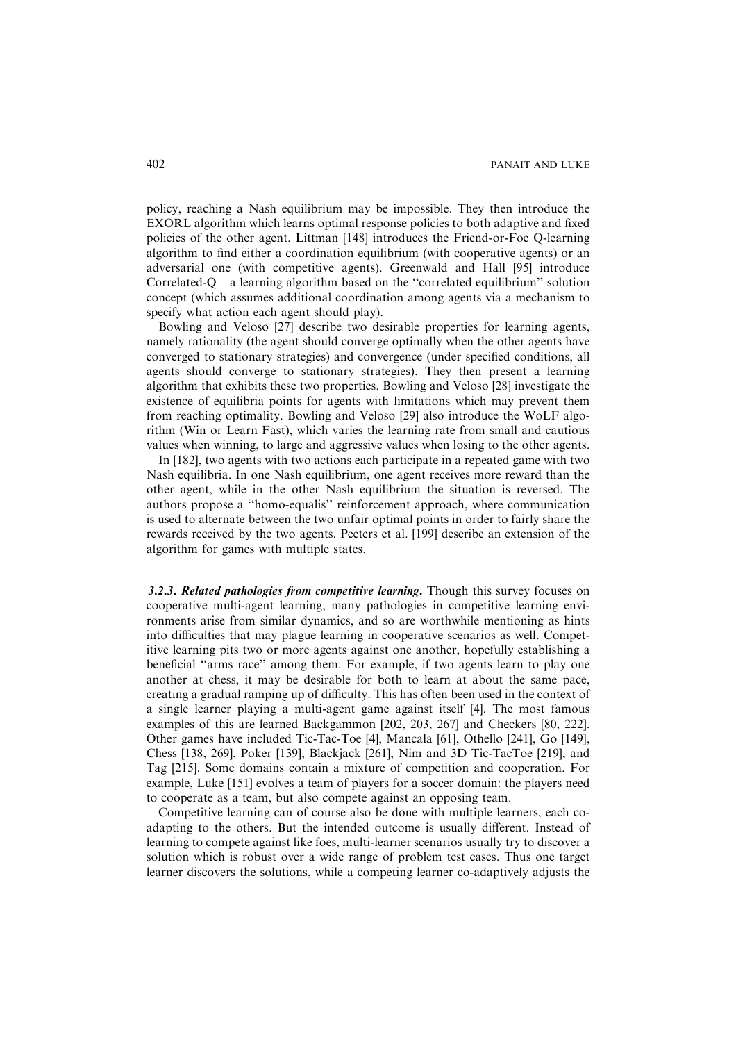policy, reaching a Nash equilibrium may be impossible. They then introduce the EXORL algorithm which learns optimal response policies to both adaptive and fixed policies of the other agent. Littman [148] introduces the Friend-or-Foe Q-learning algorithm to find either a coordination equilibrium (with cooperative agents) or an adversarial one (with competitive agents). Greenwald and Hall [95] introduce Correlated-Q – a learning algorithm based on the "correlated equilibrium" solution concept (which assumes additional coordination among agents via a mechanism to specify what action each agent should play).

Bowling and Veloso [27] describe two desirable properties for learning agents, namely rationality (the agent should converge optimally when the other agents have converged to stationary strategies) and convergence (under specified conditions, all agents should converge to stationary strategies). They then present a learning algorithm that exhibits these two properties. Bowling and Veloso [28] investigate the existence of equilibria points for agents with limitations which may prevent them from reaching optimality. Bowling and Veloso [29] also introduce the WoLF algorithm (Win or Learn Fast), which varies the learning rate from small and cautious values when winning, to large and aggressive values when losing to the other agents.

In [182], two agents with two actions each participate in a repeated game with two Nash equilibria. In one Nash equilibrium, one agent receives more reward than the other agent, while in the other Nash equilibrium the situation is reversed. The authors propose a "homo-equalis" reinforcement approach, where communication is used to alternate between the two unfair optimal points in order to fairly share the rewards received by the two agents. Peeters et al. [199] describe an extension of the algorithm for games with multiple states.

### *3.2.3. Related pathologies from competitive learning.*

Though this survey focuses on cooperative multi-agent learning, many pathologies in competitive learning environments arise from similar dynamics, and so are worthwhile mentioning as hints into difficulties that may plague learning in cooperative scenarios as well. Competitive learning pits two or more agents against one another, hopefully establishing a beneficial "arms race" among them. For example, if two agents learn to play one another at chess, it may be desirable for both to learn at about the same pace, creating a gradual ramping up of difficulty. This has often been used in the context of a single learner playing a multi-agent game against itself [4]. The most famous examples of this are learned Backgammon [202, 203, 267] and Checkers [80, 222]. Other games have included Tic-Tac-Toe [4], Mancala [61], Othello [241], Go [149], Chess [138, 269], Poker [139], Blackjack [261], Nim and 3D Tic-TacToe [219], and Tag [215]. Some domains contain a mixture of competition and cooperation. For example, Luke [151] evolves a team of players for a soccer domain: the players need to cooperate as a team, but also compete against an opposing team.

Competitive learning can of course also be done with multiple learners, each co-adapting to the others. But the intended outcome is usually different. Instead of learning to compete against like foes, multi-learner scenarios usually try to discover a solution which is robust over a wide range of problem test cases. Thus one target learner discovers the solutions, while a competing learner co-adaptively adjusts the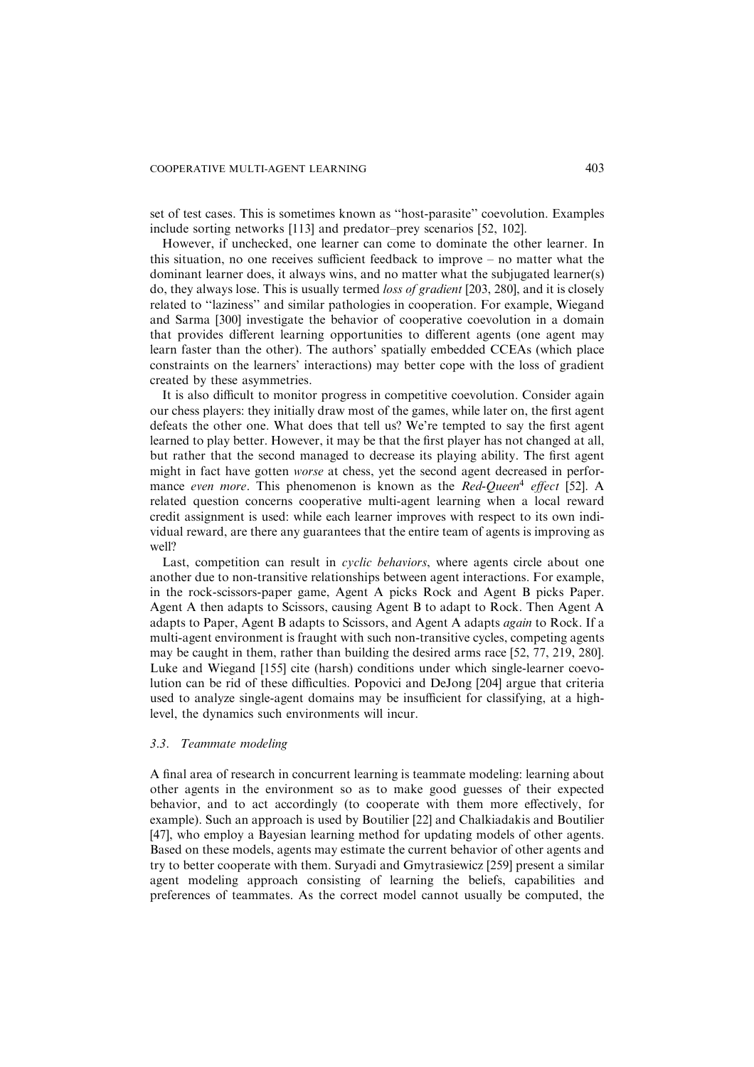set of test cases. This is sometimes known as "host-parasite" coevolution. Examples include sorting networks [113] and predator–prey scenarios [52, 102].

However, if unchecked, one learner can come to dominate the other learner. In this situation, no one receives sufficient feedback to improve – no matter what the dominant learner does, it always wins, and no matter what the subjugated learner(s) do, they always lose. This is usually termed *loss of gradient* [203, 280], and it is closely related to "laziness" and similar pathologies in cooperation. For example, Wiegand and Sarma [300] investigate the behavior of cooperative coevolution in a domain that provides different learning opportunities to different agents (one agent may learn faster than the other). The authors' spatially embedded CCEAs (which place constraints on the learners' interactions) may better cope with the loss of gradient created by these asymmetries.

It is also difficult to monitor progress in competitive coevolution. Consider again our chess players: they initially draw most of the games, while later on, the first agent defeats the other one. What does that tell us? We're tempted to say the first agent learned to play better. However, it may be that the first player has not changed at all, but rather that the second managed to decrease its playing ability. The first agent might in fact have gotten *worse* at chess, yet the second agent decreased in performance *even more*. This phenomenon is known as the *Red-Queen*[4] *effect* [52]. A related question concerns cooperative multi-agent learning when a local reward credit assignment is used: while each learner improves with respect to its own individual reward, are there any guarantees that the entire team of agents is improving as well?

Last, competition can result in *cyclic behaviors*, where agents circle about one another due to non-transitive relationships between agent interactions. For example, in the rock-scissors-paper game, Agent A picks Rock and Agent B picks Paper. Agent A then adapts to Scissors, causing Agent B to adapt to Rock. Then Agent A adapts to Paper, Agent B adapts to Scissors, and Agent A adapts *again* to Rock. If a multi-agent environment is fraught with such non-transitive cycles, competing agents may be caught in them, rather than building the desired arms race [52, 77, 219, 280]. Luke and Wiegand [155] cite (harsh) conditions under which single-learner coevolution can be rid of these difficulties. Popovici and DeJong [204] argue that criteria used to analyze single-agent domains may be insufficient for classifying, at a high-level, the dynamics such environments will incur.

### 3.3. Teammate modeling

A final area of research in concurrent learning is teammate modeling: learning about other agents in the environment so as to make good guesses of their expected behavior, and to act accordingly (to cooperate with them more effectively, for example). Such an approach is used by Boutilier [22] and Chalkiadakis and Boutilier [47], who employ a Bayesian learning method for updating models of other agents. Based on these models, agents may estimate the current behavior of other agents and try to better cooperate with them. Suryadi and Gmytrasiewicz [259] present a similar agent modeling approach consisting of learning the beliefs, capabilities and preferences of teammates. As the correct model cannot usually be computed, the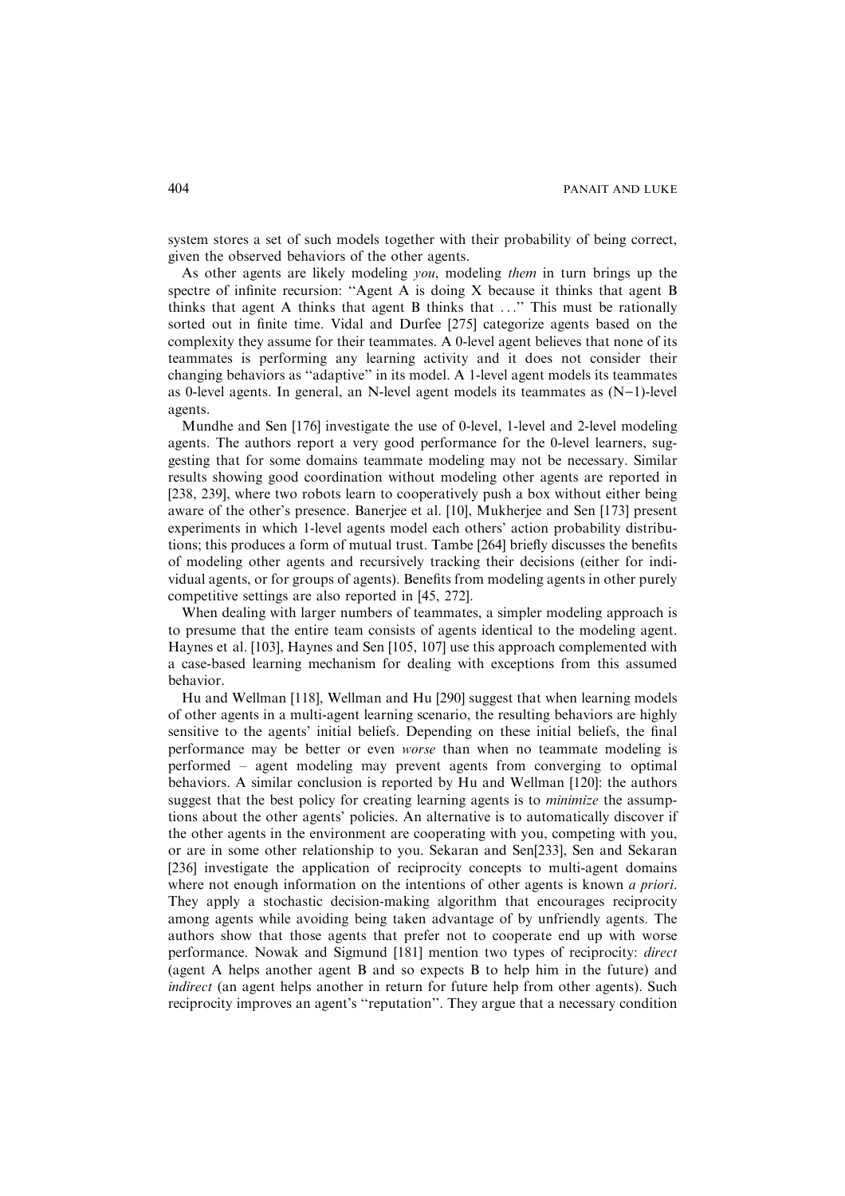system stores a set of such models together with their probability of being correct, given the observed behaviors of the other agents.

As other agents are likely modeling *you*, modeling *them* in turn brings up the spectre of infinite recursion: ''Agent A is doing X because it thinks that agent B thinks that agent A thinks that agent B thinks that ...'' This must be rationally sorted out in finite time. Vidal and Durfee [275] categorize agents based on the complexity they assume for their teammates. A 0-level agent believes that none of its teammates is performing any learning activity and it does not consider their changing behaviors as ''adaptive'' in its model. A 1-level agent models its teammates as 0-level agents. In general, an N-level agent models its teammates as (N−1)-level agents.

Mundhe and Sen [176] investigate the use of 0-level, 1-level and 2-level modeling agents. The authors report a very good performance for the 0-level learners, suggesting that for some domains teammate modeling may not be necessary. Similar results showing good coordination without modeling other agents are reported in [238, 239], where two robots learn to cooperatively push a box without either being aware of the other's presence. Banerjee et al. [10], Mukherjee and Sen [173] present experiments in which 1-level agents model each others' action probability distributions; this produces a form of mutual trust. Tambe [264] briefly discusses the benefits of modeling other agents and recursively tracking their decisions (either for individual agents, or for groups of agents). Benefits from modeling agents in other purely competitive settings are also reported in [45, 272].

When dealing with larger numbers of teammates, a simpler modeling approach is to presume that the entire team consists of agents identical to the modeling agent. Haynes et al. [103], Haynes and Sen [105, 107] use this approach complemented with a case-based learning mechanism for dealing with exceptions from this assumed behavior.

Hu and Wellman [118], Wellman and Hu [290] suggest that when learning models of other agents in a multi-agent learning scenario, the resulting behaviors are highly sensitive to the agents' initial beliefs. Depending on these initial beliefs, the final performance may be better or even *worse* than when no teammate modeling is performed – agent modeling may prevent agents from converging to optimal behaviors. A similar conclusion is reported by Hu and Wellman [120]: the authors suggest that the best policy for creating learning agents is to *minimize* the assumptions about the other agents' policies. An alternative is to automatically discover if the other agents in the environment are cooperating with you, competing with you, or are in some other relationship to you. Sekaran and Sen[233], Sen and Sekaran [236] investigate the application of reciprocity concepts to multi-agent domains where not enough information on the intentions of other agents is known *a priori*. They apply a stochastic decision-making algorithm that encourages reciprocity among agents while avoiding being taken advantage of by unfriendly agents. The authors show that those agents that prefer not to cooperate end up with worse performance. Nowak and Sigmund [181] mention two types of reciprocity: *direct* (agent A helps another agent B and so expects B to help him in the future) and *indirect* (an agent helps another in return for future help from other agents). Such reciprocity improves an agent's ''reputation''. They argue that a necessary condition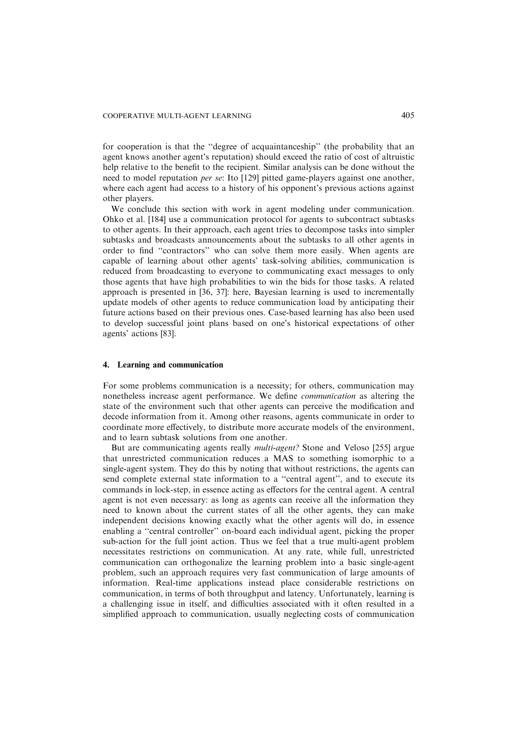for cooperation is that the "degree of acquaintanceship" (the probability that an agent knows another agent's reputation) should exceed the ratio of cost of altruistic help relative to the benefit to the recipient. Similar analysis can be done without the need to model reputation *per se*: Ito [129] pitted game-players against one another, where each agent had access to a history of his opponent's previous actions against other players.

We conclude this section with work in agent modeling under communication. Ohko et al. [184] use a communication protocol for agents to subcontract subtasks to other agents. In their approach, each agent tries to decompose tasks into simpler subtasks and broadcasts announcements about the subtasks to all other agents in order to find "contractors" who can solve them more easily. When agents are capable of learning about other agents' task-solving abilities, communication is reduced from broadcasting to everyone to communicating exact messages to only those agents that have high probabilities to win the bids for those tasks. A related approach is presented in [36, 37]: here, Bayesian learning is used to incrementally update models of other agents to reduce communication load by anticipating their future actions based on their previous ones. Case-based learning has also been used to develop successful joint plans based on one's historical expectations of other agents' actions [83].

## 4. Learning and communication

For some problems communication is a necessity; for others, communication may nonetheless increase agent performance. We define *communication* as altering the state of the environment such that other agents can perceive the modification and decode information from it. Among other reasons, agents communicate in order to coordinate more effectively, to distribute more accurate models of the environment, and to learn subtask solutions from one another.

But are communicating agents really *multi-agent?* Stone and Veloso [255] argue that unrestricted communication reduces a MAS to something isomorphic to a single-agent system. They do this by noting that without restrictions, the agents can send complete external state information to a "central agent", and to execute its commands in lock-step, in essence acting as effectors for the central agent. A central agent is not even necessary: as long as agents can receive all the information they need to known about the current states of all the other agents, they can make independent decisions knowing exactly what the other agents will do, in essence enabling a "central controller" on-board each individual agent, picking the proper sub-action for the full joint action. Thus we feel that a true multi-agent problem necessitates restrictions on communication. At any rate, while full, unrestricted communication can orthogonalize the learning problem into a basic single-agent problem, such an approach requires very fast communication of large amounts of information. Real-time applications instead place considerable restrictions on communication, in terms of both throughput and latency. Unfortunately, learning is a challenging issue in itself, and difficulties associated with it often resulted in a simplified approach to communication, usually neglecting costs of communication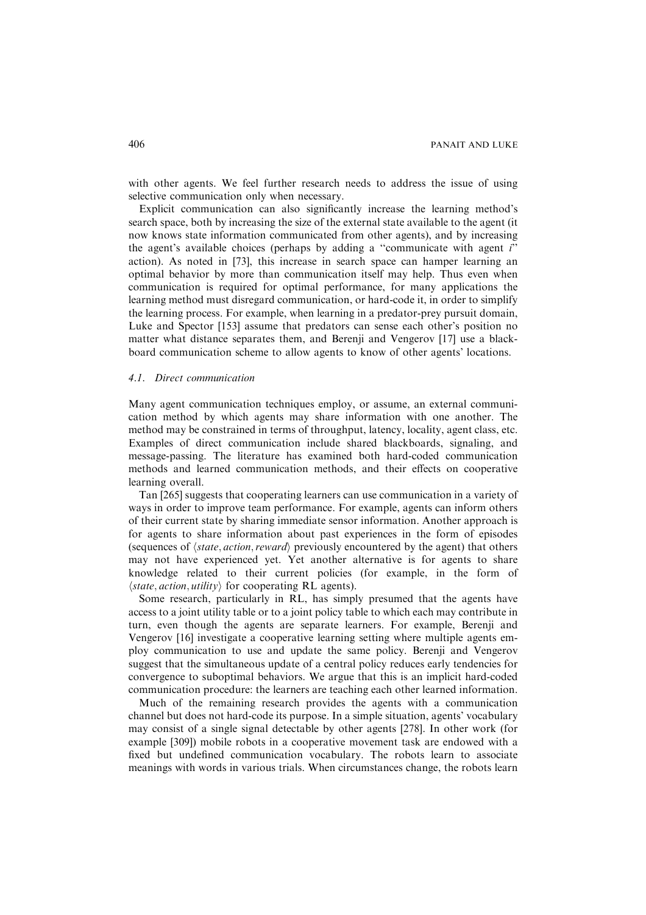with other agents. We feel further research needs to address the issue of using selective communication only when necessary.

Explicit communication can also significantly increase the learning method's search space, both by increasing the size of the external state available to the agent (it now knows state information communicated from other agents), and by increasing the agent's available choices (perhaps by adding a "communicate with agent $i$" action). As noted in [73], this increase in search space can hamper learning an optimal behavior by more than communication itself may help. Thus even when communication is required for optimal performance, for many applications the learning method must disregard communication, or hard-code it, in order to simplify the learning process. For example, when learning in a predator-prey pursuit domain, Luke and Spector [153] assume that predators can sense each other's position no matter what distance separates them, and Berenji and Vengerov [17] use a blackboard communication scheme to allow agents to know of other agents' locations.

### 4.1. Direct communication

Many agent communication techniques employ, or assume, an external communication method by which agents may share information with one another. The method may be constrained in terms of throughput, latency, locality, agent class, etc. Examples of direct communication include shared blackboards, signaling, and message-passing. The literature has examined both hard-coded communication methods and learned communication methods, and their effects on cooperative learning overall.

Tan [265] suggests that cooperating learners can use communication in a variety of ways in order to improve team performance. For example, agents can inform others of their current state by sharing immediate sensor information. Another approach is for agents to share information about past experiences in the form of episodes (sequences of $\langle state, action, reward \rangle$ previously encountered by the agent) that others may not have experienced yet. Yet another alternative is for agents to share knowledge related to their current policies (for example, in the form of $\langle state, action, utility \rangle$ for cooperating RL agents).

Some research, particularly in RL, has simply presumed that the agents have access to a joint utility table or to a joint policy table to which each may contribute in turn, even though the agents are separate learners. For example, Berenji and Vengerov [16] investigate a cooperative learning setting where multiple agents employ communication to use and update the same policy. Berenji and Vengerov suggest that the simultaneous update of a central policy reduces early tendencies for convergence to suboptimal behaviors. We argue that this is an implicit hard-coded communication procedure: the learners are teaching each other learned information.

Much of the remaining research provides the agents with a communication channel but does not hard-code its purpose. In a simple situation, agents' vocabulary may consist of a single signal detectable by other agents [278]. In other work (for example [309]) mobile robots in a cooperative movement task are endowed with a fixed but undefined communication vocabulary. The robots learn to associate meanings with words in various trials. When circumstances change, the robots learn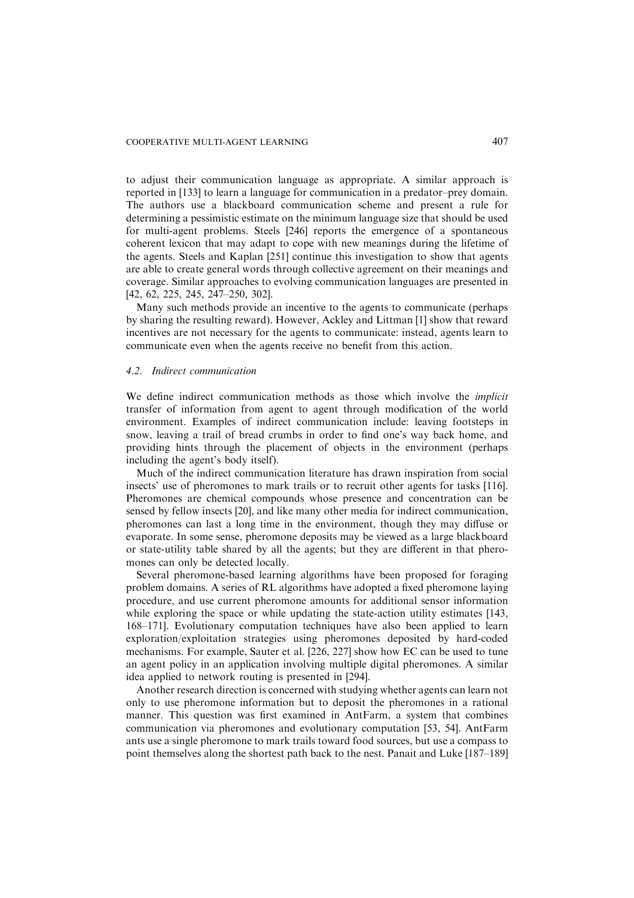to adjust their communication language as appropriate. A similar approach is reported in [133] to learn a language for communication in a predator–prey domain. The authors use a blackboard communication scheme and present a rule for determining a pessimistic estimate on the minimum language size that should be used for multi-agent problems. Steels [246] reports the emergence of a spontaneous coherent lexicon that may adapt to cope with new meanings during the lifetime of the agents. Steels and Kaplan [251] continue this investigation to show that agents are able to create general words through collective agreement on their meanings and coverage. Similar approaches to evolving communication languages are presented in [42, 62, 225, 245, 247–250, 302].

Many such methods provide an incentive to the agents to communicate (perhaps by sharing the resulting reward). However, Ackley and Littman [1] show that reward incentives are not necessary for the agents to communicate: instead, agents learn to communicate even when the agents receive no benefit from this action.

### 4.2. *Indirect communication*

We define indirect communication methods as those which involve the *implicit* transfer of information from agent to agent through modification of the world environment. Examples of indirect communication include: leaving footsteps in snow, leaving a trail of bread crumbs in order to find one's way back home, and providing hints through the placement of objects in the environment (perhaps including the agent's body itself).

Much of the indirect communication literature has drawn inspiration from social insects' use of pheromones to mark trails or to recruit other agents for tasks [116]. Pheromones are chemical compounds whose presence and concentration can be sensed by fellow insects [20], and like many other media for indirect communication, pheromones can last a long time in the environment, though they may diffuse or evaporate. In some sense, pheromone deposits may be viewed as a large blackboard or state-utility table shared by all the agents; but they are different in that pheromones can only be detected locally.

Several pheromone-based learning algorithms have been proposed for foraging problem domains. A series of RL algorithms have adopted a fixed pheromone laying procedure, and use current pheromone amounts for additional sensor information while exploring the space or while updating the state-action utility estimates [143, 168–171]. Evolutionary computation techniques have also been applied to learn exploration/exploitation strategies using pheromones deposited by hard-coded mechanisms. For example, Sauter et al. [226, 227] show how EC can be used to tune an agent policy in an application involving multiple digital pheromones. A similar idea applied to network routing is presented in [294].

Another research direction is concerned with studying whether agents can learn not only to use pheromone information but to deposit the pheromones in a rational manner. This question was first examined in AntFarm, a system that combines communication via pheromones and evolutionary computation [53, 54]. AntFarm ants use a single pheromone to mark trails toward food sources, but use a compass to point themselves along the shortest path back to the nest. Panait and Luke [187–189]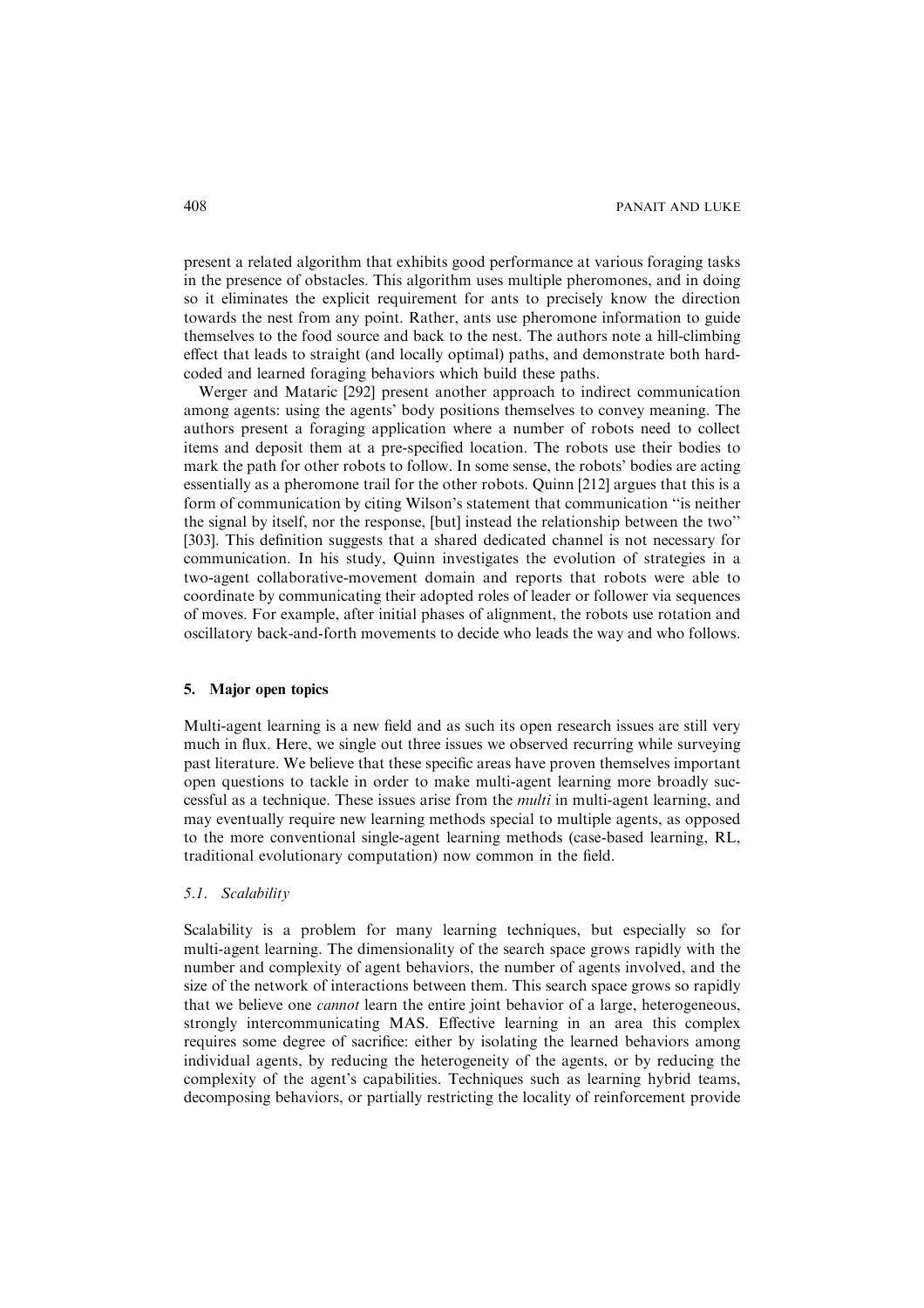present a related algorithm that exhibits good performance at various foraging tasks in the presence of obstacles. This algorithm uses multiple pheromones, and in doing so it eliminates the explicit requirement for ants to precisely know the direction towards the nest from any point. Rather, ants use pheromone information to guide themselves to the food source and back to the nest. The authors note a hill-climbing effect that leads to straight (and locally optimal) paths, and demonstrate both hard-coded and learned foraging behaviors which build these paths.

Werger and Mataric [292] present another approach to indirect communication among agents: using the agents' body positions themselves to convey meaning. The authors present a foraging application where a number of robots need to collect items and deposit them at a pre-specified location. The robots use their bodies to mark the path for other robots to follow. In some sense, the robots' bodies are acting essentially as a pheromone trail for the other robots. Quinn [212] argues that this is a form of communication by citing Wilson's statement that communication "is neither the signal by itself, nor the response, [but] instead the relationship between the two" [303]. This definition suggests that a shared dedicated channel is not necessary for communication. In his study, Quinn investigates the evolution of strategies in a two-agent collaborative-movement domain and reports that robots were able to coordinate by communicating their adopted roles of leader or follower via sequences of moves. For example, after initial phases of alignment, the robots use rotation and oscillatory back-and-forth movements to decide who leads the way and who follows.

## 5. Major open topics

Multi-agent learning is a new field and as such its open research issues are still very much in flux. Here, we single out three issues we observed recurring while surveying past literature. We believe that these specific areas have proven themselves important open questions to tackle in order to make multi-agent learning more broadly successful as a technique. These issues arise from the *multi* in multi-agent learning, and may eventually require new learning methods special to multiple agents, as opposed to the more conventional single-agent learning methods (case-based learning, RL, traditional evolutionary computation) now common in the field.

### 5.1. Scalability

Scalability is a problem for many learning techniques, but especially so for multi-agent learning. The dimensionality of the search space grows rapidly with the number and complexity of agent behaviors, the number of agents involved, and the size of the network of interactions between them. This search space grows so rapidly that we believe one *cannot* learn the entire joint behavior of a large, heterogeneous, strongly intercommunicating MAS. Effective learning in an area this complex requires some degree of sacrifice: either by isolating the learned behaviors among individual agents, by reducing the heterogeneity of the agents, or by reducing the complexity of the agent's capabilities. Techniques such as learning hybrid teams, decomposing behaviors, or partially restricting the locality of reinforcement provide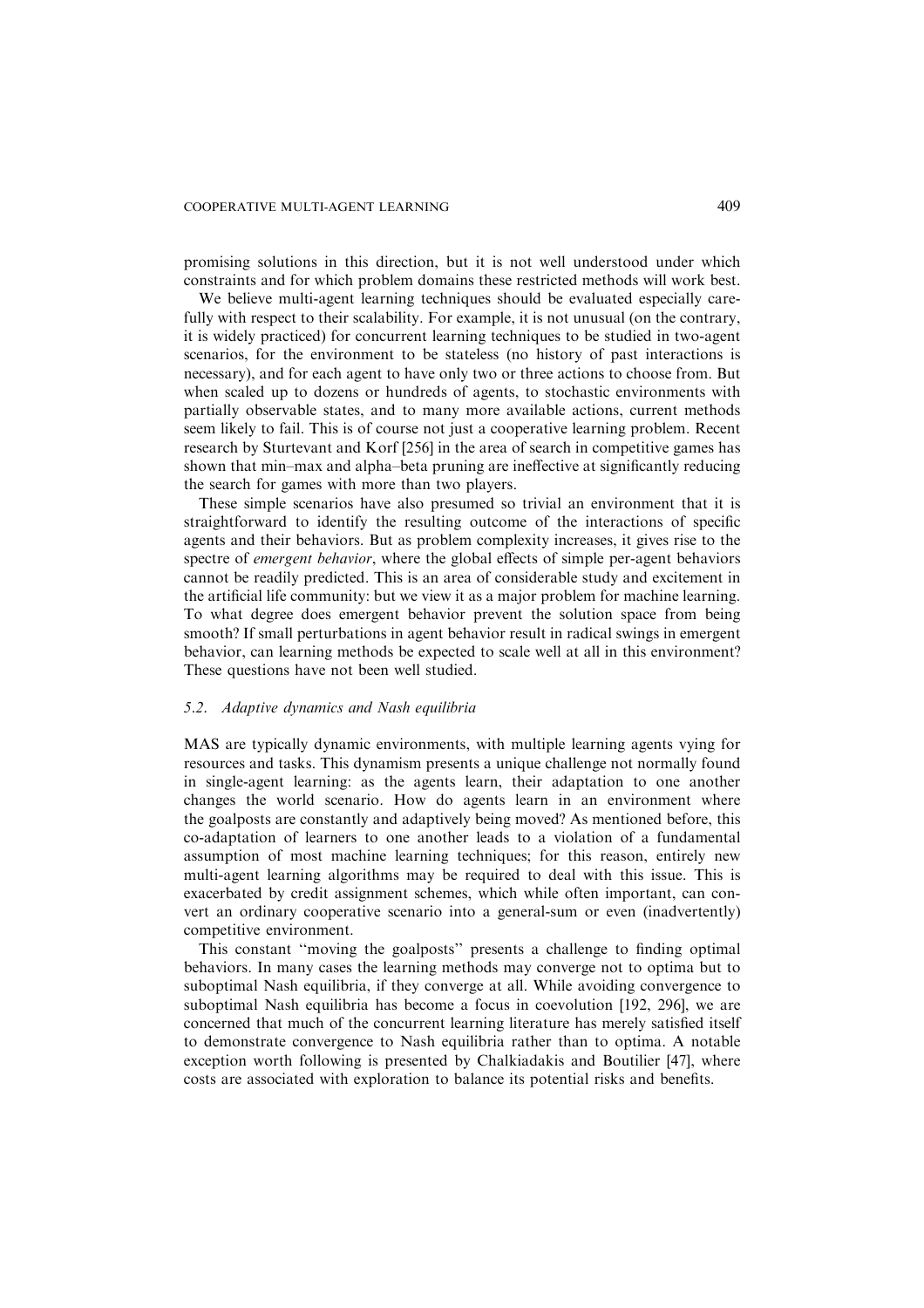promising solutions in this direction, but it is not well understood under which constraints and for which problem domains these restricted methods will work best.

We believe multi-agent learning techniques should be evaluated especially carefully with respect to their scalability. For example, it is not unusual (on the contrary, it is widely practiced) for concurrent learning techniques to be studied in two-agent scenarios, for the environment to be stateless (no history of past interactions is necessary), and for each agent to have only two or three actions to choose from. But when scaled up to dozens or hundreds of agents, to stochastic environments with partially observable states, and to many more available actions, current methods seem likely to fail. This is of course not just a cooperative learning problem. Recent research by Sturtevant and Korf [256] in the area of search in competitive games has shown that min–max and alpha–beta pruning are ineffective at significantly reducing the search for games with more than two players.

These simple scenarios have also presumed so trivial an environment that it is straightforward to identify the resulting outcome of the interactions of specific agents and their behaviors. But as problem complexity increases, it gives rise to the spectre of *emergent behavior*, where the global effects of simple per-agent behaviors cannot be readily predicted. This is an area of considerable study and excitement in the artificial life community: but we view it as a major problem for machine learning. To what degree does emergent behavior prevent the solution space from being smooth? If small perturbations in agent behavior result in radical swings in emergent behavior, can learning methods be expected to scale well at all in this environment? These questions have not been well studied.

### *5.2. Adaptive dynamics and Nash equilibria*

MAS are typically dynamic environments, with multiple learning agents vying for resources and tasks. This dynamism presents a unique challenge not normally found in single-agent learning: as the agents learn, their adaptation to one another changes the world scenario. How do agents learn in an environment where the goalposts are constantly and adaptively being moved? As mentioned before, this co-adaptation of learners to one another leads to a violation of a fundamental assumption of most machine learning techniques; for this reason, entirely new multi-agent learning algorithms may be required to deal with this issue. This is exacerbated by credit assignment schemes, which while often important, can convert an ordinary cooperative scenario into a general-sum or even (inadvertently) competitive environment.

This constant "moving the goalposts" presents a challenge to finding optimal behaviors. In many cases the learning methods may converge not to optima but to suboptimal Nash equilibria, if they converge at all. While avoiding convergence to suboptimal Nash equilibria has become a focus in coevolution [192, 296], we are concerned that much of the concurrent learning literature has merely satisfied itself to demonstrate convergence to Nash equilibria rather than to optima. A notable exception worth following is presented by Chalkiadakis and Boutilier [47], where costs are associated with exploration to balance its potential risks and benefits.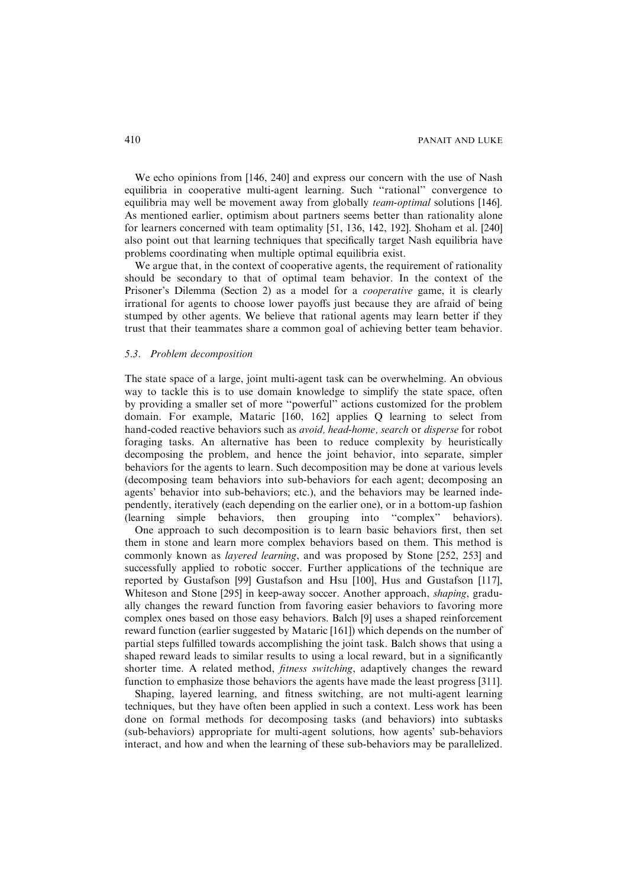We echo opinions from [146, 240] and express our concern with the use of Nash equilibria in cooperative multi-agent learning. Such ''rational'' convergence to equilibria may well be movement away from globally *team-optimal* solutions [146]. As mentioned earlier, optimism about partners seems better than rationality alone for learners concerned with team optimality [51, 136, 142, 192]. Shoham et al. [240] also point out that learning techniques that specifically target Nash equilibria have problems coordinating when multiple optimal equilibria exist.

We argue that, in the context of cooperative agents, the requirement of rationality should be secondary to that of optimal team behavior. In the context of the Prisoner's Dilemma (Section 2) as a model for a *cooperative* game, it is clearly irrational for agents to choose lower payoffs just because they are afraid of being stumped by other agents. We believe that rational agents may learn better if they trust that their teammates share a common goal of achieving better team behavior.

### 5.3. Problem decomposition

The state space of a large, joint multi-agent task can be overwhelming. An obvious way to tackle this is to use domain knowledge to simplify the state space, often by providing a smaller set of more ''powerful'' actions customized for the problem domain. For example, Mataric [160, 162] applies Q learning to select from hand-coded reactive behaviors such as *avoid, head-home, search* or *disperse* for robot foraging tasks. An alternative has been to reduce complexity by heuristically decomposing the problem, and hence the joint behavior, into separate, simpler behaviors for the agents to learn. Such decomposition may be done at various levels (decomposing team behaviors into sub-behaviors for each agent; decomposing an agents' behavior into sub-behaviors; etc.), and the behaviors may be learned independently, iteratively (each depending on the earlier one), or in a bottom-up fashion (learning simple behaviors, then grouping into ''complex'' behaviors).

One approach to such decomposition is to learn basic behaviors first, then set them in stone and learn more complex behaviors based on them. This method is commonly known as *layered learning*, and was proposed by Stone [252, 253] and successfully applied to robotic soccer. Further applications of the technique are reported by Gustafson [99] Gustafson and Hsu [100], Hus and Gustafson [117], Whiteson and Stone [295] in keep-away soccer. Another approach, *shaping*, gradually changes the reward function from favoring easier behaviors to favoring more complex ones based on those easy behaviors. Balch [9] uses a shaped reinforcement reward function (earlier suggested by Mataric [161]) which depends on the number of partial steps fulfilled towards accomplishing the joint task. Balch shows that using a shaped reward leads to similar results to using a local reward, but in a significantly shorter time. A related method, *fitness switching*, adaptively changes the reward function to emphasize those behaviors the agents have made the least progress [311].

Shaping, layered learning, and fitness switching, are not multi-agent learning techniques, but they have often been applied in such a context. Less work has been done on formal methods for decomposing tasks (and behaviors) into subtasks (sub-behaviors) appropriate for multi-agent solutions, how agents' sub-behaviors interact, and how and when the learning of these sub-behaviors may be parallelized.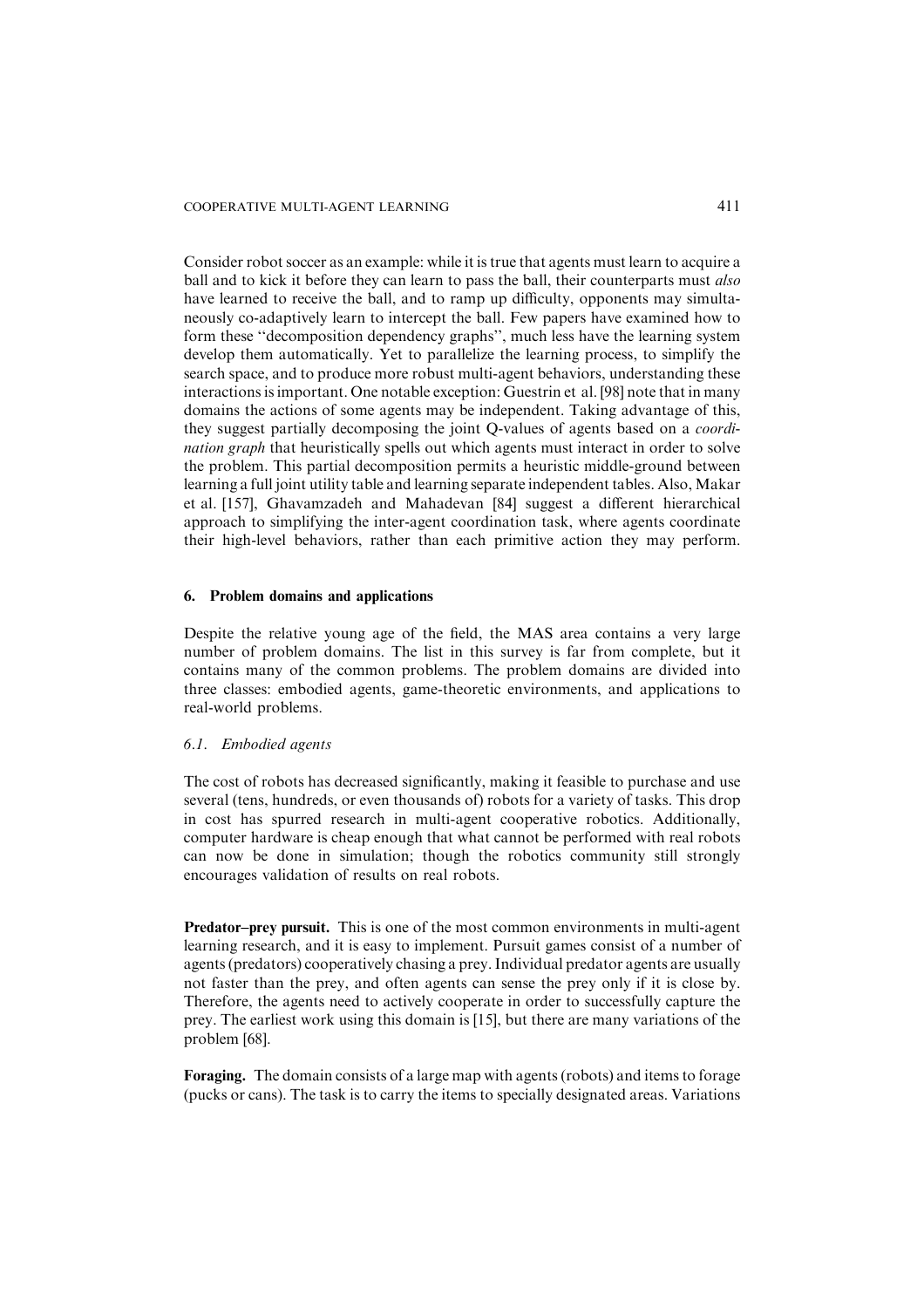Consider robot soccer as an example: while it is true that agents must learn to acquire a ball and to kick it before they can learn to pass the ball, their counterparts must *also* have learned to receive the ball, and to ramp up difficulty, opponents may simultaneously co-adaptively learn to intercept the ball. Few papers have examined how to form these "decomposition dependency graphs", much less have the learning system develop them automatically. Yet to parallelize the learning process, to simplify the search space, and to produce more robust multi-agent behaviors, understanding these interactions is important. One notable exception: Guestrin et al. [98] note that in many domains the actions of some agents may be independent. Taking advantage of this, they suggest partially decomposing the joint Q-values of agents based on a *coordination graph* that heuristically spells out which agents must interact in order to solve the problem. This partial decomposition permits a heuristic middle-ground between learning a full joint utility table and learning separate independent tables. Also, Makar et al. [157], Ghavamzadeh and Mahadevan [84] suggest a different hierarchical approach to simplifying the inter-agent coordination task, where agents coordinate their high-level behaviors, rather than each primitive action they may perform.

## 6. Problem domains and applications

Despite the relative young age of the field, the MAS area contains a very large number of problem domains. The list in this survey is far from complete, but it contains many of the common problems. The problem domains are divided into three classes: embodied agents, game-theoretic environments, and applications to real-world problems.

### 6.1. Embodied agents

The cost of robots has decreased significantly, making it feasible to purchase and use several (tens, hundreds, or even thousands of) robots for a variety of tasks. This drop in cost has spurred research in multi-agent cooperative robotics. Additionally, computer hardware is cheap enough that what cannot be performed with real robots can now be done in simulation; though the robotics community still strongly encourages validation of results on real robots.

**Predator–prey pursuit.** This is one of the most common environments in multi-agent learning research, and it is easy to implement. Pursuit games consist of a number of agents (predators) cooperatively chasing a prey. Individual predator agents are usually not faster than the prey, and often agents can sense the prey only if it is close by. Therefore, the agents need to actively cooperate in order to successfully capture the prey. The earliest work using this domain is [15], but there are many variations of the problem [68].

**Foraging.** The domain consists of a large map with agents (robots) and items to forage (pucks or cans). The task is to carry the items to specially designated areas. Variations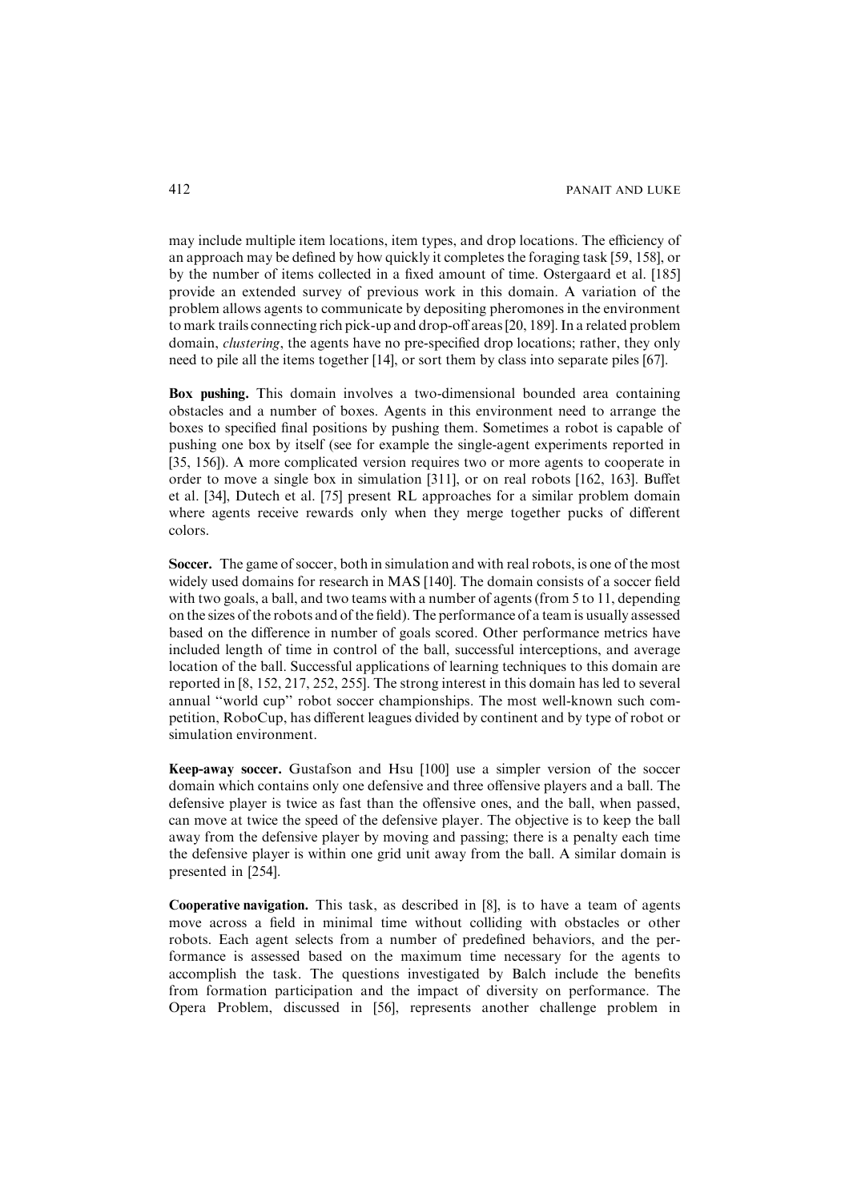may include multiple item locations, item types, and drop locations. The efficiency of an approach may be defined by how quickly it completes the foraging task [59, 158], or by the number of items collected in a fixed amount of time. Ostergaard et al. [185] provide an extended survey of previous work in this domain. A variation of the problem allows agents to communicate by depositing pheromones in the environment to mark trails connecting rich pick-up and drop-off areas [20, 189]. In a related problem domain, *clustering*, the agents have no pre-specified drop locations; rather, they only need to pile all the items together [14], or sort them by class into separate piles [67].

**Box pushing.** This domain involves a two-dimensional bounded area containing obstacles and a number of boxes. Agents in this environment need to arrange the boxes to specified final positions by pushing them. Sometimes a robot is capable of pushing one box by itself (see for example the single-agent experiments reported in [35, 156]). A more complicated version requires two or more agents to cooperate in order to move a single box in simulation [311], or on real robots [162, 163]. Buffet et al. [34], Dutech et al. [75] present RL approaches for a similar problem domain where agents receive rewards only when they merge together pucks of different colors.

**Soccer.** The game of soccer, both in simulation and with real robots, is one of the most widely used domains for research in MAS [140]. The domain consists of a soccer field with two goals, a ball, and two teams with a number of agents (from 5 to 11, depending on the sizes of the robots and of the field). The performance of a team is usually assessed based on the difference in number of goals scored. Other performance metrics have included length of time in control of the ball, successful interceptions, and average location of the ball. Successful applications of learning techniques to this domain are reported in [8, 152, 217, 252, 255]. The strong interest in this domain has led to several annual "world cup" robot soccer championships. The most well-known such competition, RoboCup, has different leagues divided by continent and by type of robot or simulation environment.

**Keep-away soccer.** Gustafson and Hsu [100] use a simpler version of the soccer domain which contains only one defensive and three offensive players and a ball. The defensive player is twice as fast than the offensive ones, and the ball, when passed, can move at twice the speed of the defensive player. The objective is to keep the ball away from the defensive player by moving and passing; there is a penalty each time the defensive player is within one grid unit away from the ball. A similar domain is presented in [254].

**Cooperative navigation.** This task, as described in [8], is to have a team of agents move across a field in minimal time without colliding with obstacles or other robots. Each agent selects from a number of predefined behaviors, and the performance is assessed based on the maximum time necessary for the agents to accomplish the task. The questions investigated by Balch include the benefits from formation participation and the impact of diversity on performance. The Opera Problem, discussed in [56], represents another challenge problem in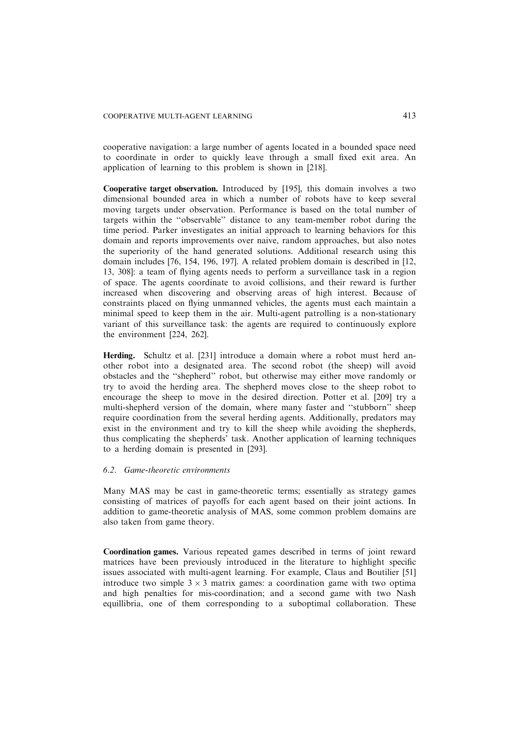cooperative navigation: a large number of agents located in a bounded space need to coordinate in order to quickly leave through a small fixed exit area. An application of learning to this problem is shown in [218].

**Cooperative target observation.** Introduced by [195], this domain involves a two dimensional bounded area in which a number of robots have to keep several moving targets under observation. Performance is based on the total number of targets within the "observable" distance to any team-member robot during the time period. Parker investigates an initial approach to learning behaviors for this domain and reports improvements over naive, random approaches, but also notes the superiority of the hand generated solutions. Additional research using this domain includes [76, 154, 196, 197]. A related problem domain is described in [12, 13, 308]: a team of flying agents needs to perform a surveillance task in a region of space. The agents coordinate to avoid collisions, and their reward is further increased when discovering and observing areas of high interest. Because of constraints placed on flying unmanned vehicles, the agents must each maintain a minimal speed to keep them in the air. Multi-agent patrolling is a non-stationary variant of this surveillance task: the agents are required to continuously explore the environment [224, 262].

**Herding.** Schultz et al. [231] introduce a domain where a robot must herd another robot into a designated area. The second robot (the sheep) will avoid obstacles and the "shepherd" robot, but otherwise may either move randomly or try to avoid the herding area. The shepherd moves close to the sheep robot to encourage the sheep to move in the desired direction. Potter et al. [209] try a multi-shepherd version of the domain, where many faster and "stubborn" sheep require coordination from the several herding agents. Additionally, predators may exist in the environment and try to kill the sheep while avoiding the shepherds, thus complicating the shepherds' task. Another application of learning techniques to a herding domain is presented in [293].

### 6.2. *Game-theoretic environments*

Many MAS may be cast in game-theoretic terms; essentially as strategy games consisting of matrices of payoffs for each agent based on their joint actions. In addition to game-theoretic analysis of MAS, some common problem domains are also taken from game theory.

**Coordination games.** Various repeated games described in terms of joint reward matrices have been previously introduced in the literature to highlight specific issues associated with multi-agent learning. For example, Claus and Boutilier [51] introduce two simple $3 \times 3$ matrix games: a coordination game with two optima and high penalties for mis-coordination; and a second game with two Nash equillibria, one of them corresponding to a suboptimal collaboration. These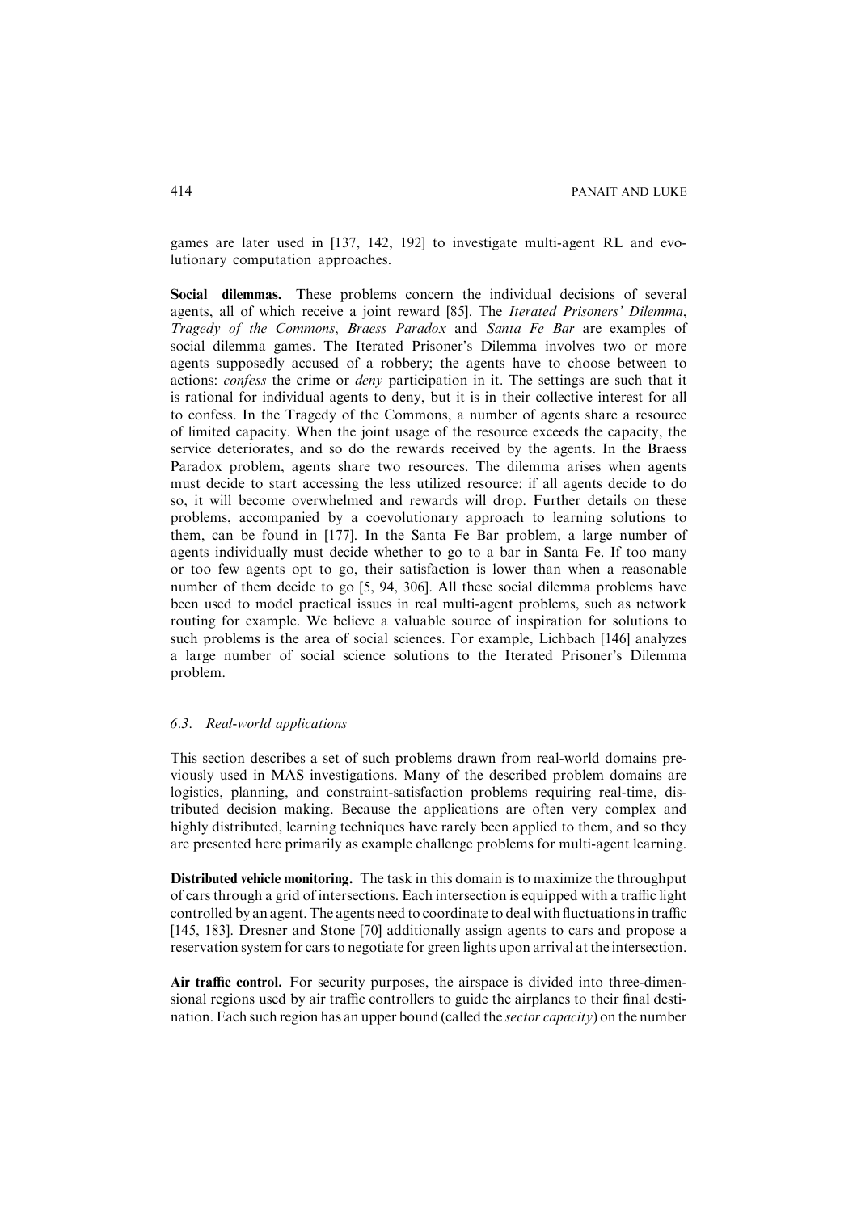games are later used in [137, 142, 192] to investigate multi-agent RL and evolutionary computation approaches.

**Social dilemmas.** These problems concern the individual decisions of several agents, all of which receive a joint reward [85]. The *Iterated Prisoners' Dilemma*, *Tragedy of the Commons*, *Braess Paradox* and *Santa Fe Bar* are examples of social dilemma games. The Iterated Prisoner's Dilemma involves two or more agents supposedly accused of a robbery; the agents have to choose between to actions: *confess* the crime or *deny* participation in it. The settings are such that it is rational for individual agents to deny, but it is in their collective interest for all to confess. In the Tragedy of the Commons, a number of agents share a resource of limited capacity. When the joint usage of the resource exceeds the capacity, the service deteriorates, and so do the rewards received by the agents. In the Braess Paradox problem, agents share two resources. The dilemma arises when agents must decide to start accessing the less utilized resource: if all agents decide to do so, it will become overwhelmed and rewards will drop. Further details on these problems, accompanied by a coevolutionary approach to learning solutions to them, can be found in [177]. In the Santa Fe Bar problem, a large number of agents individually must decide whether to go to a bar in Santa Fe. If too many or too few agents opt to go, their satisfaction is lower than when a reasonable number of them decide to go [5, 94, 306]. All these social dilemma problems have been used to model practical issues in real multi-agent problems, such as network routing for example. We believe a valuable source of inspiration for solutions to such problems is the area of social sciences. For example, Lichbach [146] analyzes a large number of social science solutions to the Iterated Prisoner's Dilemma problem.

### 6.3. Real-world applications

This section describes a set of such problems drawn from real-world domains previously used in MAS investigations. Many of the described problem domains are logistics, planning, and constraint-satisfaction problems requiring real-time, distributed decision making. Because the applications are often very complex and highly distributed, learning techniques have rarely been applied to them, and so they are presented here primarily as example challenge problems for multi-agent learning.

**Distributed vehicle monitoring.** The task in this domain is to maximize the throughput of cars through a grid of intersections. Each intersection is equipped with a traffic light controlled by an agent. The agents need to coordinate to deal with fluctuations in traffic [145, 183]. Dresner and Stone [70] additionally assign agents to cars and propose a reservation system for cars to negotiate for green lights upon arrival at the intersection.

**Air traffic control.** For security purposes, the airspace is divided into three-dimensional regions used by air traffic controllers to guide the airplanes to their final destination. Each such region has an upper bound (called the *sector capacity*) on the number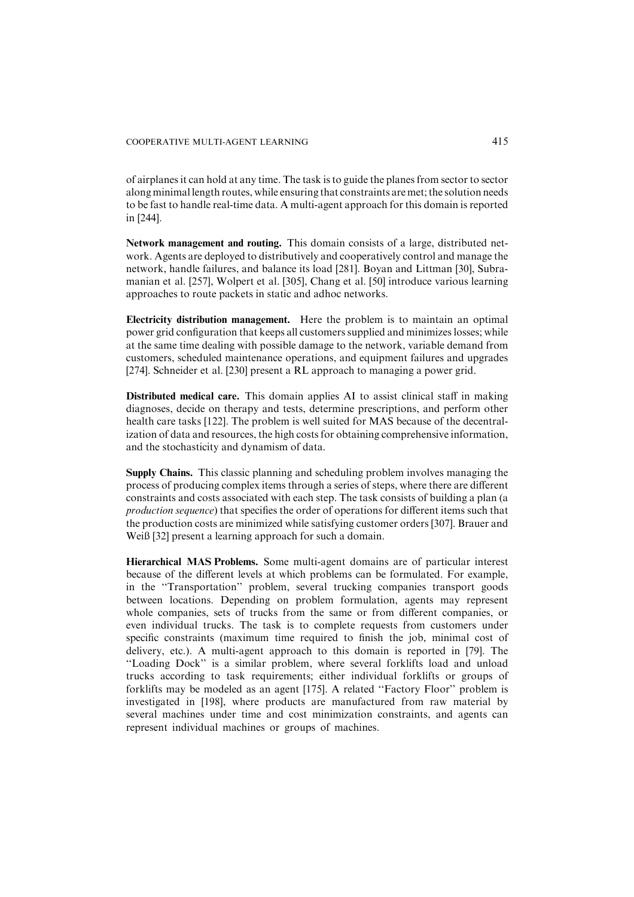of airplanes it can hold at any time. The task is to guide the planes from sector to sector along minimal length routes, while ensuring that constraints are met; the solution needs to be fast to handle real-time data. A multi-agent approach for this domain is reported in [244].

**Network management and routing.** This domain consists of a large, distributed network. Agents are deployed to distributively and cooperatively control and manage the network, handle failures, and balance its load [281]. Boyan and Littman [30], Subramanian et al. [257], Wolpert et al. [305], Chang et al. [50] introduce various learning approaches to route packets in static and adhoc networks.

**Electricity distribution management.** Here the problem is to maintain an optimal power grid configuration that keeps all customers supplied and minimizes losses; while at the same time dealing with possible damage to the network, variable demand from customers, scheduled maintenance operations, and equipment failures and upgrades [274]. Schneider et al. [230] present a RL approach to managing a power grid.

**Distributed medical care.** This domain applies AI to assist clinical staff in making diagnoses, decide on therapy and tests, determine prescriptions, and perform other health care tasks [122]. The problem is well suited for MAS because of the decentralization of data and resources, the high costs for obtaining comprehensive information, and the stochasticity and dynamism of data.

**Supply Chains.** This classic planning and scheduling problem involves managing the process of producing complex items through a series of steps, where there are different constraints and costs associated with each step. The task consists of building a plan (a *production sequence*) that specifies the order of operations for different items such that the production costs are minimized while satisfying customer orders [307]. Brauer and Weiß [32] present a learning approach for such a domain.

**Hierarchical MAS Problems.** Some multi-agent domains are of particular interest because of the different levels at which problems can be formulated. For example, in the "Transportation" problem, several trucking companies transport goods between locations. Depending on problem formulation, agents may represent whole companies, sets of trucks from the same or from different companies, or even individual trucks. The task is to complete requests from customers under specific constraints (maximum time required to finish the job, minimal cost of delivery, etc.). A multi-agent approach to this domain is reported in [79]. The "Loading Dock" is a similar problem, where several forklifts load and unload trucks according to task requirements; either individual forklifts or groups of forklifts may be modeled as an agent [175]. A related "Factory Floor" problem is investigated in [198], where products are manufactured from raw material by several machines under time and cost minimization constraints, and agents can represent individual machines or groups of machines.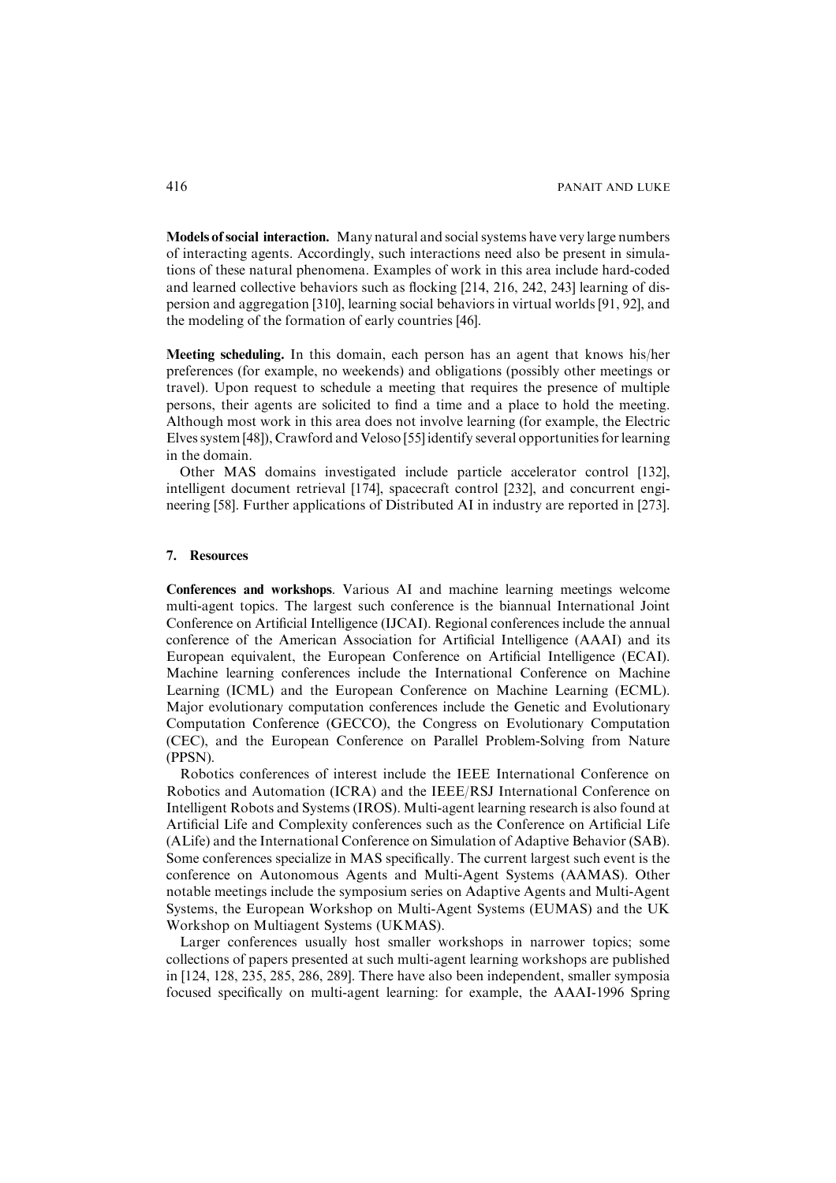**Models of social interaction.** Many natural and social systems have very large numbers of interacting agents. Accordingly, such interactions need also be present in simulations of these natural phenomena. Examples of work in this area include hard-coded and learned collective behaviors such as flocking [214, 216, 242, 243] learning of dispersion and aggregation [310], learning social behaviors in virtual worlds [91, 92], and the modeling of the formation of early countries [46].

**Meeting scheduling.** In this domain, each person has an agent that knows his/her preferences (for example, no weekends) and obligations (possibly other meetings or travel). Upon request to schedule a meeting that requires the presence of multiple persons, their agents are solicited to find a time and a place to hold the meeting. Although most work in this area does not involve learning (for example, the Electric Elves system [48]), Crawford and Veloso [55] identify several opportunities for learning in the domain.

Other MAS domains investigated include particle accelerator control [132], intelligent document retrieval [174], spacecraft control [232], and concurrent engineering [58]. Further applications of Distributed AI in industry are reported in [273].

## 7. Resources

**Conferences and workshops**. Various AI and machine learning meetings welcome multi-agent topics. The largest such conference is the biannual International Joint Conference on Artificial Intelligence (IJCAI). Regional conferences include the annual conference of the American Association for Artificial Intelligence (AAAI) and its European equivalent, the European Conference on Artificial Intelligence (ECAI). Machine learning conferences include the International Conference on Machine Learning (ICML) and the European Conference on Machine Learning (ECML). Major evolutionary computation conferences include the Genetic and Evolutionary Computation Conference (GECCO), the Congress on Evolutionary Computation (CEC), and the European Conference on Parallel Problem-Solving from Nature (PPSN).

Robotics conferences of interest include the IEEE International Conference on Robotics and Automation (ICRA) and the IEEE/RSJ International Conference on Intelligent Robots and Systems (IROS). Multi-agent learning research is also found at Artificial Life and Complexity conferences such as the Conference on Artificial Life (ALife) and the International Conference on Simulation of Adaptive Behavior (SAB). Some conferences specialize in MAS specifically. The current largest such event is the conference on Autonomous Agents and Multi-Agent Systems (AAMAS). Other notable meetings include the symposium series on Adaptive Agents and Multi-Agent Systems, the European Workshop on Multi-Agent Systems (EUMAS) and the UK Workshop on Multiagent Systems (UKMAS).

Larger conferences usually host smaller workshops in narrower topics; some collections of papers presented at such multi-agent learning workshops are published in [124, 128, 235, 285, 286, 289]. There have also been independent, smaller symposia focused specifically on multi-agent learning: for example, the AAAI-1996 Spring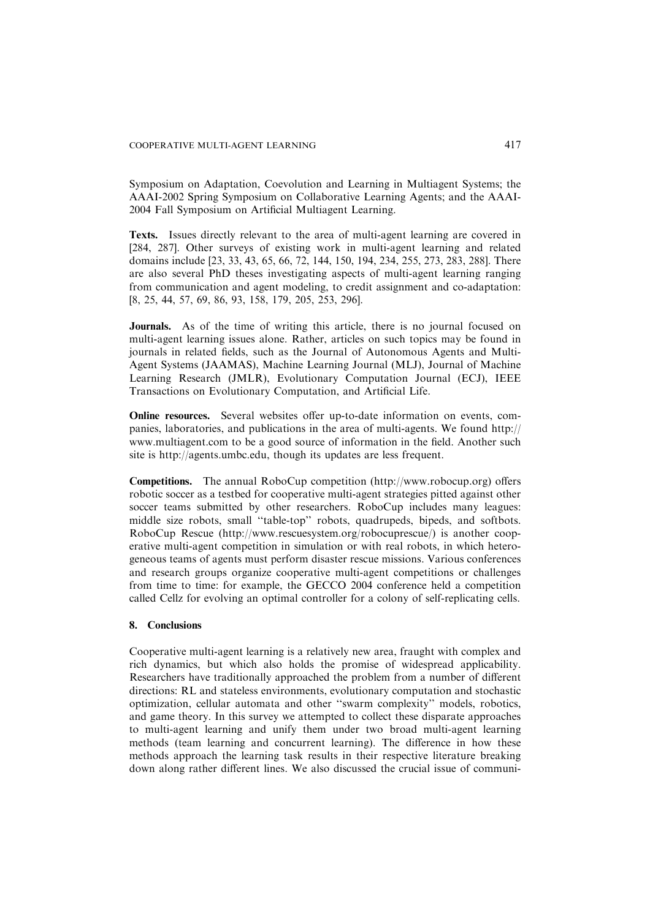Symposium on Adaptation, Coevolution and Learning in Multiagent Systems; the AAAI-2002 Spring Symposium on Collaborative Learning Agents; and the AAAI-2004 Fall Symposium on Artificial Multiagent Learning.

**Texts.** Issues directly relevant to the area of multi-agent learning are covered in [284, 287]. Other surveys of existing work in multi-agent learning and related domains include [23, 33, 43, 65, 66, 72, 144, 150, 194, 234, 255, 273, 283, 288]. There are also several PhD theses investigating aspects of multi-agent learning ranging from communication and agent modeling, to credit assignment and co-adaptation: [8, 25, 44, 57, 69, 86, 93, 158, 179, 205, 253, 296].

**Journals.** As of the time of writing this article, there is no journal focused on multi-agent learning issues alone. Rather, articles on such topics may be found in journals in related fields, such as the Journal of Autonomous Agents and Multi-Agent Systems (JAAMAS), Machine Learning Journal (MLJ), Journal of Machine Learning Research (JMLR), Evolutionary Computation Journal (ECJ), IEEE Transactions on Evolutionary Computation, and Artificial Life.

**Online resources.** Several websites offer up-to-date information on events, companies, laboratories, and publications in the area of multi-agents. We found http://www.multiagent.com to be a good source of information in the field. Another such site is http://agents.umbc.edu, though its updates are less frequent.

**Competitions.** The annual RoboCup competition (http://www.robocup.org) offers robotic soccer as a testbed for cooperative multi-agent strategies pitted against other soccer teams submitted by other researchers. RoboCup includes many leagues: middle size robots, small "table-top" robots, quadrupeds, bipeds, and softbots. RoboCup Rescue (http://www.rescuesystem.org/robocuprescue/) is another cooperative multi-agent competition in simulation or with real robots, in which heterogeneous teams of agents must perform disaster rescue missions. Various conferences and research groups organize cooperative multi-agent competitions or challenges from time to time: for example, the GECCO 2004 conference held a competition called Cellz for evolving an optimal controller for a colony of self-replicating cells.

## 8. Conclusions

Cooperative multi-agent learning is a relatively new area, fraught with complex and rich dynamics, but which also holds the promise of widespread applicability. Researchers have traditionally approached the problem from a number of different directions: RL and stateless environments, evolutionary computation and stochastic optimization, cellular automata and other "swarm complexity" models, robotics, and game theory. In this survey we attempted to collect these disparate approaches to multi-agent learning and unify them under two broad multi-agent learning methods (team learning and concurrent learning). The difference in how these methods approach the learning task results in their respective literature breaking down along rather different lines. We also discussed the crucial issue of communi-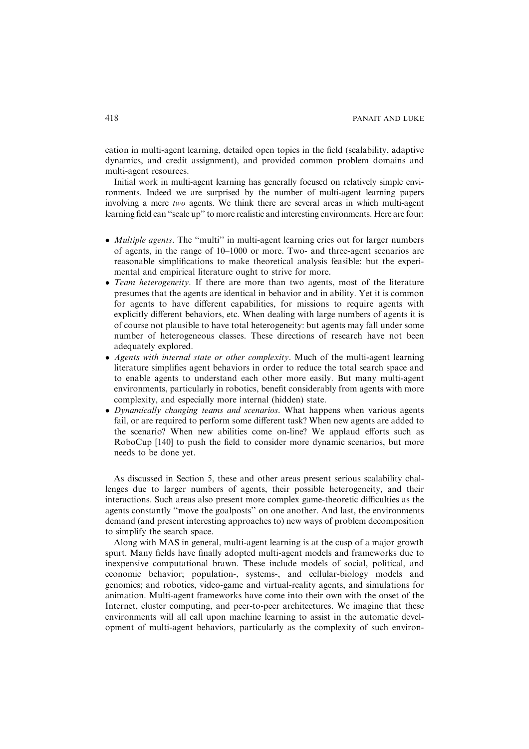cation in multi-agent learning, detailed open topics in the field (scalability, adaptive dynamics, and credit assignment), and provided common problem domains and multi-agent resources.

Initial work in multi-agent learning has generally focused on relatively simple environments. Indeed we are surprised by the number of multi-agent learning papers involving a mere *two* agents. We think there are several areas in which multi-agent learning field can "scale up" to more realistic and interesting environments. Here are four:

- *Multiple agents*. The "multi" in multi-agent learning cries out for larger numbers of agents, in the range of 10–1000 or more. Two- and three-agent scenarios are reasonable simplifications to make theoretical analysis feasible: but the experimental and empirical literature ought to strive for more.
- *Team heterogeneity*. If there are more than two agents, most of the literature presumes that the agents are identical in behavior and in ability. Yet it is common for agents to have different capabilities, for missions to require agents with explicitly different behaviors, etc. When dealing with large numbers of agents it is of course not plausible to have total heterogeneity: but agents may fall under some number of heterogeneous classes. These directions of research have not been adequately explored.
- *Agents with internal state or other complexity*. Much of the multi-agent learning literature simplifies agent behaviors in order to reduce the total search space and to enable agents to understand each other more easily. But many multi-agent environments, particularly in robotics, benefit considerably from agents with more complexity, and especially more internal (hidden) state.
- *Dynamically changing teams and scenarios*. What happens when various agents fail, or are required to perform some different task? When new agents are added to the scenario? When new abilities come on-line? We applaud efforts such as RoboCup [140] to push the field to consider more dynamic scenarios, but more needs to be done yet.

As discussed in Section 5, these and other areas present serious scalability challenges due to larger numbers of agents, their possible heterogeneity, and their interactions. Such areas also present more complex game-theoretic difficulties as the agents constantly "move the goalposts" on one another. And last, the environments demand (and present interesting approaches to) new ways of problem decomposition to simplify the search space.

Along with MAS in general, multi-agent learning is at the cusp of a major growth spurt. Many fields have finally adopted multi-agent models and frameworks due to inexpensive computational brawn. These include models of social, political, and economic behavior; population-, systems-, and cellular-biology models and genomics; and robotics, video-game and virtual-reality agents, and simulations for animation. Multi-agent frameworks have come into their own with the onset of the Internet, cluster computing, and peer-to-peer architectures. We imagine that these environments will all call upon machine learning to assist in the automatic development of multi-agent behaviors, particularly as the complexity of such environ-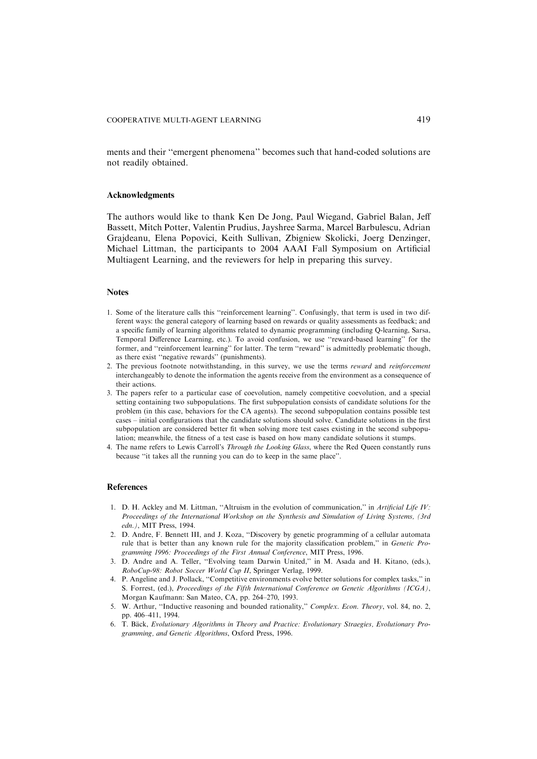ments and their "emergent phenomena" becomes such that hand-coded solutions are not readily obtained.

## Acknowledgments

The authors would like to thank Ken De Jong, Paul Wiegand, Gabriel Balan, Jeff Bassett, Mitch Potter, Valentin Prudius, Jayshree Sarma, Marcel Barbulescu, Adrian Grajdeanu, Elena Popovici, Keith Sullivan, Zbigniew Skolicki, Joerg Denzinger, Michael Littman, the participants to 2004 AAAI Fall Symposium on Artificial Multiagent Learning, and the reviewers for help in preparing this survey.

## Notes

1. Some of the literature calls this "reinforcement learning". Confusingly, that term is used in two different ways: the general category of learning based on rewards or quality assessments as feedback; and a specific family of learning algorithms related to dynamic programming (including Q-learning, Sarsa, Temporal Difference Learning, etc.). To avoid confusion, we use "reward-based learning" for the former, and "reinforcement learning" for latter. The term "reward" is admittedly problematic though, as there exist "negative rewards" (punishments).
2. The previous footnote notwithstanding, in this survey, we use the terms *reward* and *reinforcement* interchangeably to denote the information the agents receive from the environment as a consequence of their actions.
3. The papers refer to a particular case of coevolution, namely competitive coevolution, and a special setting containing two subpopulations. The first subpopulation consists of candidate solutions for the problem (in this case, behaviors for the CA agents). The second subpopulation contains possible test cases – initial configurations that the candidate solutions should solve. Candidate solutions in the first subpopulation are considered better fit when solving more test cases existing in the second subpopulation; meanwhile, the fitness of a test case is based on how many candidate solutions it stumps.
4. The name refers to Lewis Carroll's *Through the Looking Glass*, where the Red Queen constantly runs because "it takes all the running you can do to keep in the same place".

## References

1. D. H. Ackley and M. Littman, "Altruism in the evolution of communication," in *Artificial Life IV: Proceedings of the International Workshop on the Synthesis and Simulation of Living Systems, (3rd edn.)*, MIT Press, 1994.
2. D. Andre, F. Bennett III, and J. Koza, "Discovery by genetic programming of a cellular automata rule that is better than any known rule for the majority classification problem," in *Genetic Programming 1996: Proceedings of the First Annual Conference*, MIT Press, 1996.
3. D. Andre and A. Teller, "Evolving team Darwin United," in M. Asada and H. Kitano, (eds.), *RoboCup-98: Robot Soccer World Cup II*, Springer Verlag, 1999.
4. P. Angeline and J. Pollack, "Competitive environments evolve better solutions for complex tasks," in S. Forrest, (ed.), *Proceedings of the Fifth International Conference on Genetic Algorithms (ICGA)*, Morgan Kaufmann: San Mateo, CA, pp. 264–270, 1993.
5. W. Arthur, "Inductive reasoning and bounded rationality," *Complex. Econ. Theory*, vol. 84, no. 2, pp. 406–411, 1994.
6. T. Bäck, *Evolutionary Algorithms in Theory and Practice: Evolutionary Straegies, Evolutionary Programming, and Genetic Algorithms*, Oxford Press, 1996.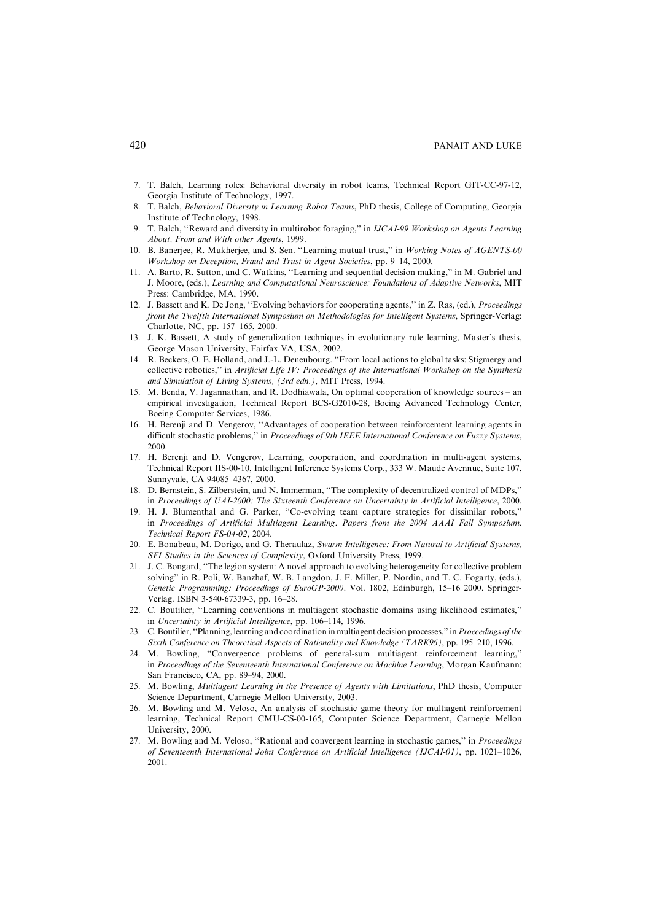7. T. Balch, Learning roles: Behavioral diversity in robot teams, Technical Report GIT-CC-97-12, Georgia Institute of Technology, 1997.
8. T. Balch, *Behavioral Diversity in Learning Robot Teams*, PhD thesis, College of Computing, Georgia Institute of Technology, 1998.
9. T. Balch, "Reward and diversity in multirobot foraging," in *IJCAI-99 Workshop on Agents Learning About, From and With other Agents*, 1999.
10. B. Banerjee, R. Mukherjee, and S. Sen. "Learning mutual trust," in *Working Notes of AGENTS-00 Workshop on Deception, Fraud and Trust in Agent Societies*, pp. 9–14, 2000.
11. A. Barto, R. Sutton, and C. Watkins, "Learning and sequential decision making," in M. Gabriel and J. Moore, (eds.), *Learning and Computational Neuroscience: Foundations of Adaptive Networks*, MIT Press: Cambridge, MA, 1990.
12. J. Bassett and K. De Jong, "Evolving behaviors for cooperating agents," in Z. Ras, (ed.), *Proceedings from the Twelfth International Symposium on Methodologies for Intelligent Systems*, Springer-Verlag: Charlotte, NC, pp. 157–165, 2000.
13. J. K. Bassett, A study of generalization techniques in evolutionary rule learning, Master's thesis, George Mason University, Fairfax VA, USA, 2002.
14. R. Beckers, O. E. Holland, and J.-L. Deneubourg. "From local actions to global tasks: Stigmergy and collective robotics," in *Artificial Life IV: Proceedings of the International Workshop on the Synthesis and Simulation of Living Systems, (3rd edn.)*, MIT Press, 1994.
15. M. Benda, V. Jagannathan, and R. Dodhiawala, On optimal cooperation of knowledge sources – an empirical investigation, Technical Report BCS-G2010-28, Boeing Advanced Technology Center, Boeing Computer Services, 1986.
16. H. Berenji and D. Vengerov, "Advantages of cooperation between reinforcement learning agents in difficult stochastic problems," in *Proceedings of 9th IEEE International Conference on Fuzzy Systems*, 2000.
17. H. Berenji and D. Vengerov, Learning, cooperation, and coordination in multi-agent systems, Technical Report IIS-00-10, Intelligent Inference Systems Corp., 333 W. Maude Avennue, Suite 107, Sunnyvale, CA 94085–4367, 2000.
18. D. Bernstein, S. Zilberstein, and N. Immerman, "The complexity of decentralized control of MDPs," in *Proceedings of UAI-2000: The Sixteenth Conference on Uncertainty in Artificial Intelligence*, 2000.
19. H. J. Blumenthal and G. Parker, "Co-evolving team capture strategies for dissimilar robots," in *Proceedings of Artificial Multiagent Learning. Papers from the 2004 AAAI Fall Symposium. Technical Report FS-04-02*, 2004.
20. E. Bonabeau, M. Dorigo, and G. Theraulaz, *Swarm Intelligence: From Natural to Artificial Systems, SFI Studies in the Sciences of Complexity*, Oxford University Press, 1999.
21. J. C. Bongard, "The legion system: A novel approach to evolving heterogeneity for collective problem solving" in R. Poli, W. Banzhaf, W. B. Langdon, J. F. Miller, P. Nordin, and T. C. Fogarty, (eds.), *Genetic Programming: Proceedings of EuroGP-2000*. Vol. 1802, Edinburgh, 15–16 2000. Springer-Verlag. ISBN 3-540-67339-3, pp. 16–28.
22. C. Boutilier, "Learning conventions in multiagent stochastic domains using likelihood estimates," in *Uncertainty in Artificial Intelligence*, pp. 106–114, 1996.
23. C. Boutilier, "Planning, learning and coordination in multiagent decision processes," in *Proceedings of the Sixth Conference on Theoretical Aspects of Rationality and Knowledge (TARK96)*, pp. 195–210, 1996.
24. M. Bowling, "Convergence problems of general-sum multiagent reinforcement learning," in *Proceedings of the Seventeenth International Conference on Machine Learning*, Morgan Kaufmann: San Francisco, CA, pp. 89–94, 2000.
25. M. Bowling, *Multiagent Learning in the Presence of Agents with Limitations*, PhD thesis, Computer Science Department, Carnegie Mellon University, 2003.
26. M. Bowling and M. Veloso, An analysis of stochastic game theory for multiagent reinforcement learning, Technical Report CMU-CS-00-165, Computer Science Department, Carnegie Mellon University, 2000.
27. M. Bowling and M. Veloso, "Rational and convergent learning in stochastic games," in *Proceedings of Seventeenth International Joint Conference on Artificial Intelligence (IJCAI-01)*, pp. 1021–1026, 2001.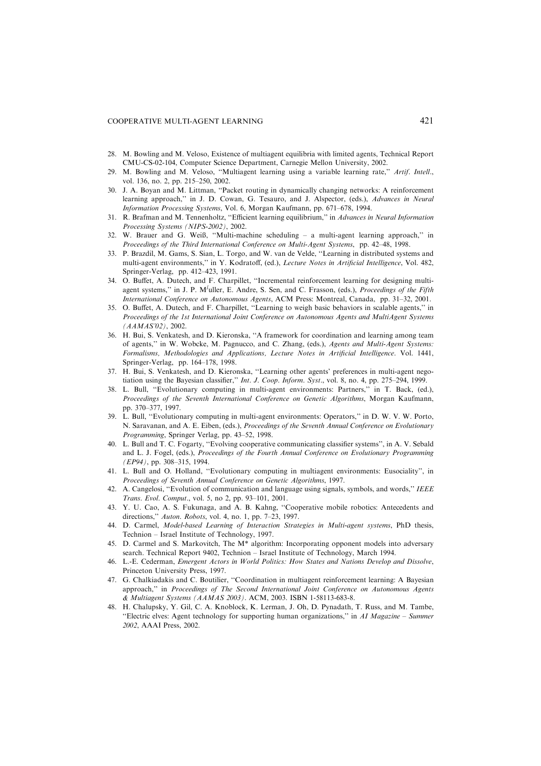28. M. Bowling and M. Veloso, Existence of multiagent equilibria with limited agents, Technical Report CMU-CS-02-104, Computer Science Department, Carnegie Mellon University, 2002.
29. M. Bowling and M. Veloso, ''Multiagent learning using a variable learning rate,'' *Artif. Intell.*, vol. 136, no. 2, pp. 215–250, 2002.
30. J. A. Boyan and M. Littman, ''Packet routing in dynamically changing networks: A reinforcement learning approach,'' in J. D. Cowan, G. Tesauro, and J. Alspector, (eds.), *Advances in Neural Information Processing Systems*, Vol. 6, Morgan Kaufmann, pp. 671–678, 1994.
31. R. Brafman and M. Tennenholtz, ''Efficient learning equilibrium,'' in *Advances in Neural Information Processing Systems (NIPS-2002)*, 2002.
32. W. Brauer and G. Weiß, ''Multi-machine scheduling – a multi-agent learning approach,'' in *Proceedings of the Third International Conference on Multi-Agent Systems*, pp. 42–48, 1998.
33. P. Brazdil, M. Gams, S. Sian, L. Torgo, and W. van de Velde, ''Learning in distributed systems and multi-agent environments,'' in Y. Kodratoff, (ed.), *Lecture Notes in Artificial Intelligence*, Vol. 482, Springer-Verlag, pp. 412–423, 1991.
34. O. Buffet, A. Dutech, and F. Charpillet, ''Incremental reinforcement learning for designing multi-agent systems,'' in J. P. M$^{\prime}$uller, E. Andre, S. Sen, and C. Frasson, (eds.), *Proceedings of the Fifth International Conference on Autonomous Agents*, ACM Press: Montreal, Canada, pp. 31–32, 2001.
35. O. Buffet, A. Dutech, and F. Charpillet, ''Learning to weigh basic behaviors in scalable agents,'' in *Proceedings of the 1st International Joint Conference on Autonomous Agents and MultiAgent Systems (AAMAS'02)*, 2002.
36. H. Bui, S. Venkatesh, and D. Kieronska, ''A framework for coordination and learning among team of agents,'' in W. Wobcke, M. Pagnucco, and C. Zhang, (eds.), *Agents and Multi-Agent Systems: Formalisms, Methodologies and Applications, Lecture Notes in Artificial Intelligence*. Vol. 1441, Springer-Verlag, pp. 164–178, 1998.
37. H. Bui, S. Venkatesh, and D. Kieronska, ''Learning other agents' preferences in multi-agent negotiation using the Bayesian classifier,'' *Int. J. Coop. Inform. Syst.*, vol. 8, no. 4, pp. 275–294, 1999.
38. L. Bull, ''Evolutionary computing in multi-agent environments: Partners,'' in T. Back, (ed.), *Proceedings of the Seventh International Conference on Genetic Algorithms*, Morgan Kaufmann, pp. 370–377, 1997.
39. L. Bull, ''Evolutionary computing in multi-agent environments: Operators,'' in D. W. V. W. Porto, N. Saravanan, and A. E. Eiben, (eds.), *Proceedings of the Seventh Annual Conference on Evolutionary Programming*, Springer Verlag, pp. 43–52, 1998.
40. L. Bull and T. C. Fogarty, ''Evolving cooperative communicating classifier systems'', in A. V. Sebald and L. J. Fogel, (eds.), *Proceedings of the Fourth Annual Conference on Evolutionary Programming (EP94)*, pp. 308–315, 1994.
41. L. Bull and O. Holland, ''Evolutionary computing in multiagent environments: Eusociality'', in *Proceedings of Seventh Annual Conference on Genetic Algorithms*, 1997.
42. A. Cangelosi, ''Evolution of communication and language using signals, symbols, and words,'' *IEEE Trans. Evol. Comput.*, vol. 5, no 2, pp. 93–101, 2001.
43. Y. U. Cao, A. S. Fukunaga, and A. B. Kahng, ''Cooperative mobile robotics: Antecedents and directions,'' *Auton. Robots*, vol. 4, no. 1, pp. 7–23, 1997.
44. D. Carmel, *Model-based Learning of Interaction Strategies in Multi-agent systems*, PhD thesis, Technion – Israel Institute of Technology, 1997.
45. D. Carmel and S. Markovitch, The M* algorithm: Incorporating opponent models into adversary search. Technical Report 9402, Technion – Israel Institute of Technology, March 1994.
46. L.-E. Cederman, *Emergent Actors in World Politics: How States and Nations Develop and Dissolve*, Princeton University Press, 1997.
47. G. Chalkiadakis and C. Boutilier, ''Coordination in multiagent reinforcement learning: A Bayesian approach,'' in *Proceedings of The Second International Joint Conference on Autonomous Agents & Multiagent Systems (AAMAS 2003)*. ACM, 2003. ISBN 1-58113-683-8.
48. H. Chalupsky, Y. Gil, C. A. Knoblock, K. Lerman, J. Oh, D. Pynadath, T. Russ, and M. Tambe, ''Electric elves: Agent technology for supporting human organizations,'' in *AI Magazine – Summer 2002*, AAAI Press, 2002.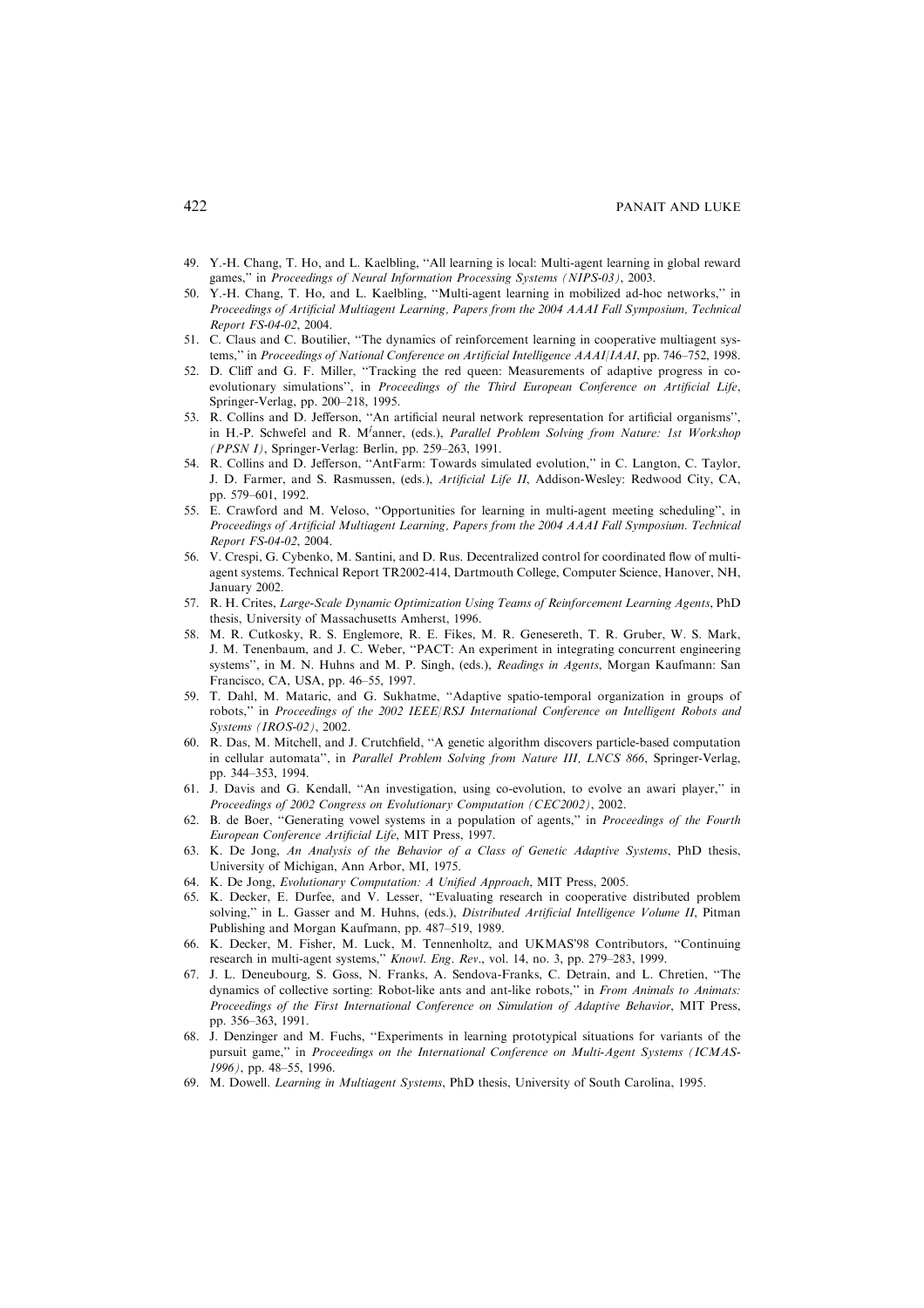49. Y.-H. Chang, T. Ho, and L. Kaelbling, ''All learning is local: Multi-agent learning in global reward games,'' in *Proceedings of Neural Information Processing Systems (NIPS-03)*, 2003.
50. Y.-H. Chang, T. Ho, and L. Kaelbling, ''Multi-agent learning in mobilized ad-hoc networks,'' in *Proceedings of Artificial Multiagent Learning, Papers from the 2004 AAAI Fall Symposium, Technical Report FS-04-02*, 2004.
51. C. Claus and C. Boutilier, ''The dynamics of reinforcement learning in cooperative multiagent systems,'' in *Proceedings of National Conference on Artificial Intelligence AAAI/IAAI*, pp. 746–752, 1998.
52. D. Cliff and G. F. Miller, ''Tracking the red queen: Measurements of adaptive progress in coevolutionary simulations'', in *Proceedings of the Third European Conference on Artificial Life*, Springer-Verlag, pp. 200–218, 1995.
53. R. Collins and D. Jefferson, ''An artificial neural network representation for artificial organisms'', in H.-P. Schwefel and R. M*ä*nner, (eds.), *Parallel Problem Solving from Nature: 1st Workshop (PPSN I)*, Springer-Verlag: Berlin, pp. 259–263, 1991.
54. R. Collins and D. Jefferson, ''AntFarm: Towards simulated evolution,'' in C. Langton, C. Taylor, J. D. Farmer, and S. Rasmussen, (eds.), *Artificial Life II*, Addison-Wesley: Redwood City, CA, pp. 579–601, 1992.
55. E. Crawford and M. Veloso, ''Opportunities for learning in multi-agent meeting scheduling'', in *Proceedings of Artificial Multiagent Learning, Papers from the 2004 AAAI Fall Symposium. Technical Report FS-04-02*, 2004.
56. V. Crespi, G. Cybenko, M. Santini, and D. Rus. Decentralized control for coordinated flow of multiagent systems. Technical Report TR2002-414, Dartmouth College, Computer Science, Hanover, NH, January 2002.
57. R. H. Crites, *Large-Scale Dynamic Optimization Using Teams of Reinforcement Learning Agents*, PhD thesis, University of Massachusetts Amherst, 1996.
58. M. R. Cutkosky, R. S. Englemore, R. E. Fikes, M. R. Genesereth, T. R. Gruber, W. S. Mark, J. M. Tenenbaum, and J. C. Weber, ''PACT: An experiment in integrating concurrent engineering systems'', in M. N. Huhns and M. P. Singh, (eds.), *Readings in Agents*, Morgan Kaufmann: San Francisco, CA, USA, pp. 46–55, 1997.
59. T. Dahl, M. Mataric, and G. Sukhatme, ''Adaptive spatio-temporal organization in groups of robots,'' in *Proceedings of the 2002 IEEE/RSJ International Conference on Intelligent Robots and Systems (IROS-02)*, 2002.
60. R. Das, M. Mitchell, and J. Crutchfield, ''A genetic algorithm discovers particle-based computation in cellular automata'', in *Parallel Problem Solving from Nature III, LNCS 866*, Springer-Verlag, pp. 344–353, 1994.
61. J. Davis and G. Kendall, ''An investigation, using co-evolution, to evolve an awari player,'' in *Proceedings of 2002 Congress on Evolutionary Computation (CEC2002)*, 2002.
62. B. de Boer, ''Generating vowel systems in a population of agents,'' in *Proceedings of the Fourth European Conference Artificial Life*, MIT Press, 1997.
63. K. De Jong, *An Analysis of the Behavior of a Class of Genetic Adaptive Systems*, PhD thesis, University of Michigan, Ann Arbor, MI, 1975.
64. K. De Jong, *Evolutionary Computation: A Unified Approach*, MIT Press, 2005.
65. K. Decker, E. Durfee, and V. Lesser, ''Evaluating research in cooperative distributed problem solving,'' in L. Gasser and M. Huhns, (eds.), *Distributed Artificial Intelligence Volume II*, Pitman Publishing and Morgan Kaufmann, pp. 487–519, 1989.
66. K. Decker, M. Fisher, M. Luck, M. Tennenholtz, and UKMAS'98 Contributors, ''Continuing research in multi-agent systems,'' *Knowl. Eng. Rev.*, vol. 14, no. 3, pp. 279–283, 1999.
67. J. L. Deneubourg, S. Goss, N. Franks, A. Sendova-Franks, C. Detrain, and L. Chretien, ''The dynamics of collective sorting: Robot-like ants and ant-like robots,'' in *From Animals to Animats: Proceedings of the First International Conference on Simulation of Adaptive Behavior*, MIT Press, pp. 356–363, 1991.
68. J. Denzinger and M. Fuchs, ''Experiments in learning prototypical situations for variants of the pursuit game,'' in *Proceedings on the International Conference on Multi-Agent Systems (ICMAS-1996)*, pp. 48–55, 1996.
69. M. Dowell. *Learning in Multiagent Systems*, PhD thesis, University of South Carolina, 1995.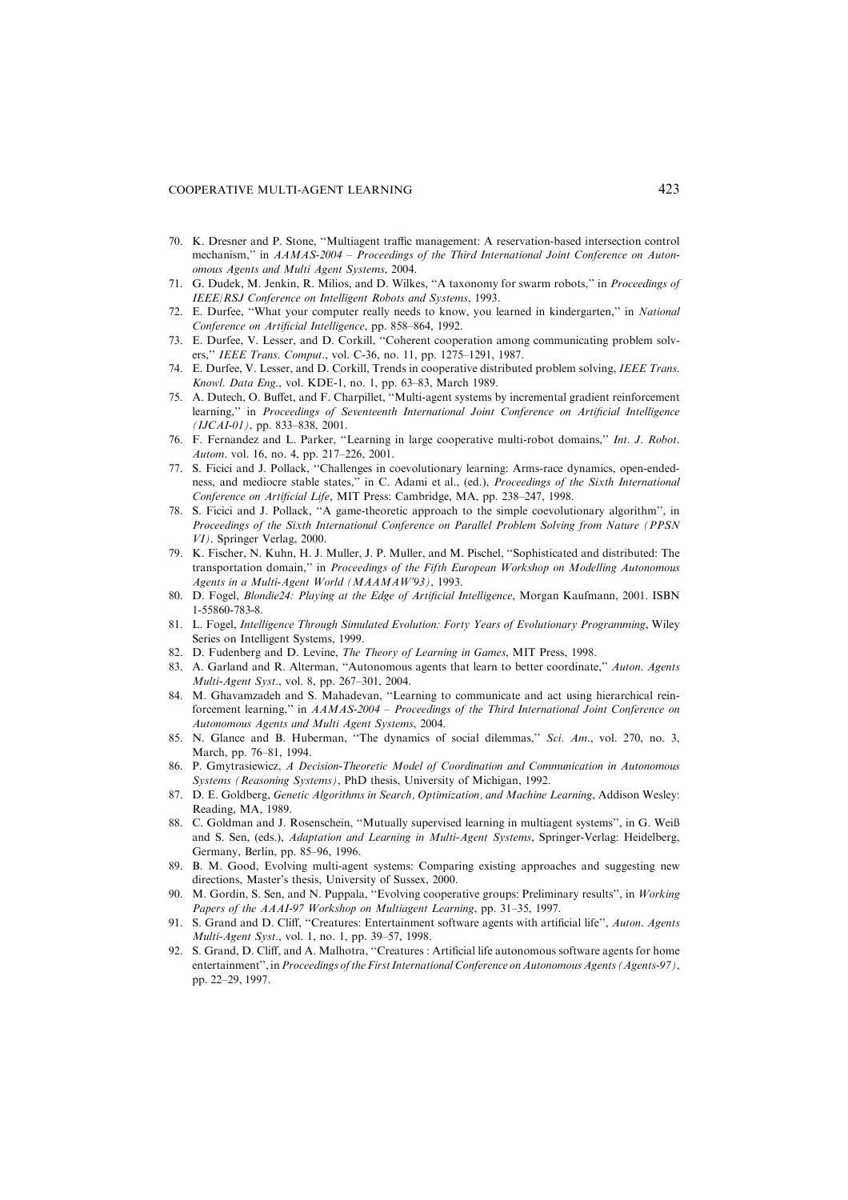70. K. Dresner and P. Stone, ''Multiagent traffic management: A reservation-based intersection control mechanism,'' in *AAMAS-2004 – Proceedings of the Third International Joint Conference on Autonomous Agents and Multi Agent Systems*, 2004.
71. G. Dudek, M. Jenkin, R. Milios, and D. Wilkes, ''A taxonomy for swarm robots,'' in *Proceedings of IEEE/RSJ Conference on Intelligent Robots and Systems*, 1993.
72. E. Durfee, ''What your computer really needs to know, you learned in kindergarten,'' in *National Conference on Artificial Intelligence*, pp. 858–864, 1992.
73. E. Durfee, V. Lesser, and D. Corkill, ''Coherent cooperation among communicating problem solvers,'' *IEEE Trans. Comput*., vol. C-36, no. 11, pp. 1275–1291, 1987.
74. E. Durfee, V. Lesser, and D. Corkill, Trends in cooperative distributed problem solving, *IEEE Trans. Knowl. Data Eng*., vol. KDE-1, no. 1, pp. 63–83, March 1989.
75. A. Dutech, O. Buffet, and F. Charpillet, ''Multi-agent systems by incremental gradient reinforcement learning,'' in *Proceedings of Seventeenth International Joint Conference on Artificial Intelligence (IJCAI-01)*, pp. 833–838, 2001.
76. F. Fernandez and L. Parker, ''Learning in large cooperative multi-robot domains,'' *Int. J. Robot. Autom*. vol. 16, no. 4, pp. 217–226, 2001.
77. S. Ficici and J. Pollack, ''Challenges in coevolutionary learning: Arms-race dynamics, open-endedness, and mediocre stable states,'' in C. Adami et al., (ed.), *Proceedings of the Sixth International Conference on Artificial Life*, MIT Press: Cambridge, MA, pp. 238–247, 1998.
78. S. Ficici and J. Pollack, ''A game-theoretic approach to the simple coevolutionary algorithm'', in *Proceedings of the Sixth International Conference on Parallel Problem Solving from Nature (PPSN VI)*. Springer Verlag, 2000.
79. K. Fischer, N. Kuhn, H. J. Muller, J. P. Muller, and M. Pischel, ''Sophisticated and distributed: The transportation domain,'' in *Proceedings of the Fifth European Workshop on Modelling Autonomous Agents in a Multi-Agent World (MAAMAW'93)*, 1993.
80. D. Fogel, *Blondie24: Playing at the Edge of Artificial Intelligence*, Morgan Kaufmann, 2001. ISBN 1-55860-783-8.
81. L. Fogel, *Intelligence Through Simulated Evolution: Forty Years of Evolutionary Programming*, Wiley Series on Intelligent Systems, 1999.
82. D. Fudenberg and D. Levine, *The Theory of Learning in Games*, MIT Press, 1998.
83. A. Garland and R. Alterman, ''Autonomous agents that learn to better coordinate,'' *Auton. Agents Multi-Agent Syst*., vol. 8, pp. 267–301, 2004.
84. M. Ghavamzadeh and S. Mahadevan, ''Learning to communicate and act using hierarchical reinforcement learning,'' in *AAMAS-2004 – Proceedings of the Third International Joint Conference on Autonomous Agents and Multi Agent Systems*, 2004.
85. N. Glance and B. Huberman, ''The dynamics of social dilemmas,'' *Sci. Am*., vol. 270, no. 3, March, pp. 76–81, 1994.
86. P. Gmytrasiewicz, *A Decision-Theoretic Model of Coordination and Communication in Autonomous Systems (Reasoning Systems)*, PhD thesis, University of Michigan, 1992.
87. D. E. Goldberg, *Genetic Algorithms in Search, Optimization, and Machine Learning*, Addison Wesley: Reading, MA, 1989.
88. C. Goldman and J. Rosenschein, ''Mutually supervised learning in multiagent systems'', in G. Weiß and S. Sen, (eds.), *Adaptation and Learning in Multi-Agent Systems*, Springer-Verlag: Heidelberg, Germany, Berlin, pp. 85–96, 1996.
89. B. M. Good, Evolving multi-agent systems: Comparing existing approaches and suggesting new directions, Master's thesis, University of Sussex, 2000.
90. M. Gordin, S. Sen, and N. Puppala, ''Evolving cooperative groups: Preliminary results'', in *Working Papers of the AAAI-97 Workshop on Multiagent Learning*, pp. 31–35, 1997.
91. S. Grand and D. Cliff, ''Creatures: Entertainment software agents with artificial life'', *Auton. Agents Multi-Agent Syst*., vol. 1, no. 1, pp. 39–57, 1998.
92. S. Grand, D. Cliff, and A. Malhotra, ''Creatures : Artificial life autonomous software agents for home entertainment'', in *Proceedings of the First International Conference on Autonomous Agents (Agents-97)*, pp. 22–29, 1997.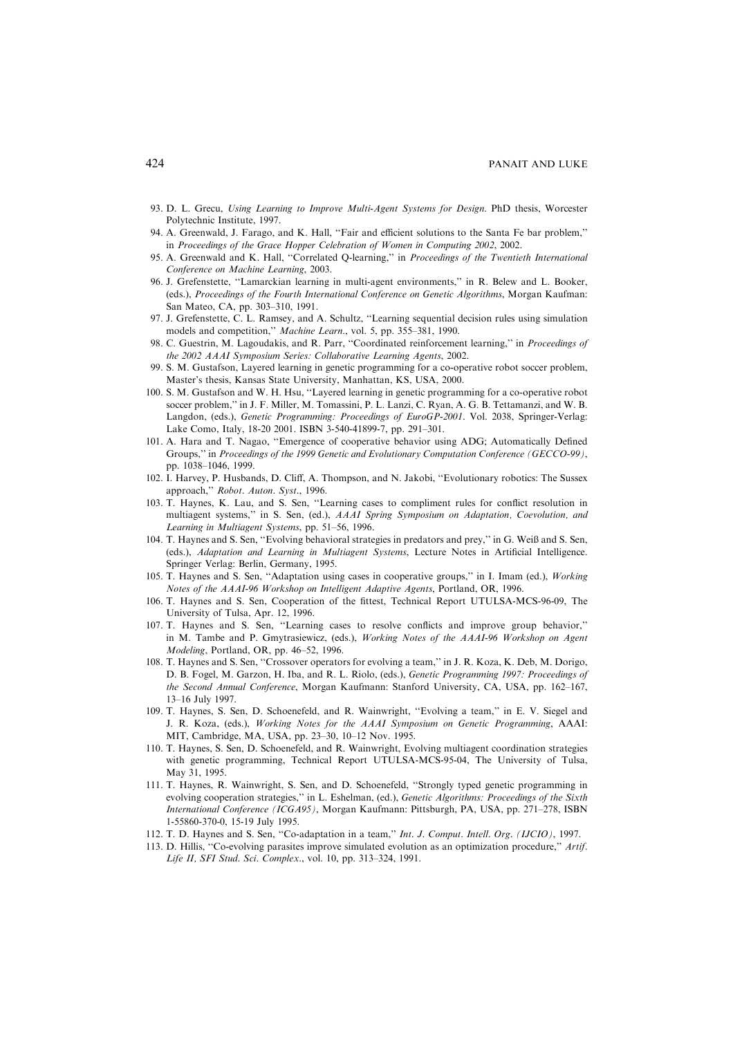93. D. L. Grecu, *Using Learning to Improve Multi-Agent Systems for Design*. PhD thesis, Worcester Polytechnic Institute, 1997.
94. A. Greenwald, J. Farago, and K. Hall, ''Fair and efficient solutions to the Santa Fe bar problem,'' in *Proceedings of the Grace Hopper Celebration of Women in Computing 2002*, 2002.
95. A. Greenwald and K. Hall, ''Correlated Q-learning,'' in *Proceedings of the Twentieth International Conference on Machine Learning*, 2003.
96. J. Grefenstette, ''Lamarckian learning in multi-agent environments,'' in R. Belew and L. Booker, (eds.), *Proceedings of the Fourth International Conference on Genetic Algorithms*, Morgan Kaufman: San Mateo, CA, pp. 303–310, 1991.
97. J. Grefenstette, C. L. Ramsey, and A. Schultz, ''Learning sequential decision rules using simulation models and competition,'' *Machine Learn.*, vol. 5, pp. 355–381, 1990.
98. C. Guestrin, M. Lagoudakis, and R. Parr, ''Coordinated reinforcement learning,'' in *Proceedings of the 2002 AAAI Symposium Series: Collaborative Learning Agents*, 2002.
99. S. M. Gustafson, Layered learning in genetic programming for a co-operative robot soccer problem, Master's thesis, Kansas State University, Manhattan, KS, USA, 2000.
100. S. M. Gustafson and W. H. Hsu, ''Layered learning in genetic programming for a co-operative robot soccer problem,'' in J. F. Miller, M. Tomassini, P. L. Lanzi, C. Ryan, A. G. B. Tettamanzi, and W. B. Langdon, (eds.), *Genetic Programming: Proceedings of EuroGP-2001*. Vol. 2038, Springer-Verlag: Lake Como, Italy, 18-20 2001. ISBN 3-540-41899-7, pp. 291–301.
101. A. Hara and T. Nagao, ''Emergence of cooperative behavior using ADG; Automatically Defined Groups,'' in *Proceedings of the 1999 Genetic and Evolutionary Computation Conference (GECCO-99)*, pp. 1038–1046, 1999.
102. I. Harvey, P. Husbands, D. Cliff, A. Thompson, and N. Jakobi, ''Evolutionary robotics: The Sussex approach,'' *Robot. Auton. Syst.*, 1996.
103. T. Haynes, K. Lau, and S. Sen, ''Learning cases to compliment rules for conflict resolution in multiagent systems,'' in S. Sen, (ed.), *AAAI Spring Symposium on Adaptation, Coevolution, and Learning in Multiagent Systems*, pp. 51–56, 1996.
104. T. Haynes and S. Sen, ''Evolving behavioral strategies in predators and prey,'' in G. Weiß and S. Sen, (eds.), *Adaptation and Learning in Multiagent Systems*, Lecture Notes in Artificial Intelligence. Springer Verlag: Berlin, Germany, 1995.
105. T. Haynes and S. Sen, ''Adaptation using cases in cooperative groups,'' in I. Imam (ed.), *Working Notes of the AAAI-96 Workshop on Intelligent Adaptive Agents*, Portland, OR, 1996.
106. T. Haynes and S. Sen, Cooperation of the fittest, Technical Report UTULSA-MCS-96-09, The University of Tulsa, Apr. 12, 1996.
107. T. Haynes and S. Sen, ''Learning cases to resolve conflicts and improve group behavior,'' in M. Tambe and P. Gmytrasiewicz, (eds.), *Working Notes of the AAAI-96 Workshop on Agent Modeling*, Portland, OR, pp. 46–52, 1996.
108. T. Haynes and S. Sen, ''Crossover operators for evolving a team,'' in J. R. Koza, K. Deb, M. Dorigo, D. B. Fogel, M. Garzon, H. Iba, and R. L. Riolo, (eds.), *Genetic Programming 1997: Proceedings of the Second Annual Conference*, Morgan Kaufmann: Stanford University, CA, USA, pp. 162–167, 13–16 July 1997.
109. T. Haynes, S. Sen, D. Schoenefeld, and R. Wainwright, ''Evolving a team,'' in E. V. Siegel and J. R. Koza, (eds.), *Working Notes for the AAAI Symposium on Genetic Programming*, AAAI: MIT, Cambridge, MA, USA, pp. 23–30, 10–12 Nov. 1995.
110. T. Haynes, S. Sen, D. Schoenefeld, and R. Wainwright, Evolving multiagent coordination strategies with genetic programming, Technical Report UTULSA-MCS-95-04, The University of Tulsa, May 31, 1995.
111. T. Haynes, R. Wainwright, S. Sen, and D. Schoenefeld, ''Strongly typed genetic programming in evolving cooperation strategies,'' in L. Eshelman, (ed.), *Genetic Algorithms: Proceedings of the Sixth International Conference (ICGA95)*, Morgan Kaufmann: Pittsburgh, PA, USA, pp. 271–278, ISBN 1-55860-370-0, 15-19 July 1995.
112. T. D. Haynes and S. Sen, ''Co-adaptation in a team,'' *Int. J. Comput. Intell. Org. (IJCIO)*, 1997.
113. D. Hillis, ''Co-evolving parasites improve simulated evolution as an optimization procedure,'' *Artif. Life II, SFI Stud. Sci. Complex.*, vol. 10, pp. 313–324, 1991.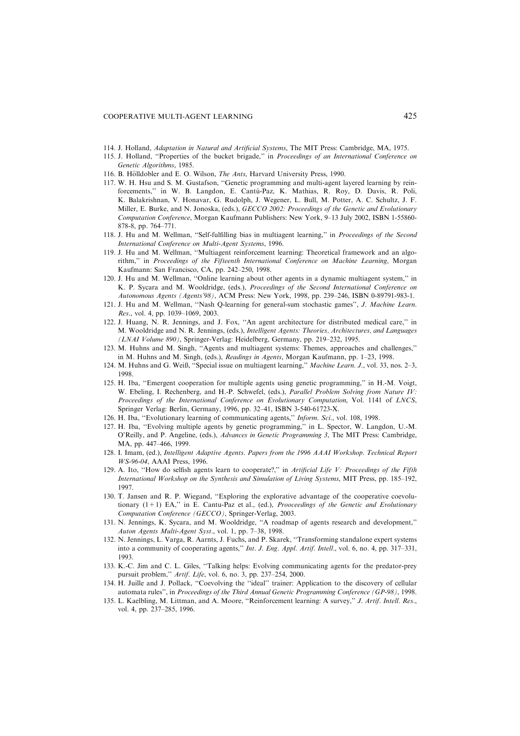114. J. Holland, *Adaptation in Natural and Artificial Systems*, The MIT Press: Cambridge, MA, 1975.
115. J. Holland, ''Properties of the bucket brigade,'' in *Proceedings of an International Conference on Genetic Algorithms*, 1985.
116. B. Hölldobler and E. O. Wilson, *The Ants*, Harvard University Press, 1990.
117. W. H. Hsu and S. M. Gustafson, ''Genetic programming and multi-agent layered learning by reinforcements,'' in W. B. Langdon, E. Cantú-Paz, K. Mathias, R. Roy, D. Davis, R. Poli, K. Balakrishnan, V. Honavar, G. Rudolph, J. Wegener, L. Bull, M. Potter, A. C. Schultz, J. F. Miller, E. Burke, and N. Jonoska, (eds.), *GECCO 2002: Proceedings of the Genetic and Evolutionary Computation Conference*, Morgan Kaufmann Publishers: New York, 9–13 July 2002, ISBN 1-55860-878-8, pp. 764–771.
118. J. Hu and M. Wellman, ''Self-fulfilling bias in multiagent learning,'' in *Proceedings of the Second International Conference on Multi-Agent Systems*, 1996.
119. J. Hu and M. Wellman, ''Multiagent reinforcement learning: Theoretical framework and an algorithm,'' in *Proceedings of the Fifteenth International Conference on Machine Learning*, Morgan Kaufmann: San Francisco, CA, pp. 242–250, 1998.
120. J. Hu and M. Wellman, ''Online learning about other agents in a dynamic multiagent system,'' in K. P. Sycara and M. Wooldridge, (eds.), *Proceedings of the Second International Conference on Autonomous Agents (Agents'98)*, ACM Press: New York, 1998, pp. 239–246, ISBN 0-89791-983-1.
121. J. Hu and M. Wellman, ''Nash Q-learning for general-sum stochastic games'', *J. Machine Learn. Res.*, vol. 4, pp. 1039–1069, 2003.
122. J. Huang, N. R. Jennings, and J. Fox, ''An agent architecture for distributed medical care,'' in M. Wooldridge and N. R. Jennings, (eds.), *Intelligent Agents: Theories, Architectures, and Languages (LNAI Volume 890)*, Springer-Verlag: Heidelberg, Germany, pp. 219–232, 1995.
123. M. Huhns and M. Singh, ''Agents and multiagent systems: Themes, approaches and challenges,'' in M. Huhns and M. Singh, (eds.), *Readings in Agents*, Morgan Kaufmann, pp. 1–23, 1998.
124. M. Huhns and G. Weiß, ''Special issue on multiagent learning,'' *Machine Learn. J.*, vol. 33, nos. 2–3, 1998.
125. H. Iba, ''Emergent cooperation for multiple agents using genetic programming,'' in H.-M. Voigt, W. Ebeling, I. Rechenberg, and H.-P. Schwefel, (eds.), *Parallel Problem Solving from Nature IV: Proceedings of the International Conference on Evolutionary Computation*, Vol. 1141 of *LNCS*, Springer Verlag: Berlin, Germany, 1996, pp. 32–41, ISBN 3-540-61723-X.
126. H. Iba, ''Evolutionary learning of communicating agents,'' *Inform. Sci.*, vol. 108, 1998.
127. H. Iba, ''Evolving multiple agents by genetic programming,'' in L. Spector, W. Langdon, U.-M. O'Reilly, and P. Angeline, (eds.), *Advances in Genetic Programming 3*, The MIT Press: Cambridge, MA, pp. 447–466, 1999.
128. I. Imam, (ed.), *Intelligent Adaptive Agents. Papers from the 1996 AAAI Workshop. Technical Report WS-96-04*, AAAI Press, 1996.
129. A. Ito, ''How do selfish agents learn to cooperate?,'' in *Artificial Life V: Proceedings of the Fifth International Workshop on the Synthesis and Simulation of Living Systems*, MIT Press, pp. 185–192, 1997.
130. T. Jansen and R. P. Wiegand, ''Exploring the explorative advantage of the cooperative coevolutionary (1+1) EA,'' in E. Cantu-Paz et al., (ed.), *Prooceedings of the Genetic and Evolutionary Computation Conference (GECCO)*, Springer-Verlag, 2003.
131. N. Jennings, K. Sycara, and M. Wooldridge, ''A roadmap of agents research and development,'' *Auton Agents Multi-Agent Syst.*, vol. 1, pp. 7–38, 1998.
132. N. Jennings, L. Varga, R. Aarnts, J. Fuchs, and P. Skarek, ''Transforming standalone expert systems into a community of cooperating agents,'' *Int. J. Eng. Appl. Artif. Intell.*, vol. 6, no. 4, pp. 317–331, 1993.
133. K.-C. Jim and C. L. Giles, ''Talking helps: Evolving communicating agents for the predator-prey pursuit problem,'' *Artif. Life*, vol. 6, no. 3, pp. 237–254, 2000.
134. H. Juille and J. Pollack, ''Coevolving the ''ideal'' trainer: Application to the discovery of cellular automata rules'', in *Proceedings of the Third Annual Genetic Programming Conference (GP-98)*, 1998.
135. L. Kaelbling, M. Littman, and A. Moore, ''Reinforcement learning: A survey,'' *J. Artif. Intell. Res.*, vol. 4, pp. 237–285, 1996.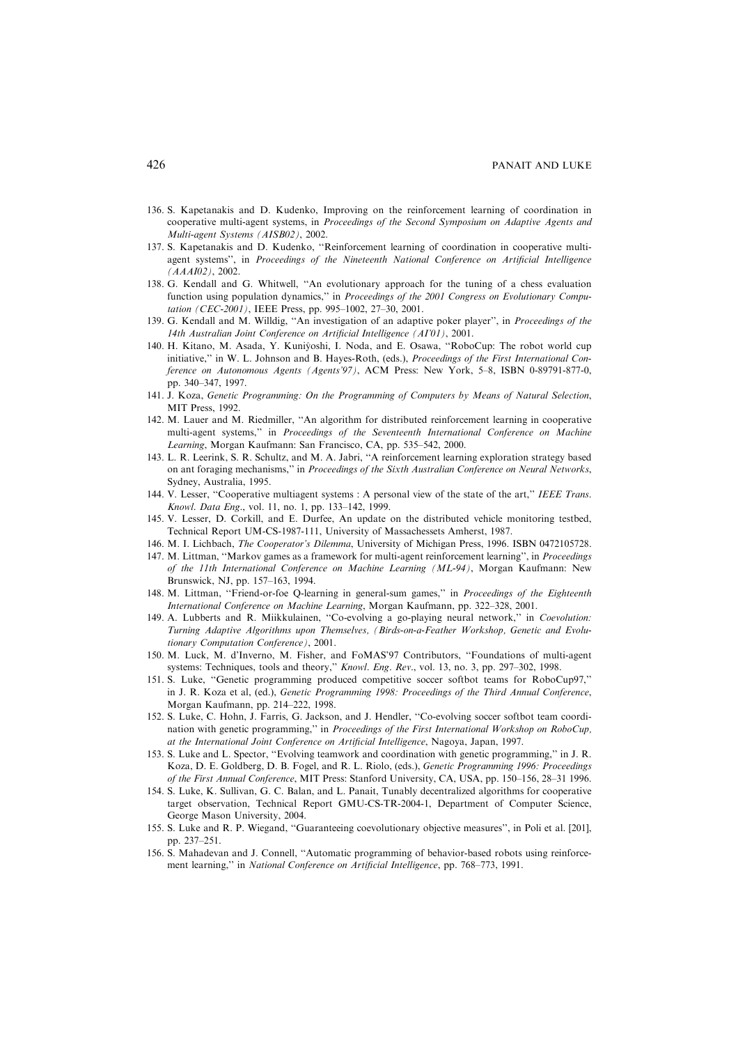136. S. Kapetanakis and D. Kudenko, Improving on the reinforcement learning of coordination in cooperative multi-agent systems, in *Proceedings of the Second Symposium on Adaptive Agents and Multi-agent Systems (AISB02)*, 2002.

137. S. Kapetanakis and D. Kudenko, ''Reinforcement learning of coordination in cooperative multi-agent systems'', in *Proceedings of the Nineteenth National Conference on Artificial Intelligence (AAAI02)*, 2002.

138. G. Kendall and G. Whitwell, ''An evolutionary approach for the tuning of a chess evaluation function using population dynamics,'' in *Proceedings of the 2001 Congress on Evolutionary Computation (CEC-2001)*, IEEE Press, pp. 995–1002, 27–30, 2001.

139. G. Kendall and M. Willdig, ''An investigation of an adaptive poker player'', in *Proceedings of the 14th Australian Joint Conference on Artificial Intelligence (AI'01)*, 2001.

140. H. Kitano, M. Asada, Y. Kuniÿoshi, I. Noda, and E. Osawa, ''RoboCup: The robot world cup initiative,'' in W. L. Johnson and B. Hayes-Roth, (eds.), *Proceedings of the First International Conference on Autonomous Agents (Agents'97)*, ACM Press: New York, 5–8, ISBN 0-89791-877-0, pp. 340–347, 1997.

141. J. Koza, *Genetic Programming: On the Programming of Computers by Means of Natural Selection*, MIT Press, 1992.

142. M. Lauer and M. Riedmiller, ''An algorithm for distributed reinforcement learning in cooperative multi-agent systems,'' in *Proceedings of the Seventeenth International Conference on Machine Learning*, Morgan Kaufmann: San Francisco, CA, pp. 535–542, 2000.

143. L. R. Leerink, S. R. Schultz, and M. A. Jabri, ''A reinforcement learning exploration strategy based on ant foraging mechanisms,'' in *Proceedings of the Sixth Australian Conference on Neural Networks*, Sydney, Australia, 1995.

144. V. Lesser, ''Cooperative multiagent systems : A personal view of the state of the art,'' *IEEE Trans. Knowl. Data Eng*., vol. 11, no. 1, pp. 133–142, 1999.

145. V. Lesser, D. Corkill, and E. Durfee, An update on the distributed vehicle monitoring testbed, Technical Report UM-CS-1987-111, University of Massachessets Amherst, 1987.

146. M. I. Lichbach, *The Cooperator's Dilemma*, University of Michigan Press, 1996. ISBN 0472105728.

147. M. Littman, ''Markov games as a framework for multi-agent reinforcement learning'', in *Proceedings of the 11th International Conference on Machine Learning (ML-94)*, Morgan Kaufmann: New Brunswick, NJ, pp. 157–163, 1994.

148. M. Littman, ''Friend-or-foe Q-learning in general-sum games,'' in *Proceedings of the Eighteenth International Conference on Machine Learning*, Morgan Kaufmann, pp. 322–328, 2001.

149. A. Lubberts and R. Miikkulainen, ''Co-evolving a go-playing neural network,'' in *Coevolution: Turning Adaptive Algorithms upon Themselves, (Birds-on-a-Feather Workshop, Genetic and Evolutionary Computation Conference)*, 2001.

150. M. Luck, M. d'Inverno, M. Fisher, and FoMAS'97 Contributors, ''Foundations of multi-agent systems: Techniques, tools and theory,'' *Knowl. Eng. Rev*., vol. 13, no. 3, pp. 297–302, 1998.

151. S. Luke, ''Genetic programming produced competitive soccer softbot teams for RoboCup97,'' in J. R. Koza et al, (ed.), *Genetic Programming 1998: Proceedings of the Third Annual Conference*, Morgan Kaufmann, pp. 214–222, 1998.

152. S. Luke, C. Hohn, J. Farris, G. Jackson, and J. Hendler, ''Co-evolving soccer softbot team coordination with genetic programming,'' in *Proceedings of the First International Workshop on RoboCup, at the International Joint Conference on Artificial Intelligence*, Nagoya, Japan, 1997.

153. S. Luke and L. Spector, ''Evolving teamwork and coordination with genetic programming,'' in J. R. Koza, D. E. Goldberg, D. B. Fogel, and R. L. Riolo, (eds.), *Genetic Programming 1996: Proceedings of the First Annual Conference*, MIT Press: Stanford University, CA, USA, pp. 150–156, 28–31 1996.

154. S. Luke, K. Sullivan, G. C. Balan, and L. Panait, Tunably decentralized algorithms for cooperative target observation, Technical Report GMU-CS-TR-2004-1, Department of Computer Science, George Mason University, 2004.

155. S. Luke and R. P. Wiegand, ''Guaranteeing coevolutionary objective measures'', in Poli et al. [201], pp. 237–251.

156. S. Mahadevan and J. Connell, ''Automatic programming of behavior-based robots using reinforcement learning,'' in *National Conference on Artificial Intelligence*, pp. 768–773, 1991.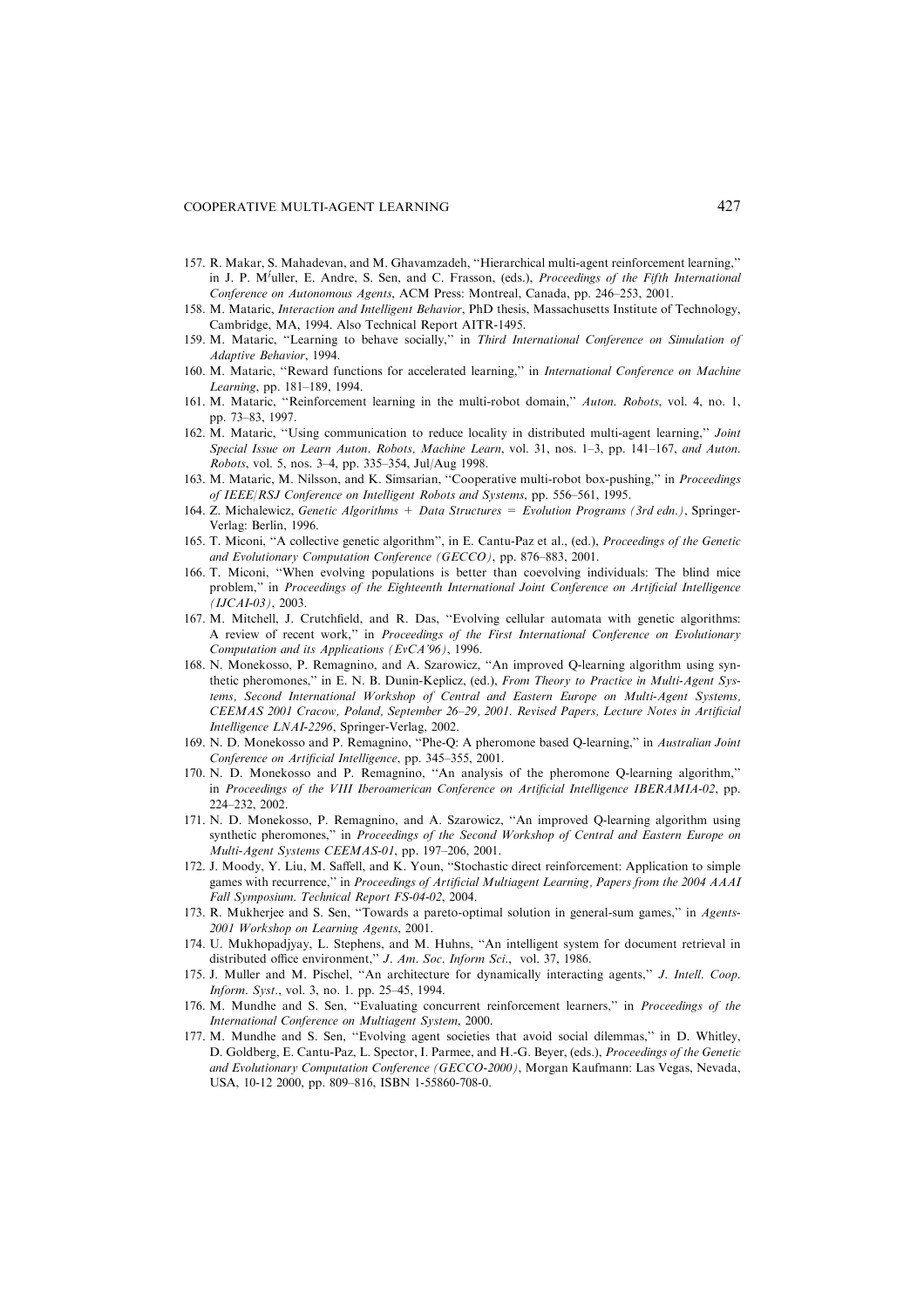157. R. Makar, S. Mahadevan, and M. Ghavamzadeh, "Hierarchical multi-agent reinforcement learning," in J. P. M$^{f}$uller, E. Andre, S. Sen, and C. Frasson, (eds.), *Proceedings of the Fifth International Conference on Autonomous Agents*, ACM Press: Montreal, Canada, pp. 246–253, 2001.
158. M. Mataric, *Interaction and Intelligent Behavior*, PhD thesis, Massachusetts Institute of Technology, Cambridge, MA, 1994. Also Technical Report AITR-1495.
159. M. Mataric, "Learning to behave socially," in *Third International Conference on Simulation of Adaptive Behavior*, 1994.
160. M. Mataric, "Reward functions for accelerated learning," in *International Conference on Machine Learning*, pp. 181–189, 1994.
161. M. Mataric, "Reinforcement learning in the multi-robot domain," *Auton. Robots*, vol. 4, no. 1, pp. 73–83, 1997.
162. M. Mataric, "Using communication to reduce locality in distributed multi-agent learning," *Joint Special Issue on Learn Auton. Robots, Machine Learn*, vol. 31, nos. 1–3, pp. 141–167, *and Auton. Robots*, vol. 5, nos. 3–4, pp. 335–354, Jul/Aug 1998.
163. M. Mataric, M. Nilsson, and K. Simsarian, "Cooperative multi-robot box-pushing," in *Proceedings of IEEE/RSJ Conference on Intelligent Robots and Systems*, pp. 556–561, 1995.
164. Z. Michalewicz, *Genetic Algorithms + Data Structures = Evolution Programs (3rd edn.)*, Springer-Verlag: Berlin, 1996.
165. T. Miconi, "A collective genetic algorithm", in E. Cantu-Paz et al., (ed.), *Proceedings of the Genetic and Evolutionary Computation Conference (GECCO)*, pp. 876–883, 2001.
166. T. Miconi, "When evolving populations is better than coevolving individuals: The blind mice problem," in *Proceedings of the Eighteenth International Joint Conference on Artificial Intelligence (IJCAI-03)*, 2003.
167. M. Mitchell, J. Crutchfield, and R. Das, "Evolving cellular automata with genetic algorithms: A review of recent work," in *Proceedings of the First International Conference on Evolutionary Computation and its Applications (EvCA'96)*, 1996.
168. N. Monekosso, P. Remagnino, and A. Szarowicz, "An improved Q-learning algorithm using synthetic pheromones," in E. N. B. Dunin-Keplicz, (ed.), *From Theory to Practice in Multi-Agent Systems, Second International Workshop of Central and Eastern Europe on Multi-Agent Systems, CEEMAS 2001 Cracow, Poland, September 26–29, 2001. Revised Papers, Lecture Notes in Artificial Intelligence LNAI-2296*, Springer-Verlag, 2002.
169. N. D. Monekosso and P. Remagnino, "Phe-Q: A pheromone based Q-learning," in *Australian Joint Conference on Artificial Intelligence*, pp. 345–355, 2001.
170. N. D. Monekosso and P. Remagnino, "An analysis of the pheromone Q-learning algorithm," in *Proceedings of the VIII Iberoamerican Conference on Artificial Intelligence IBERAMIA-02*, pp. 224–232, 2002.
171. N. D. Monekosso, P. Remagnino, and A. Szarowicz, "An improved Q-learning algorithm using synthetic pheromones," in *Proceedings of the Second Workshop of Central and Eastern Europe on Multi-Agent Systems CEEMAS-01*, pp. 197–206, 2001.
172. J. Moody, Y. Liu, M. Saffell, and K. Youn, "Stochastic direct reinforcement: Application to simple games with recurrence," in *Proceedings of Artificial Multiagent Learning, Papers from the 2004 AAAI Fall Symposium. Technical Report FS-04-02*, 2004.
173. R. Mukherjee and S. Sen, "Towards a pareto-optimal solution in general-sum games," in *Agents-2001 Workshop on Learning Agents*, 2001.
174. U. Mukhopadjyay, L. Stephens, and M. Huhns, "An intelligent system for document retrieval in distributed office environment," *J. Am. Soc. Inform Sci.*, vol. 37, 1986.
175. J. Muller and M. Pischel, "An architecture for dynamically interacting agents," *J. Intell. Coop. Inform. Syst*., vol. 3, no. 1. pp. 25–45, 1994.
176. M. Mundhe and S. Sen, "Evaluating concurrent reinforcement learners," in *Proceedings of the International Conference on Multiagent System*, 2000.
177. M. Mundhe and S. Sen, "Evolving agent societies that avoid social dilemmas," in D. Whitley, D. Goldberg, E. Cantu-Paz, L. Spector, I. Parmee, and H.-G. Beyer, (eds.), *Proceedings of the Genetic and Evolutionary Computation Conference (GECCO-2000)*, Morgan Kaufmann: Las Vegas, Nevada, USA, 10-12 2000, pp. 809–816, ISBN 1-55860-708-0.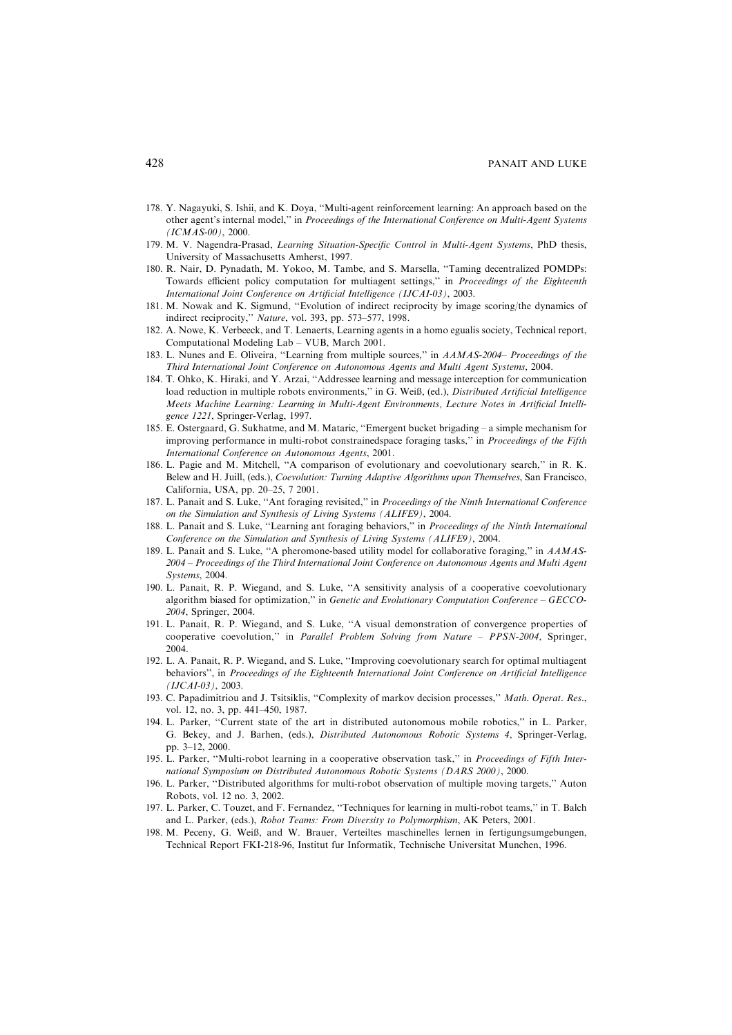178. Y. Nagayuki, S. Ishii, and K. Doya, ''Multi-agent reinforcement learning: An approach based on the other agent's internal model,'' in *Proceedings of the International Conference on Multi-Agent Systems (ICMAS-00)*, 2000.
179. M. V. Nagendra-Prasad, *Learning Situation-Specific Control in Multi-Agent Systems*, PhD thesis, University of Massachusetts Amherst, 1997.
180. R. Nair, D. Pynadath, M. Yokoo, M. Tambe, and S. Marsella, ''Taming decentralized POMDPs: Towards efficient policy computation for multiagent settings,'' in *Proceedings of the Eighteenth International Joint Conference on Artificial Intelligence (IJCAI-03)*, 2003.
181. M. Nowak and K. Sigmund, ''Evolution of indirect reciprocity by image scoring/the dynamics of indirect reciprocity,'' *Nature*, vol. 393, pp. 573–577, 1998.
182. A. Nowe, K. Verbeeck, and T. Lenaerts, Learning agents in a homo egualis society, Technical report, Computational Modeling Lab – VUB, March 2001.
183. L. Nunes and E. Oliveira, ''Learning from multiple sources,'' in *AAMAS-2004– Proceedings of the Third International Joint Conference on Autonomous Agents and Multi Agent Systems*, 2004.
184. T. Ohko, K. Hiraki, and Y. Arzai, ''Addressee learning and message interception for communication load reduction in multiple robots environments,'' in G. Weiß, (ed.), *Distributed Artificial Intelligence Meets Machine Learning: Learning in Multi-Agent Environments, Lecture Notes in Artificial Intelligence 1221*, Springer-Verlag, 1997.
185. E. Ostergaard, G. Sukhatme, and M. Mataric, ''Emergent bucket brigading – a simple mechanism for improving performance in multi-robot constrainedspace foraging tasks,'' in *Proceedings of the Fifth International Conference on Autonomous Agents*, 2001.
186. L. Pagie and M. Mitchell, ''A comparison of evolutionary and coevolutionary search,'' in R. K. Belew and H. Juill, (eds.), *Coevolution: Turning Adaptive Algorithms upon Themselves*, San Francisco, California, USA, pp. 20–25, 7 2001.
187. L. Panait and S. Luke, ''Ant foraging revisited,'' in *Proceedings of the Ninth International Conference on the Simulation and Synthesis of Living Systems (ALIFE9)*, 2004.
188. L. Panait and S. Luke, ''Learning ant foraging behaviors,'' in *Proceedings of the Ninth International Conference on the Simulation and Synthesis of Living Systems (ALIFE9)*, 2004.
189. L. Panait and S. Luke, ''A pheromone-based utility model for collaborative foraging,'' in *AAMAS-2004 – Proceedings of the Third International Joint Conference on Autonomous Agents and Multi Agent Systems*, 2004.
190. L. Panait, R. P. Wiegand, and S. Luke, ''A sensitivity analysis of a cooperative coevolutionary algorithm biased for optimization,'' in *Genetic and Evolutionary Computation Conference – GECCO-2004*, Springer, 2004.
191. L. Panait, R. P. Wiegand, and S. Luke, ''A visual demonstration of convergence properties of cooperative coevolution,'' in *Parallel Problem Solving from Nature – PPSN-2004*, Springer, 2004.
192. L. A. Panait, R. P. Wiegand, and S. Luke, ''Improving coevolutionary search for optimal multiagent behaviors'', in *Proceedings of the Eighteenth International Joint Conference on Artificial Intelligence (IJCAI-03)*, 2003.
193. C. Papadimitriou and J. Tsitsiklis, ''Complexity of markov decision processes,'' *Math. Operat. Res.*, vol. 12, no. 3, pp. 441–450, 1987.
194. L. Parker, ''Current state of the art in distributed autonomous mobile robotics,'' in L. Parker, G. Bekey, and J. Barhen, (eds.), *Distributed Autonomous Robotic Systems 4*, Springer-Verlag, pp. 3–12, 2000.
195. L. Parker, ''Multi-robot learning in a cooperative observation task,'' in *Proceedings of Fifth International Symposium on Distributed Autonomous Robotic Systems (DARS 2000)*, 2000.
196. L. Parker, ''Distributed algorithms for multi-robot observation of multiple moving targets,'' Auton Robots, vol. 12 no. 3, 2002.
197. L. Parker, C. Touzet, and F. Fernandez, ''Techniques for learning in multi-robot teams,'' in T. Balch and L. Parker, (eds.), *Robot Teams: From Diversity to Polymorphism*, AK Peters, 2001.
198. M. Peceny, G. Weiß, and W. Brauer, Verteiltes maschinelles lernen in fertigungsumgebungen, Technical Report FKI-218-96, Institut fur Informatik, Technische Universitat Munchen, 1996.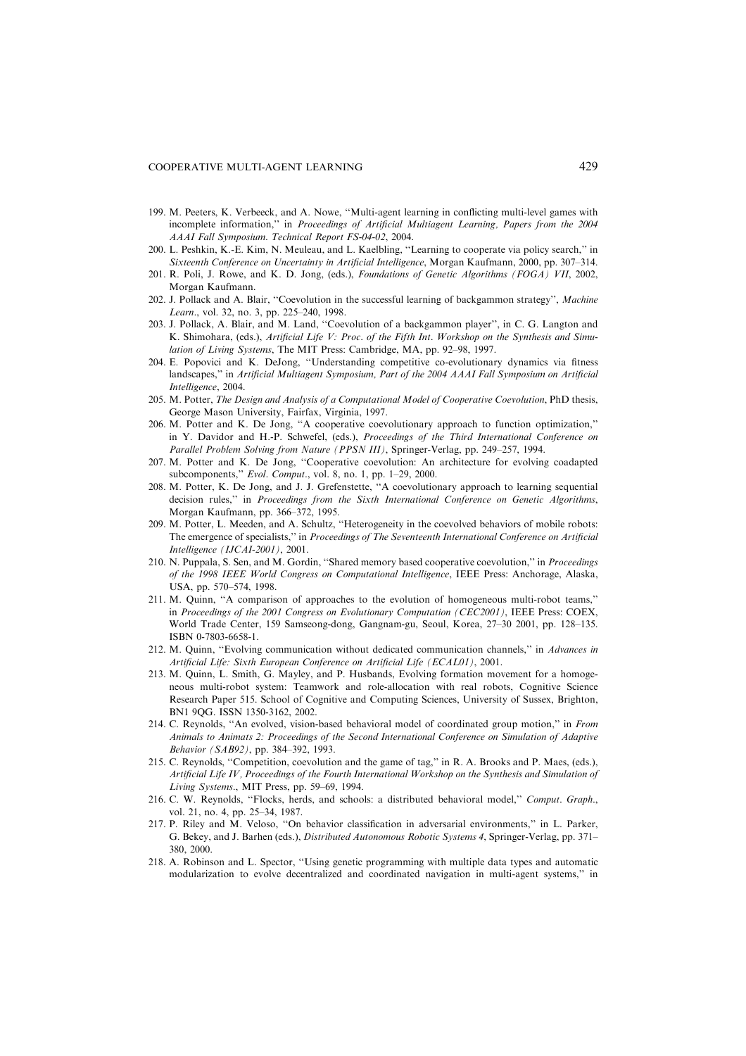199. M. Peeters, K. Verbeeck, and A. Nowe, ''Multi-agent learning in conflicting multi-level games with incomplete information,'' in *Proceedings of Artificial Multiagent Learning, Papers from the 2004 AAAI Fall Symposium. Technical Report FS-04-02*, 2004.
200. L. Peshkin, K.-E. Kim, N. Meuleau, and L. Kaelbling, ''Learning to cooperate via policy search,'' in *Sixteenth Conference on Uncertainty in Artificial Intelligence*, Morgan Kaufmann, 2000, pp. 307–314.
201. R. Poli, J. Rowe, and K. D. Jong, (eds.), *Foundations of Genetic Algorithms (FOGA) VII*, 2002, Morgan Kaufmann.
202. J. Pollack and A. Blair, ''Coevolution in the successful learning of backgammon strategy'', *Machine Learn.*, vol. 32, no. 3, pp. 225–240, 1998.
203. J. Pollack, A. Blair, and M. Land, ''Coevolution of a backgammon player'', in C. G. Langton and K. Shimohara, (eds.), *Artificial Life V: Proc. of the Fifth Int. Workshop on the Synthesis and Simulation of Living Systems*, The MIT Press: Cambridge, MA, pp. 92–98, 1997.
204. E. Popovici and K. DeJong, ''Understanding competitive co-evolutionary dynamics via fitness landscapes,'' in *Artificial Multiagent Symposium, Part of the 2004 AAAI Fall Symposium on Artificial Intelligence*, 2004.
205. M. Potter, *The Design and Analysis of a Computational Model of Cooperative Coevolution*, PhD thesis, George Mason University, Fairfax, Virginia, 1997.
206. M. Potter and K. De Jong, ''A cooperative coevolutionary approach to function optimization,'' in Y. Davidor and H.-P. Schwefel, (eds.), *Proceedings of the Third International Conference on Parallel Problem Solving from Nature (PPSN III)*, Springer-Verlag, pp. 249–257, 1994.
207. M. Potter and K. De Jong, ''Cooperative coevolution: An architecture for evolving coadapted subcomponents,'' *Evol. Comput.*, vol. 8, no. 1, pp. 1–29, 2000.
208. M. Potter, K. De Jong, and J. J. Grefenstette, ''A coevolutionary approach to learning sequential decision rules,'' in *Proceedings from the Sixth International Conference on Genetic Algorithms*, Morgan Kaufmann, pp. 366–372, 1995.
209. M. Potter, L. Meeden, and A. Schultz, ''Heterogeneity in the coevolved behaviors of mobile robots: The emergence of specialists,'' in *Proceedings of The Seventeenth International Conference on Artificial Intelligence (IJCAI-2001)*, 2001.
210. N. Puppala, S. Sen, and M. Gordin, ''Shared memory based cooperative coevolution,'' in *Proceedings of the 1998 IEEE World Congress on Computational Intelligence*, IEEE Press: Anchorage, Alaska, USA, pp. 570–574, 1998.
211. M. Quinn, ''A comparison of approaches to the evolution of homogeneous multi-robot teams,'' in *Proceedings of the 2001 Congress on Evolutionary Computation (CEC2001)*, IEEE Press: COEX, World Trade Center, 159 Samseong-dong, Gangnam-gu, Seoul, Korea, 27–30 2001, pp. 128–135. ISBN 0-7803-6658-1.
212. M. Quinn, ''Evolving communication without dedicated communication channels,'' in *Advances in Artificial Life: Sixth European Conference on Artificial Life (ECAL01)*, 2001.
213. M. Quinn, L. Smith, G. Mayley, and P. Husbands, Evolving formation movement for a homogeneous multi-robot system: Teamwork and role-allocation with real robots, Cognitive Science Research Paper 515. School of Cognitive and Computing Sciences, University of Sussex, Brighton, BN1 9QG. ISSN 1350-3162, 2002.
214. C. Reynolds, ''An evolved, vision-based behavioral model of coordinated group motion,'' in *From Animals to Animats 2: Proceedings of the Second International Conference on Simulation of Adaptive Behavior (SAB92)*, pp. 384–392, 1993.
215. C. Reynolds, ''Competition, coevolution and the game of tag,'' in R. A. Brooks and P. Maes, (eds.), *Artificial Life IV, Proceedings of the Fourth International Workshop on the Synthesis and Simulation of Living Systems.*, MIT Press, pp. 59–69, 1994.
216. C. W. Reynolds, ''Flocks, herds, and schools: a distributed behavioral model,'' *Comput. Graph.*, vol. 21, no. 4, pp. 25–34, 1987.
217. P. Riley and M. Veloso, ''On behavior classification in adversarial environments,'' in L. Parker, G. Bekey, and J. Barhen (eds.), *Distributed Autonomous Robotic Systems 4*, Springer-Verlag, pp. 371–380, 2000.
218. A. Robinson and L. Spector, ''Using genetic programming with multiple data types and automatic modularization to evolve decentralized and coordinated navigation in multi-agent systems,'' in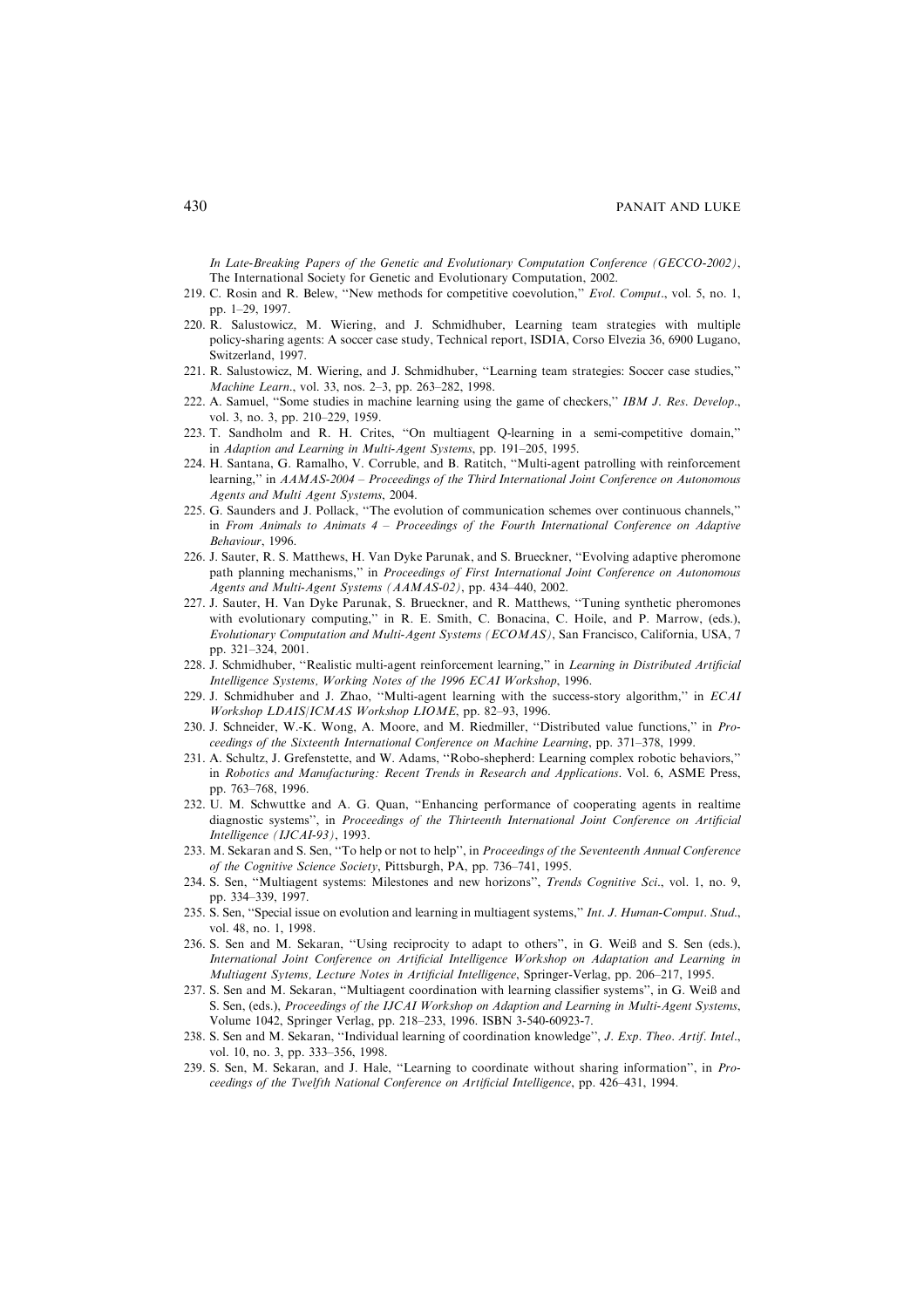*In Late-Breaking Papers of the Genetic and Evolutionary Computation Conference (GECCO-2002)*, The International Society for Genetic and Evolutionary Computation, 2002.

219. C. Rosin and R. Belew, ''New methods for competitive coevolution,'' *Evol. Comput.*, vol. 5, no. 1, pp. 1–29, 1997.
220. R. Salustowicz, M. Wiering, and J. Schmidhuber, Learning team strategies with multiple policy-sharing agents: A soccer case study, Technical report, ISDIA, Corso Elvezia 36, 6900 Lugano, Switzerland, 1997.
221. R. Salustowicz, M. Wiering, and J. Schmidhuber, ''Learning team strategies: Soccer case studies,'' *Machine Learn.*, vol. 33, nos. 2–3, pp. 263–282, 1998.
222. A. Samuel, ''Some studies in machine learning using the game of checkers,'' *IBM J. Res. Develop.*, vol. 3, no. 3, pp. 210–229, 1959.
223. T. Sandholm and R. H. Crites, ''On multiagent Q-learning in a semi-competitive domain,'' in *Adaption and Learning in Multi-Agent Systems*, pp. 191–205, 1995.
224. H. Santana, G. Ramalho, V. Corruble, and B. Ratitch, ''Multi-agent patrolling with reinforcement learning,'' in *AAMAS-2004 – Proceedings of the Third International Joint Conference on Autonomous Agents and Multi Agent Systems*, 2004.
225. G. Saunders and J. Pollack, ''The evolution of communication schemes over continuous channels,'' in *From Animals to Animats 4 – Proceedings of the Fourth International Conference on Adaptive Behaviour*, 1996.
226. J. Sauter, R. S. Matthews, H. Van Dyke Parunak, and S. Brueckner, ''Evolving adaptive pheromone path planning mechanisms,'' in *Proceedings of First International Joint Conference on Autonomous Agents and Multi-Agent Systems (AAMAS-02)*, pp. 434–440, 2002.
227. J. Sauter, H. Van Dyke Parunak, S. Brueckner, and R. Matthews, ''Tuning synthetic pheromones with evolutionary computing,'' in R. E. Smith, C. Bonacina, C. Hoile, and P. Marrow, (eds.), *Evolutionary Computation and Multi-Agent Systems (ECOMAS)*, San Francisco, California, USA, 7 pp. 321–324, 2001.
228. J. Schmidhuber, ''Realistic multi-agent reinforcement learning,'' in *Learning in Distributed Artificial Intelligence Systems, Working Notes of the 1996 ECAI Workshop*, 1996.
229. J. Schmidhuber and J. Zhao, ''Multi-agent learning with the success-story algorithm,'' in *ECAI Workshop LDAIS/ICMAS Workshop LIOME*, pp. 82–93, 1996.
230. J. Schneider, W.-K. Wong, A. Moore, and M. Riedmiller, ''Distributed value functions,'' in *Proceedings of the Sixteenth International Conference on Machine Learning*, pp. 371–378, 1999.
231. A. Schultz, J. Grefenstette, and W. Adams, ''Robo-shepherd: Learning complex robotic behaviors,'' in *Robotics and Manufacturing: Recent Trends in Research and Applications*. Vol. 6, ASME Press, pp. 763–768, 1996.
232. U. M. Schwuttke and A. G. Quan, ''Enhancing performance of cooperating agents in realtime diagnostic systems'', in *Proceedings of the Thirteenth International Joint Conference on Artificial Intelligence (IJCAI-93)*, 1993.
233. M. Sekaran and S. Sen, ''To help or not to help'', in *Proceedings of the Seventeenth Annual Conference of the Cognitive Science Society*, Pittsburgh, PA, pp. 736–741, 1995.
234. S. Sen, ''Multiagent systems: Milestones and new horizons'', *Trends Cognitive Sci.*, vol. 1, no. 9, pp. 334–339, 1997.
235. S. Sen, ''Special issue on evolution and learning in multiagent systems,'' *Int. J. Human-Comput. Stud.*, vol. 48, no. 1, 1998.
236. S. Sen and M. Sekaran, ''Using reciprocity to adapt to others'', in G. Weiß and S. Sen (eds.), *International Joint Conference on Artificial Intelligence Workshop on Adaptation and Learning in Multiagent Sytems, Lecture Notes in Artificial Intelligence*, Springer-Verlag, pp. 206–217, 1995.
237. S. Sen and M. Sekaran, ''Multiagent coordination with learning classifier systems'', in G. Weiß and S. Sen, (eds.), *Proceedings of the IJCAI Workshop on Adaption and Learning in Multi-Agent Systems*, Volume 1042, Springer Verlag, pp. 218–233, 1996. ISBN 3-540-60923-7.
238. S. Sen and M. Sekaran, ''Individual learning of coordination knowledge'', *J. Exp. Theo. Artif. Intel.*, vol. 10, no. 3, pp. 333–356, 1998.
239. S. Sen, M. Sekaran, and J. Hale, ''Learning to coordinate without sharing information'', in *Proceedings of the Twelfth National Conference on Artificial Intelligence*, pp. 426–431, 1994.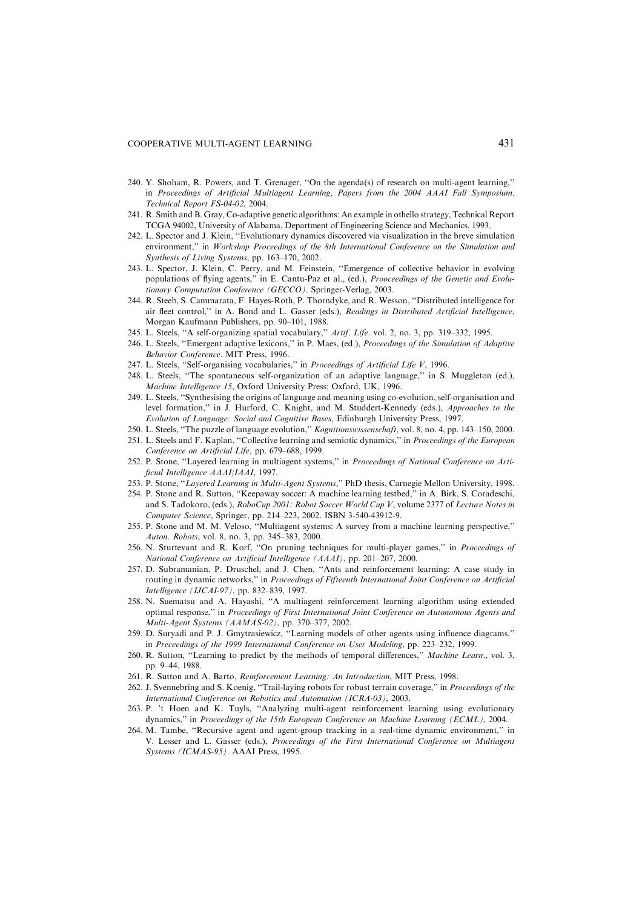240. Y. Shoham, R. Powers, and T. Grenager, "On the agenda(s) of research on multi-agent learning," in *Proceedings of Artificial Multiagent Learning, Papers from the 2004 AAAI Fall Symposium. Technical Report FS-04-02*, 2004.
241. R. Smith and B. Gray, Co-adaptive genetic algorithms: An example in othello strategy, Technical Report TCGA 94002, University of Alabama, Department of Engineering Science and Mechanics, 1993.
242. L. Spector and J. Klein, "Evolutionary dynamics discovered via visualization in the breve simulation environment," in *Workshop Proceedings of the 8th International Conference on the Simulation and Synthesis of Living Systems*, pp. 163–170, 2002.
243. L. Spector, J. Klein, C. Perry, and M. Feinstein, "Emergence of collective behavior in evolving populations of flying agents," in E. Cantu-Paz et al., (ed.), *Prooceedings of the Genetic and Evolutionary Computation Conference (GECCO)*. Springer-Verlag, 2003.
244. R. Steeb, S. Cammarata, F. Hayes-Roth, P. Thorndyke, and R. Wesson, "Distributed intelligence for air fleet control," in A. Bond and L. Gasser (eds.), *Readings in Distributed Artificial Intelligence*, Morgan Kaufmann Publishers, pp. 90–101, 1988.
245. L. Steels, "A self-organizing spatial vocabulary," *Artif. Life*. vol. 2, no. 3, pp. 319–332, 1995.
246. L. Steels, "Emergent adaptive lexicons," in P. Maes, (ed.), *Proceedings of the Simulation of Adaptive Behavior Conference*. MIT Press, 1996.
247. L. Steels, "Self-organising vocabularies," in *Proceedings of Artificial Life V*, 1996.
248. L. Steels, "The spontaneous self-organization of an adaptive language," in S. Muggleton (ed.), *Machine Intelligence 15*, Oxford University Press: Oxford, UK, 1996.
249. L. Steels, "Synthesising the origins of language and meaning using co-evolution, self-organisation and level formation," in J. Hurford, C. Knight, and M. Studdert-Kennedy (eds.), *Approaches to the Evolution of Language: Social and Cognitive Bases*, Edinburgh University Press, 1997.
250. L. Steels, "The puzzle of language evolution," *Kognitionswissenschaft*, vol. 8, no. 4, pp. 143–150, 2000.
251. L. Steels and F. Kaplan, "Collective learning and semiotic dynamics," in *Proceedings of the European Conference on Artificial Life*, pp. 679–688, 1999.
252. P. Stone, "Layered learning in multiagent systems," in *Proceedings of National Conference on Artificial Intelligence AAAI/IAAI*, 1997.
253. P. Stone, "*Layered Learning in Multi-Agent Systems*," PhD thesis, Carnegie Mellon University, 1998.
254. P. Stone and R. Sutton, "Keepaway soccer: A machine learning testbed," in A. Birk, S. Coradeschi, and S. Tadokoro, (eds.), *RoboCup 2001: Robot Soccer World Cup V*, volume 2377 of *Lecture Notes in Computer Science*, Springer, pp. 214–223, 2002. ISBN 3-540-43912-9.
255. P. Stone and M. M. Veloso, "Multiagent systems: A survey from a machine learning perspective," *Auton. Robots*, vol. 8, no. 3, pp. 345–383, 2000.
256. N. Sturtevant and R. Korf, "On pruning techniques for multi-player games," in *Proceedings of National Conference on Artificial Intelligence (AAAI)*, pp. 201–207, 2000.
257. D. Subramanian, P. Druschel, and J. Chen, "Ants and reinforcement learning: A case study in routing in dynamic networks," in *Proceedings of Fifteenth International Joint Conference on Artificial Intelligence (IJCAI-97)*, pp. 832–839, 1997.
258. N. Suematsu and A. Hayashi, "A multiagent reinforcement learning algorithm using extended optimal response," in *Proceedings of First International Joint Conference on Autonomous Agents and Multi-Agent Systems (AAMAS-02)*, pp. 370–377, 2002.
259. D. Suryadi and P. J. Gmytrasiewicz, "Learning models of other agents using influence diagrams," in *Preceedings of the 1999 International Conference on User Modeling*, pp. 223–232, 1999.
260. R. Sutton, "Learning to predict by the methods of temporal differences," *Machine Learn.*, vol. 3, pp. 9–44, 1988.
261. R. Sutton and A. Barto, *Reinforcement Learning: An Introduction*, MIT Press, 1998.
262. J. Svennebring and S. Koenig, "Trail-laying robots for robust terrain coverage," in *Proceedings of the International Conference on Robotics and Automation (ICRA-03)*, 2003.
263. P. 't Hoen and K. Tuyls, "Analyzing multi-agent reinforcement learning using evolutionary dynamics," in *Proceedings of the 15th European Conference on Machine Learning (ECML)*, 2004.
264. M. Tambe, "Recursive agent and agent-group tracking in a real-time dynamic environment," in V. Lesser and L. Gasser (eds.), *Proceedings of the First International Conference on Multiagent Systems (ICMAS-95)*. AAAI Press, 1995.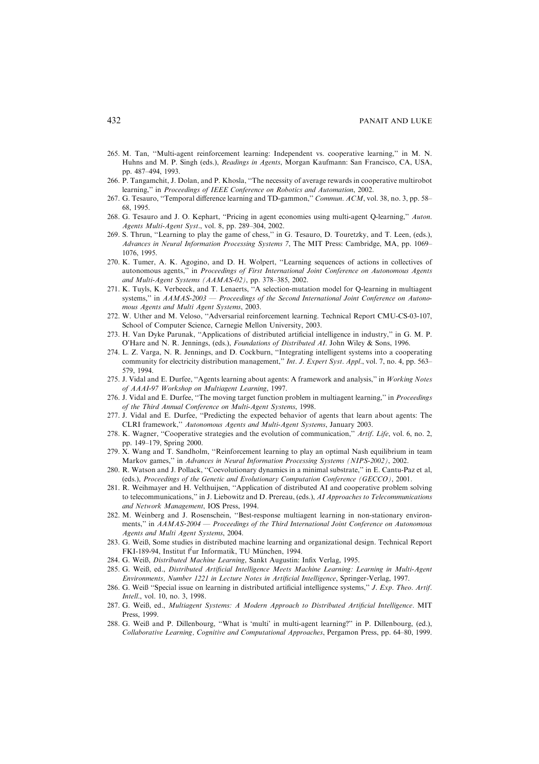265. M. Tan, "Multi-agent reinforcement learning: Independent vs. cooperative learning," in M. N. Huhns and M. P. Singh (eds.), *Readings in Agents*, Morgan Kaufmann: San Francisco, CA, USA, pp. 487–494, 1993.
266. P. Tangamchit, J. Dolan, and P. Khosla, "The necessity of average rewards in cooperative multirobot learning," in *Proceedings of IEEE Conference on Robotics and Automation*, 2002.
267. G. Tesauro, "Temporal difference learning and TD-gammon," *Commun. ACM*, vol. 38, no. 3, pp. 58–68, 1995.
268. G. Tesauro and J. O. Kephart, "Pricing in agent economies using multi-agent Q-learning," *Auton. Agents Multi-Agent Syst*., vol. 8, pp. 289–304, 2002.
269. S. Thrun, "Learning to play the game of chess," in G. Tesauro, D. Touretzky, and T. Leen, (eds.), *Advances in Neural Information Processing Systems 7*, The MIT Press: Cambridge, MA, pp. 1069–1076, 1995.
270. K. Tumer, A. K. Agogino, and D. H. Wolpert, "Learning sequences of actions in collectives of autonomous agents," in *Proceedings of First International Joint Conference on Autonomous Agents and Multi-Agent Systems (AAMAS-02)*, pp. 378–385, 2002.
271. K. Tuyls, K. Verbeeck, and T. Lenaerts, "A selection-mutation model for Q-learning in multiagent systems," in *AAMAS-2003 — Proceedings of the Second International Joint Conference on Autonomous Agents and Multi Agent Systems*, 2003.
272. W. Uther and M. Veloso, "Adversarial reinforcement learning. Technical Report CMU-CS-03-107, School of Computer Science, Carnegie Mellon University, 2003.
273. H. Van Dyke Parunak, "Applications of distributed artificial intelligence in industry," in G. M. P. O'Hare and N. R. Jennings, (eds.), *Foundations of Distributed AI*. John Wiley & Sons, 1996.
274. L. Z. Varga, N. R. Jennings, and D. Cockburn, "Integrating intelligent systems into a cooperating community for electricity distribution management," *Int. J. Expert Syst. Appl*., vol. 7, no. 4, pp. 563–579, 1994.
275. J. Vidal and E. Durfee, "Agents learning about agents: A framework and analysis," in *Working Notes of AAAI-97 Workshop on Multiagent Learning*, 1997.
276. J. Vidal and E. Durfee, "The moving target function problem in multiagent learning," in *Proceedings of the Third Annual Conference on Multi-Agent Systems*, 1998.
277. J. Vidal and E. Durfee, "Predicting the expected behavior of agents that learn about agents: The CLRI framework," *Autonomous Agents and Multi-Agent Systems*, January 2003.
278. K. Wagner, "Cooperative strategies and the evolution of communication," *Artif. Life*, vol. 6, no. 2, pp. 149–179, Spring 2000.
279. X. Wang and T. Sandholm, "Reinforcement learning to play an optimal Nash equilibrium in team Markov games," in *Advances in Neural Information Processing Systems (NIPS-2002)*, 2002.
280. R. Watson and J. Pollack, "Coevolutionary dynamics in a minimal substrate," in E. Cantu-Paz et al, (eds.), *Proceedings of the Genetic and Evolutionary Computation Conference (GECCO)*, 2001.
281. R. Weihmayer and H. Velthuijsen, "Application of distributed AI and cooperative problem solving to telecommunications," in J. Liebowitz and D. Prereau, (eds.), *AI Approaches to Telecommunications and Network Management*, IOS Press, 1994.
282. M. Weinberg and J. Rosenschein, "Best-response multiagent learning in non-stationary environments," in *AAMAS-2004 — Proceedings of the Third International Joint Conference on Autonomous Agents and Multi Agent Systems*, 2004.
283. G. Weiß, Some studies in distributed machine learning and organizational design. Technical Report FKI-189-94, Institut f̈ur Informatik, TU München, 1994.
284. G. Weiß, *Distributed Machine Learning*, Sankt Augustin: Infix Verlag, 1995.
285. G. Weiß, ed., *Distributed Artificial Intelligence Meets Machine Learning: Learning in Multi-Agent Environments, Number 1221 in Lecture Notes in Artificial Intelligence*, Springer-Verlag, 1997.
286. G. Weiß "Special issue on learning in distributed artificial intelligence systems," *J. Exp. Theo. Artif. Intell*., vol. 10, no. 3, 1998.
287. G. Weiß, ed., *Multiagent Systems: A Modern Approach to Distributed Artificial Intelligence*. MIT Press, 1999.
288. G. Weiß and P. Dillenbourg, "What is 'multi' in multi-agent learning?" in P. Dillenbourg, (ed.), *Collaborative Learning, Cognitive and Computational Approaches*, Pergamon Press, pp. 64–80, 1999.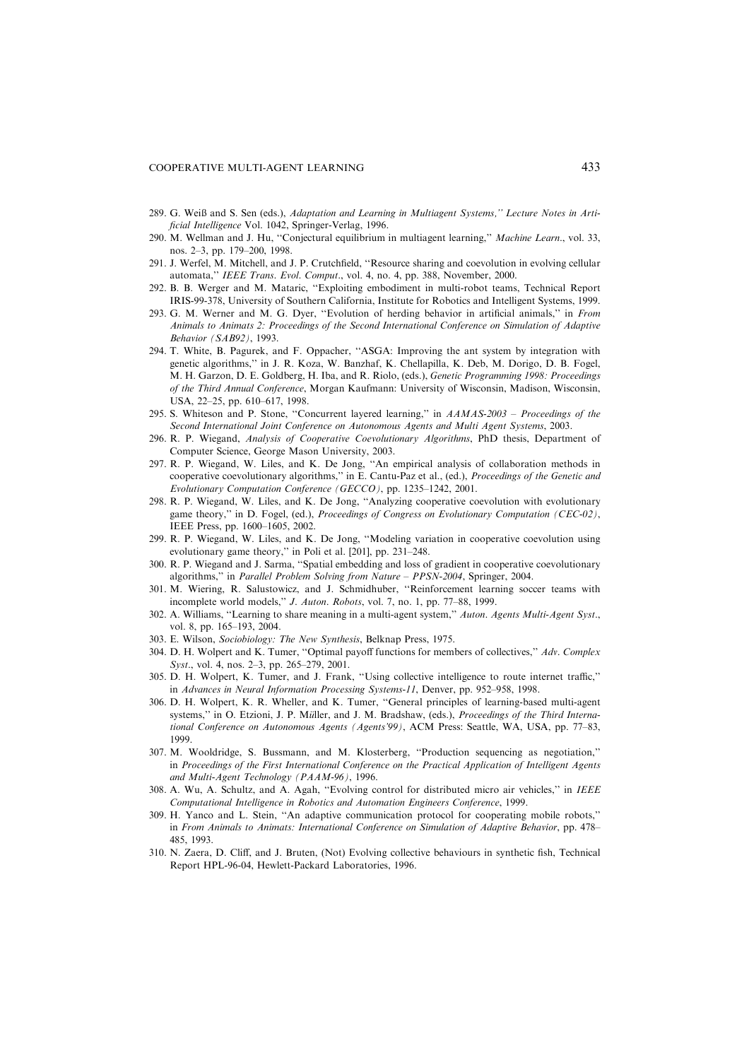289. G. Weiß and S. Sen (eds.), *Adaptation and Learning in Multiagent Systems,'' Lecture Notes in Artificial Intelligence* Vol. 1042, Springer-Verlag, 1996.
290. M. Wellman and J. Hu, ''Conjectural equilibrium in multiagent learning,'' *Machine Learn.*, vol. 33, nos. 2–3, pp. 179–200, 1998.
291. J. Werfel, M. Mitchell, and J. P. Crutchfield, ''Resource sharing and coevolution in evolving cellular automata,'' *IEEE Trans. Evol. Comput.*, vol. 4, no. 4, pp. 388, November, 2000.
292. B. B. Werger and M. Mataric, ''Exploiting embodiment in multi-robot teams, Technical Report IRIS-99-378, University of Southern California, Institute for Robotics and Intelligent Systems, 1999.
293. G. M. Werner and M. G. Dyer, ''Evolution of herding behavior in artificial animals,'' in *From Animals to Animats 2: Proceedings of the Second International Conference on Simulation of Adaptive Behavior (SAB92)*, 1993.
294. T. White, B. Pagurek, and F. Oppacher, ''ASGA: Improving the ant system by integration with genetic algorithms,'' in J. R. Koza, W. Banzhaf, K. Chellapilla, K. Deb, M. Dorigo, D. B. Fogel, M. H. Garzon, D. E. Goldberg, H. Iba, and R. Riolo, (eds.), *Genetic Programming 1998: Proceedings of the Third Annual Conference*, Morgan Kaufmann: University of Wisconsin, Madison, Wisconsin, USA, 22–25, pp. 610–617, 1998.
295. S. Whiteson and P. Stone, ''Concurrent layered learning,'' in *AAMAS-2003 – Proceedings of the Second International Joint Conference on Autonomous Agents and Multi Agent Systems*, 2003.
296. R. P. Wiegand, *Analysis of Cooperative Coevolutionary Algorithms*, PhD thesis, Department of Computer Science, George Mason University, 2003.
297. R. P. Wiegand, W. Liles, and K. De Jong, ''An empirical analysis of collaboration methods in cooperative coevolutionary algorithms,'' in E. Cantu-Paz et al., (ed.), *Proceedings of the Genetic and Evolutionary Computation Conference (GECCO)*, pp. 1235–1242, 2001.
298. R. P. Wiegand, W. Liles, and K. De Jong, ''Analyzing cooperative coevolution with evolutionary game theory,'' in D. Fogel, (ed.), *Proceedings of Congress on Evolutionary Computation (CEC-02)*, IEEE Press, pp. 1600–1605, 2002.
299. R. P. Wiegand, W. Liles, and K. De Jong, ''Modeling variation in cooperative coevolution using evolutionary game theory,'' in Poli et al. [201], pp. 231–248.
300. R. P. Wiegand and J. Sarma, ''Spatial embedding and loss of gradient in cooperative coevolutionary algorithms,'' in *Parallel Problem Solving from Nature – PPSN-2004*, Springer, 2004.
301. M. Wiering, R. Salustowicz, and J. Schmidhuber, ''Reinforcement learning soccer teams with incomplete world models,'' *J. Auton. Robots*, vol. 7, no. 1, pp. 77–88, 1999.
302. A. Williams, ''Learning to share meaning in a multi-agent system,'' *Auton. Agents Multi-Agent Syst.*, vol. 8, pp. 165–193, 2004.
303. E. Wilson, *Sociobiology: The New Synthesis*, Belknap Press, 1975.
304. D. H. Wolpert and K. Tumer, ''Optimal payoff functions for members of collectives,'' *Adv. Complex Syst.*, vol. 4, nos. 2–3, pp. 265–279, 2001.
305. D. H. Wolpert, K. Tumer, and J. Frank, ''Using collective intelligence to route internet traffic,'' in *Advances in Neural Information Processing Systems-11*, Denver, pp. 952–958, 1998.
306. D. H. Wolpert, K. R. Wheller, and K. Tumer, ''General principles of learning-based multi-agent systems,'' in O. Etzioni, J. P. Müller, and J. M. Bradshaw, (eds.), *Proceedings of the Third International Conference on Autonomous Agents (Agents'99)*, ACM Press: Seattle, WA, USA, pp. 77–83, 1999.
307. M. Wooldridge, S. Bussmann, and M. Klosterberg, ''Production sequencing as negotiation,'' in *Proceedings of the First International Conference on the Practical Application of Intelligent Agents and Multi-Agent Technology (PAAM-96)*, 1996.
308. A. Wu, A. Schultz, and A. Agah, ''Evolving control for distributed micro air vehicles,'' in *IEEE Computational Intelligence in Robotics and Automation Engineers Conference*, 1999.
309. H. Yanco and L. Stein, ''An adaptive communication protocol for cooperating mobile robots,'' in *From Animals to Animats: International Conference on Simulation of Adaptive Behavior*, pp. 478–485, 1993.
310. N. Zaera, D. Cliff, and J. Bruten, (Not) Evolving collective behaviours in synthetic fish, Technical Report HPL-96-04, Hewlett-Packard Laboratories, 1996.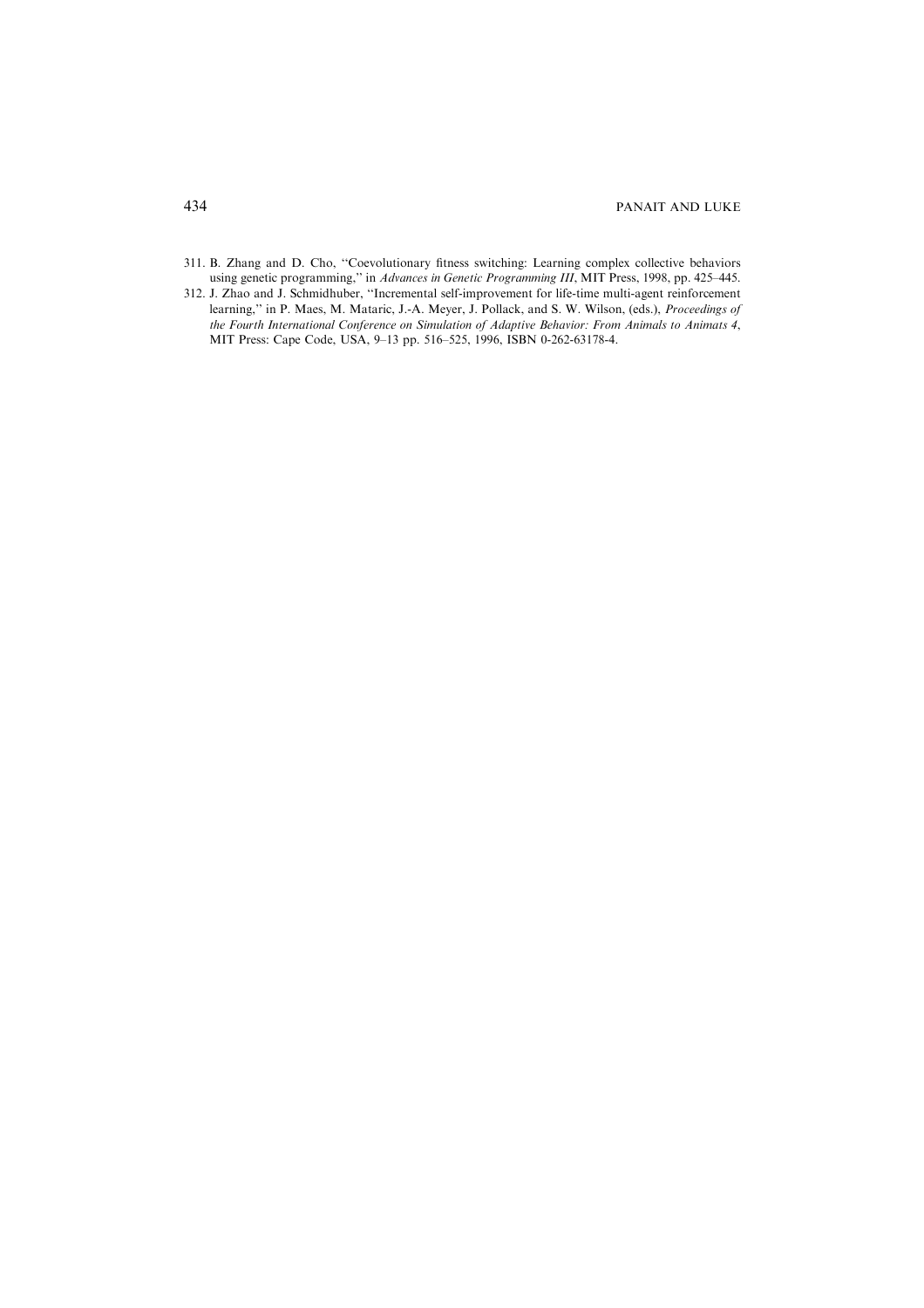311. B. Zhang and D. Cho, ''Coevolutionary fitness switching: Learning complex collective behaviors using genetic programming,'' in *Advances in Genetic Programming III*, MIT Press, 1998, pp. 425–445.
312. J. Zhao and J. Schmidhuber, ''Incremental self-improvement for life-time multi-agent reinforcement learning,'' in P. Maes, M. Mataric, J.-A. Meyer, J. Pollack, and S. W. Wilson, (eds.), *Proceedings of the Fourth International Conference on Simulation of Adaptive Behavior: From Animals to Animats 4*, MIT Press: Cape Code, USA, 9–13 pp. 516–525, 1996, ISBN 0-262-63178-4.